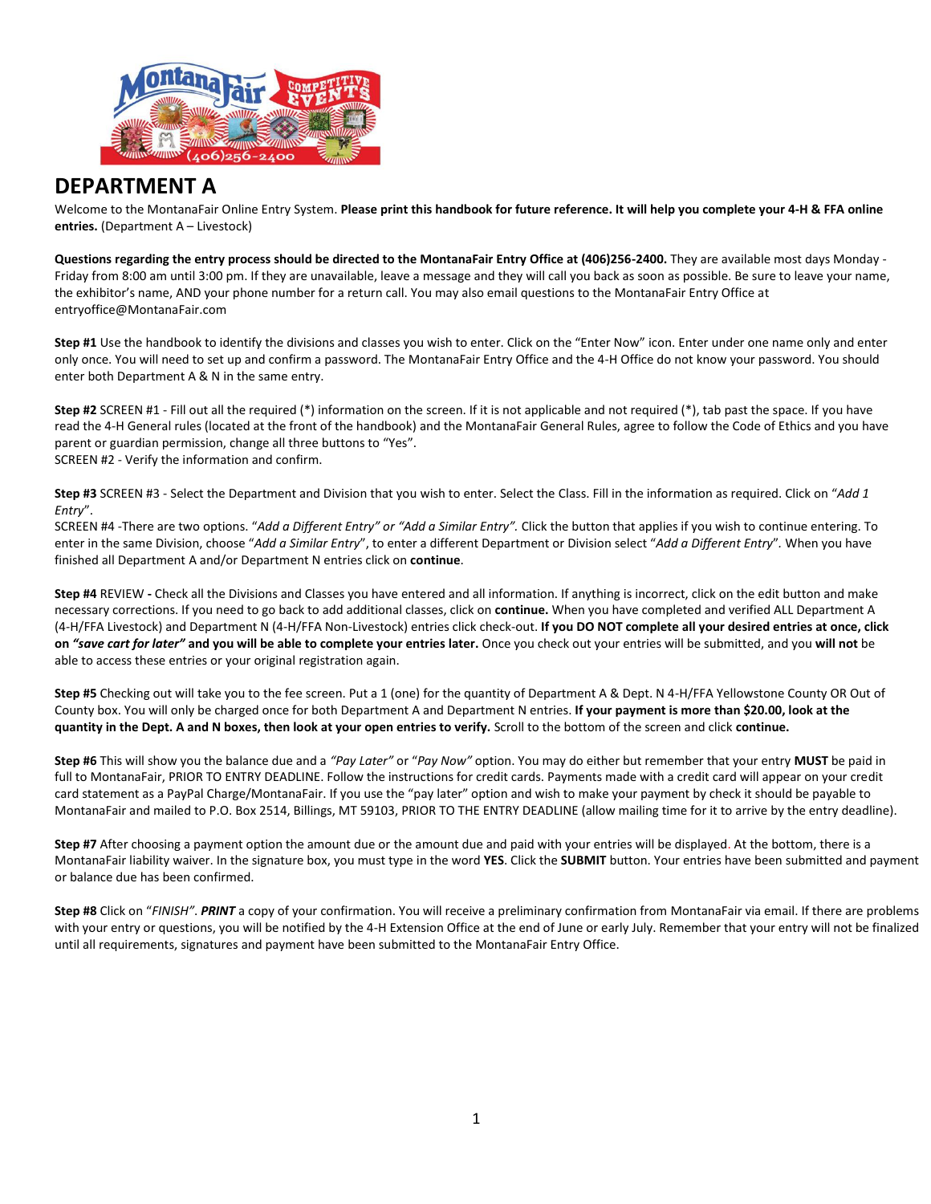# DEPARTMENT A

Welcome to the MontanaFair Online Entry System. **Please print this handbook for future reference. It will help you complete your 4-H & FFA online entries.** (Department A – Livestock)

**Questions regarding the entry process should be directed to the MontanaFair Entry Office at (406)256-2400.** They are available most days Monday - Friday from 8:00 am until 3:00 pm. If they are unavailable, leave a message and they will call you back as soon as possible. Be sure to leave your name, the exhibitor's name, AND your phone number for a return call. You may also email questions to the MontanaFair Entry Office at entryoffice@MontanaFair.com

**Step #1** Use the handbook to identify the divisions and classes you wish to enter. Click on the "Enter Now" icon. Enter under one name only and enter only once. You will need to set up and confirm a password. The MontanaFair Entry Office and the 4-H Office do not know your password. You should enter both Department A & N in the same entry.

**Step #2** SCREEN #1 - Fill out all the required (*) information on the screen. If it is not applicable and not required (*), tab past the space. If you have read the 4-H General rules (located at the front of the handbook) and the MontanaFair General Rules, agree to follow the Code of Ethics and you have parent or guardian permission, change all three buttons to "Yes".
SCREEN #2 - Verify the information and confirm.

**Step #3** SCREEN #3 - Select the Department and Division that you wish to enter. Select the Class. Fill in the information as required. Click on "*Add 1 Entry*".
SCREEN #4 -There are two options. "*Add a Different Entry" or "Add a Similar Entry".* Click the button that applies if you wish to continue entering. To enter in the same Division, choose "*Add a Similar Entry*", to enter a different Department or Division select "*Add a Different Entry*". When you have finished all Department A and/or Department N entries click on **continue**.

**Step #4** REVIEW **-** Check all the Divisions and Classes you have entered and all information. If anything is incorrect, click on the edit button and make necessary corrections. If you need to go back to add additional classes, click on **continue.** When you have completed and verified ALL Department A (4-H/FFA Livestock) and Department N (4-H/FFA Non-Livestock) entries click check-out. **If you DO NOT complete all your desired entries at once, click on *"save cart for later"* and you will be able to complete your entries later.** Once you check out your entries will be submitted, and you **will not** be able to access these entries or your original registration again.

**Step #5** Checking out will take you to the fee screen. Put a 1 (one) for the quantity of Department A & Dept. N 4-H/FFA Yellowstone County OR Out of County box. You will only be charged once for both Department A and Department N entries. **If your payment is more than $20.00, look at the quantity in the Dept. A and N boxes, then look at your open entries to verify.** Scroll to the bottom of the screen and click **continue.**

**Step #6** This will show you the balance due and a *"Pay Later"* or "*Pay Now"* option. You may do either but remember that your entry **MUST** be paid in full to MontanaFair, PRIOR TO ENTRY DEADLINE. Follow the instructions for credit cards. Payments made with a credit card will appear on your credit card statement as a PayPal Charge/MontanaFair. If you use the "pay later" option and wish to make your payment by check it should be payable to MontanaFair and mailed to P.O. Box 2514, Billings, MT 59103, PRIOR TO THE ENTRY DEADLINE (allow mailing time for it to arrive by the entry deadline).

**Step #7** After choosing a payment option the amount due or the amount due and paid with your entries will be displayed. At the bottom, there is a MontanaFair liability waiver. In the signature box, you must type in the word **YES**. Click the **SUBMIT** button. Your entries have been submitted and payment or balance due has been confirmed.

**Step #8** Click on "*FINISH*". ***PRINT*** a copy of your confirmation. You will receive a preliminary confirmation from MontanaFair via email. If there are problems with your entry or questions, you will be notified by the 4-H Extension Office at the end of June or early July. Remember that your entry will not be finalized until all requirements, signatures and payment have been submitted to the MontanaFair Entry Office.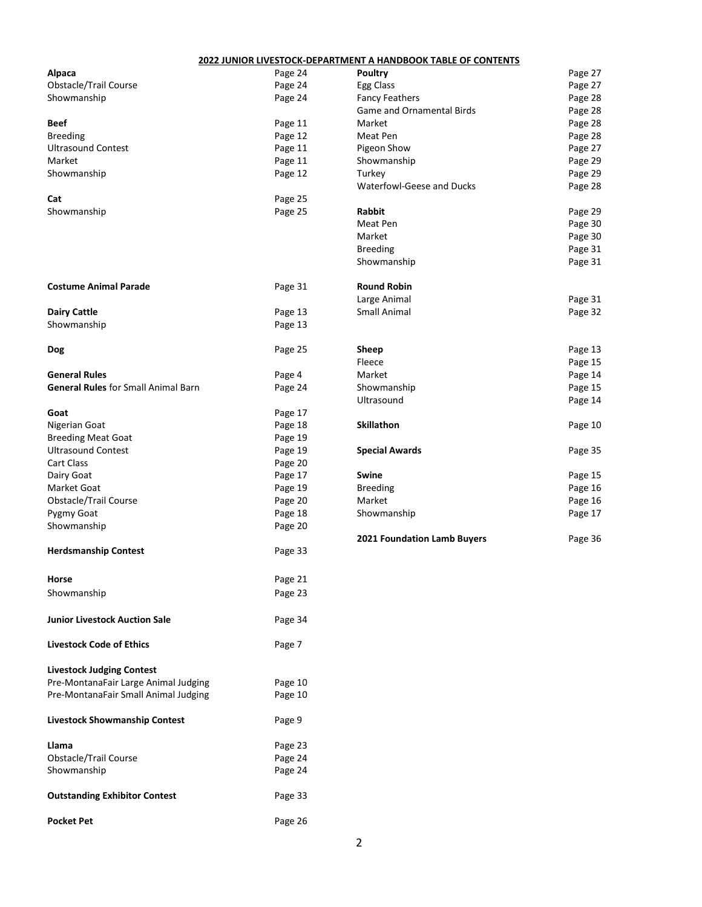# 2022 JUNIOR LIVESTOCK-DEPARTMENT A HANDBOOK TABLE OF CONTENTS

| | |
|---|---|
| **Alpaca** | Page 24 |
| Obstacle/Trail Course | Page 24 |
| Showmanship | Page 24 |
| | |
| **Beef** | Page 11 |
| Breeding | Page 12 |
| Ultrasound Contest | Page 11 |
| Market | Page 11 |
| Showmanship | Page 12 |
| | |
| **Cat** | Page 25 |
| Showmanship | Page 25 |
| | |
| **Costume Animal Parade** | Page 31 |
| | |
| **Dairy Cattle** | Page 13 |
| Showmanship | Page 13 |
| | |
| **Dog** | Page 25 |
| | |
| **General Rules** | Page 4 |
| **General Rules** for Small Animal Barn | Page 24 |
| | |
| **Goat** | Page 17 |
| Nigerian Goat | Page 18 |
| Breeding Meat Goat | Page 19 |
| Ultrasound Contest | Page 19 |
| Cart Class | Page 20 |
| Dairy Goat | Page 17 |
| Market Goat | Page 19 |
| Obstacle/Trail Course | Page 20 |
| Pygmy Goat | Page 18 |
| Showmanship | Page 20 |
| | |
| **Herdsmanship Contest** | Page 33 |
| | |
| **Horse** | Page 21 |
| Showmanship | Page 23 |
| | |
| **Junior Livestock Auction Sale** | Page 34 |
| | |
| **Livestock Code of Ethics** | Page 7 |
| | |
| **Livestock Judging Contest** | |
| Pre-MontanaFair Large Animal Judging | Page 10 |
| Pre-MontanaFair Small Animal Judging | Page 10 |
| | |
| **Livestock Showmanship Contest** | Page 9 |
| | |
| **Llama** | Page 23 |
| Obstacle/Trail Course | Page 24 |
| Showmanship | Page 24 |
| | |
| **Outstanding Exhibitor Contest** | Page 33 |
| | |
| **Pocket Pet** | Page 26 |
| | |
| **Poultry** | Page 27 |
| Egg Class | Page 27 |
| Fancy Feathers | Page 28 |
| Game and Ornamental Birds | Page 28 |
| Market | Page 28 |
| Meat Pen | Page 28 |
| Pigeon Show | Page 27 |
| Showmanship | Page 29 |
| Turkey | Page 29 |
| Waterfowl-Geese and Ducks | Page 28 |
| | |
| **Rabbit** | Page 29 |
| Meat Pen | Page 30 |
| Market | Page 30 |
| Breeding | Page 31 |
| Showmanship | Page 31 |
| | |
| **Round Robin** | |
| Large Animal | Page 31 |
| Small Animal | Page 32 |
| | |
| **Sheep** | Page 13 |
| Fleece | Page 15 |
| Market | Page 14 |
| Showmanship | Page 15 |
| Ultrasound | Page 14 |
| | |
| **Skillathon** | Page 10 |
| | |
| **Special Awards** | Page 35 |
| | |
| **Swine** | Page 15 |
| Breeding | Page 16 |
| Market | Page 16 |
| Showmanship | Page 17 |
| | |
| **2021 Foundation Lamb Buyers** | Page 36 |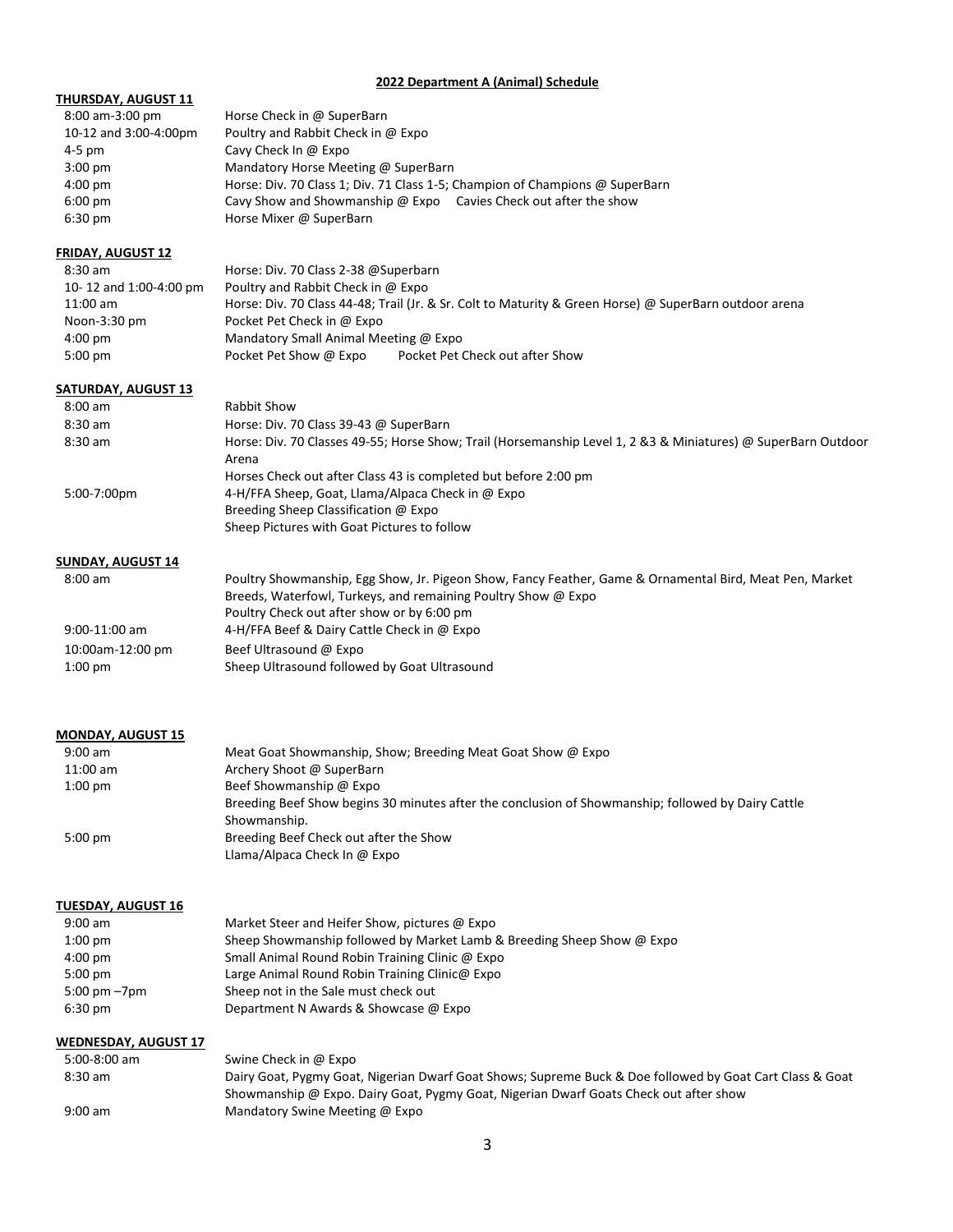## 2022 Department A (Animal) Schedule

**THURSDAY, AUGUST 11**

| | |
|---|---|
| 8:00 am-3:00 pm | Horse Check in @ SuperBarn |
| 10-12 and 3:00-4:00pm | Poultry and Rabbit Check in @ Expo |
| 4-5 pm | Cavy Check In @ Expo |
| 3:00 pm | Mandatory Horse Meeting @ SuperBarn |
| 4:00 pm | Horse: Div. 70 Class 1; Div. 71 Class 1-5; Champion of Champions @ SuperBarn |
| 6:00 pm | Cavy Show and Showmanship @ Expo Cavies Check out after the show |
| 6:30 pm | Horse Mixer @ SuperBarn |

**FRIDAY, AUGUST 12**

| | |
|---|---|
| 8:30 am | Horse: Div. 70 Class 2-38 @Superbarn |
| 10- 12 and 1:00-4:00 pm | Poultry and Rabbit Check in @ Expo |
| 11:00 am | Horse: Div. 70 Class 44-48; Trail (Jr. & Sr. Colt to Maturity & Green Horse) @ SuperBarn outdoor arena |
| Noon-3:30 pm | Pocket Pet Check in @ Expo |
| 4:00 pm | Mandatory Small Animal Meeting @ Expo |
| 5:00 pm | Pocket Pet Show @ Expo Pocket Pet Check out after Show |

**SATURDAY, AUGUST 13**

| | |
|---|---|
| 8:00 am | Rabbit Show |
| 8:30 am | Horse: Div. 70 Class 39-43 @ SuperBarn |
| 8:30 am | Horse: Div. 70 Classes 49-55; Horse Show; Trail (Horsemanship Level 1, 2 &3 & Miniatures) @ SuperBarn Outdoor Arena |
| | Horses Check out after Class 43 is completed but before 2:00 pm |
| 5:00-7:00pm | 4-H/FFA Sheep, Goat, Llama/Alpaca Check in @ Expo |
| | Breeding Sheep Classification @ Expo |
| | Sheep Pictures with Goat Pictures to follow |

**SUNDAY, AUGUST 14**

| | |
|---|---|
| 8:00 am | Poultry Showmanship, Egg Show, Jr. Pigeon Show, Fancy Feather, Game & Ornamental Bird, Meat Pen, Market Breeds, Waterfowl, Turkeys, and remaining Poultry Show @ Expo |
| | Poultry Check out after show or by 6:00 pm |
| 9:00-11:00 am | 4-H/FFA Beef & Dairy Cattle Check in @ Expo |
| 10:00am-12:00 pm | Beef Ultrasound @ Expo |
| 1:00 pm | Sheep Ultrasound followed by Goat Ultrasound |

**MONDAY, AUGUST 15**

| | |
|---|---|
| 9:00 am | Meat Goat Showmanship, Show; Breeding Meat Goat Show @ Expo |
| 11:00 am | Archery Shoot @ SuperBarn |
| 1:00 pm | Beef Showmanship @ Expo |
| | Breeding Beef Show begins 30 minutes after the conclusion of Showmanship; followed by Dairy Cattle Showmanship. |
| 5:00 pm | Breeding Beef Check out after the Show |
| | Llama/Alpaca Check In @ Expo |

**TUESDAY, AUGUST 16**

| | |
|---|---|
| 9:00 am | Market Steer and Heifer Show, pictures @ Expo |
| 1:00 pm | Sheep Showmanship followed by Market Lamb & Breeding Sheep Show @ Expo |
| 4:00 pm | Small Animal Round Robin Training Clinic @ Expo |
| 5:00 pm | Large Animal Round Robin Training Clinic@ Expo |
| 5:00 pm –7pm | Sheep not in the Sale must check out |
| 6:30 pm | Department N Awards & Showcase @ Expo |

**WEDNESDAY, AUGUST 17**

| | |
|---|---|
| 5:00-8:00 am | Swine Check in @ Expo |
| 8:30 am | Dairy Goat, Pygmy Goat, Nigerian Dwarf Goat Shows; Supreme Buck & Doe followed by Goat Cart Class & Goat Showmanship @ Expo. Dairy Goat, Pygmy Goat, Nigerian Dwarf Goats Check out after show |
| 9:00 am | Mandatory Swine Meeting @ Expo |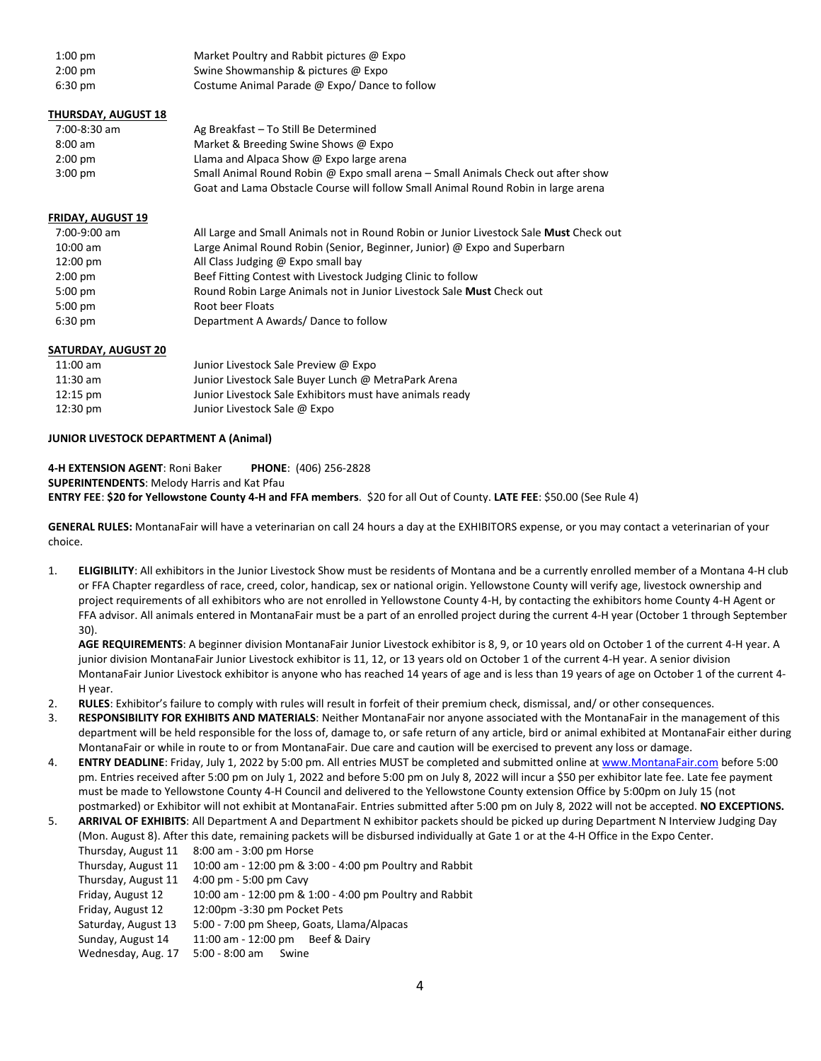| | |
|---|---|
| 1:00 pm | Market Poultry and Rabbit pictures @ Expo |
| 2:00 pm | Swine Showmanship & pictures @ Expo |
| 6:30 pm | Costume Animal Parade @ Expo/ Dance to follow |

**THURSDAY, AUGUST 18**

| | |
|---|---|
| 7:00-8:30 am | Ag Breakfast – To Still Be Determined |
| 8:00 am | Market & Breeding Swine Shows @ Expo |
| 2:00 pm | Llama and Alpaca Show @ Expo large arena |
| 3:00 pm | Small Animal Round Robin @ Expo small arena – Small Animals Check out after show<br>Goat and Lama Obstacle Course will follow Small Animal Round Robin in large arena |

**FRIDAY, AUGUST 19**

| | |
|---|---|
| 7:00-9:00 am | All Large and Small Animals not in Round Robin or Junior Livestock Sale **Must** Check out |
| 10:00 am | Large Animal Round Robin (Senior, Beginner, Junior) @ Expo and Superbarn |
| 12:00 pm | All Class Judging @ Expo small bay |
| 2:00 pm | Beef Fitting Contest with Livestock Judging Clinic to follow |
| 5:00 pm | Round Robin Large Animals not in Junior Livestock Sale **Must** Check out |
| 5:00 pm | Root beer Floats |
| 6:30 pm | Department A Awards/ Dance to follow |

**SATURDAY, AUGUST 20**

| | |
|---|---|
| 11:00 am | Junior Livestock Sale Preview @ Expo |
| 11:30 am | Junior Livestock Sale Buyer Lunch @ MetraPark Arena |
| 12:15 pm | Junior Livestock Sale Exhibitors must have animals ready |
| 12:30 pm | Junior Livestock Sale @ Expo |

**JUNIOR LIVESTOCK DEPARTMENT A (Animal)**

**4-H EXTENSION AGENT**: Roni Baker **PHONE**: (406) 256-2828
**SUPERINTENDENTS**: Melody Harris and Kat Pfau
**ENTRY FEE**: **$20 for Yellowstone County 4-H and FFA members**. $20 for all Out of County. **LATE FEE**: $50.00 (See Rule 4)

**GENERAL RULES:** MontanaFair will have a veterinarian on call 24 hours a day at the EXHIBITORS expense, or you may contact a veterinarian of your choice.

1. **ELIGIBILITY**: All exhibitors in the Junior Livestock Show must be residents of Montana and be a currently enrolled member of a Montana 4-H club or FFA Chapter regardless of race, creed, color, handicap, sex or national origin. Yellowstone County will verify age, livestock ownership and project requirements of all exhibitors who are not enrolled in Yellowstone County 4-H, by contacting the exhibitors home County 4-H Agent or FFA advisor. All animals entered in MontanaFair must be a part of an enrolled project during the current 4-H year (October 1 through September 30).
   **AGE REQUIREMENTS**: A beginner division MontanaFair Junior Livestock exhibitor is 8, 9, or 10 years old on October 1 of the current 4-H year. A junior division MontanaFair Junior Livestock exhibitor is 11, 12, or 13 years old on October 1 of the current 4-H year. A senior division MontanaFair Junior Livestock exhibitor is anyone who has reached 14 years of age and is less than 19 years of age on October 1 of the current 4-H year.
2. **RULES**: Exhibitor's failure to comply with rules will result in forfeit of their premium check, dismissal, and/ or other consequences.
3. **RESPONSIBILITY FOR EXHIBITS AND MATERIALS**: Neither MontanaFair nor anyone associated with the MontanaFair in the management of this department will be held responsible for the loss of, damage to, or safe return of any article, bird or animal exhibited at MontanaFair either during MontanaFair or while in route to or from MontanaFair. Due care and caution will be exercised to prevent any loss or damage.
4. **ENTRY DEADLINE**: Friday, July 1, 2022 by 5:00 pm. All entries MUST be completed and submitted online at www.MontanaFair.com before 5:00 pm. Entries received after 5:00 pm on July 1, 2022 and before 5:00 pm on July 8, 2022 will incur a $50 per exhibitor late fee. Late fee payment must be made to Yellowstone County 4-H Council and delivered to the Yellowstone County extension Office by 5:00pm on July 15 (not postmarked) or Exhibitor will not exhibit at MontanaFair. Entries submitted after 5:00 pm on July 8, 2022 will not be accepted. **NO EXCEPTIONS.**
5. **ARRIVAL OF EXHIBITS**: All Department A and Department N exhibitor packets should be picked up during Department N Interview Judging Day (Mon. August 8). After this date, remaining packets will be disbursed individually at Gate 1 or at the 4-H Office in the Expo Center.

| | | |
|---|---|---|
| Thursday, August 11 | 8:00 am - 3:00 pm | Horse |
| Thursday, August 11 | 10:00 am - 12:00 pm & 3:00 - 4:00 pm | Poultry and Rabbit |
| Thursday, August 11 | 4:00 pm - 5:00 pm | Cavy |
| Friday, August 12 | 10:00 am - 12:00 pm & 1:00 - 4:00 pm | Poultry and Rabbit |
| Friday, August 12 | 12:00pm -3:30 pm | Pocket Pets |
| Saturday, August 13 | 5:00 - 7:00 pm | Sheep, Goats, Llama/Alpacas |
| Sunday, August 14 | 11:00 am - 12:00 pm | Beef & Dairy |
| Wednesday, Aug. 17 | 5:00 - 8:00 am | Swine |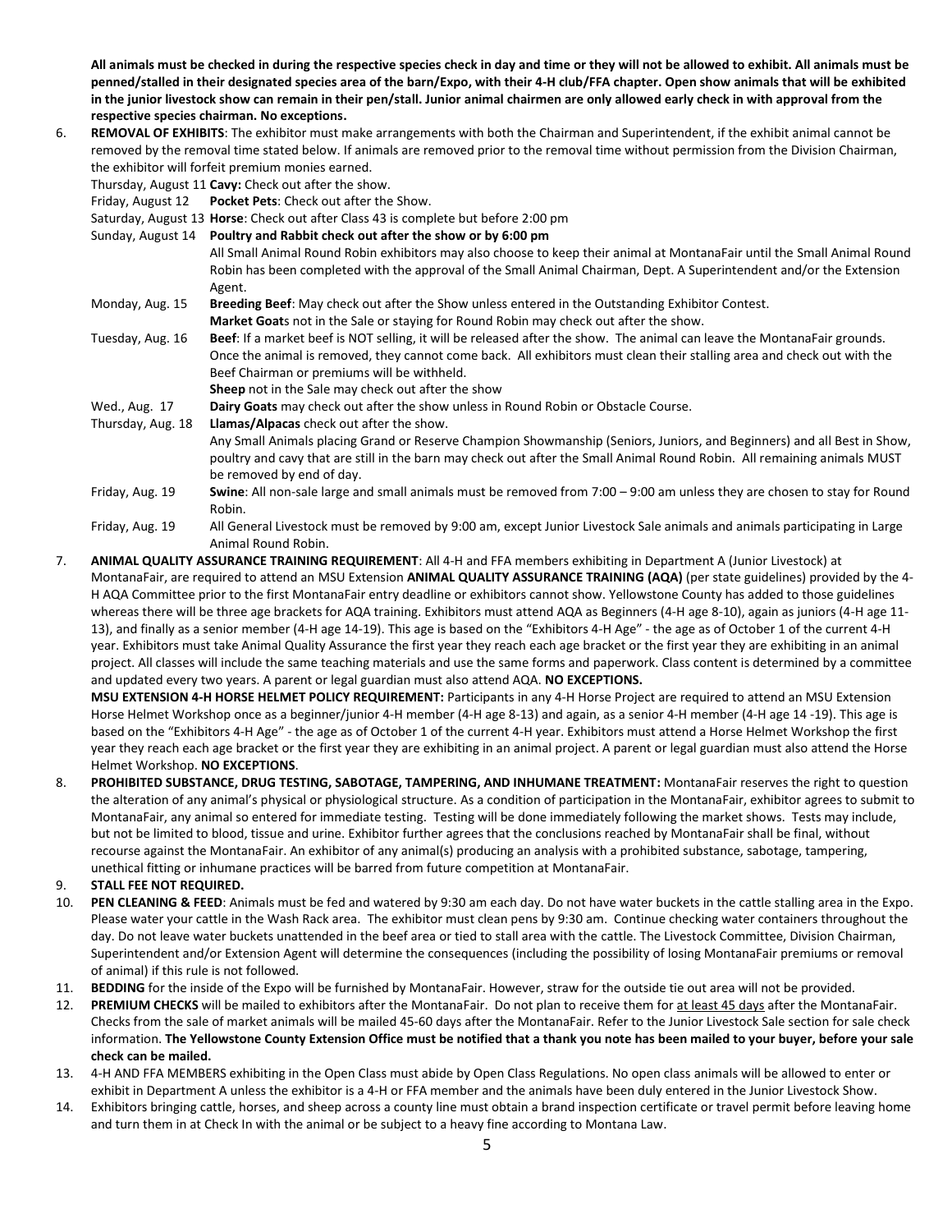**All animals must be checked in during the respective species check in day and time or they will not be allowed to exhibit. All animals must be penned/stalled in their designated species area of the barn/Expo, with their 4-H club/FFA chapter. Open show animals that will be exhibited in the junior livestock show can remain in their pen/stall. Junior animal chairmen are only allowed early check in with approval from the respective species chairman. No exceptions.**

6. **REMOVAL OF EXHIBITS**: The exhibitor must make arrangements with both the Chairman and Superintendent, if the exhibit animal cannot be removed by the removal time stated below. If animals are removed prior to the removal time without permission from the Division Chairman, the exhibitor will forfeit premium monies earned.

| | |
|---|---|
| Thursday, August 11 | **Cavy:** Check out after the show. |
| Friday, August 12 | **Pocket Pets**: Check out after the Show. |
| Saturday, August 13 | **Horse**: Check out after Class 43 is complete but before 2:00 pm |
| Sunday, August 14 | **Poultry and Rabbit check out after the show or by 6:00 pm** All Small Animal Round Robin exhibitors may also choose to keep their animal at MontanaFair until the Small Animal Round Robin has been completed with the approval of the Small Animal Chairman, Dept. A Superintendent and/or the Extension Agent. |
| Monday, Aug. 15 | **Breeding Beef**: May check out after the Show unless entered in the Outstanding Exhibitor Contest. **Market Goat**s not in the Sale or staying for Round Robin may check out after the show. |
| Tuesday, Aug. 16 | **Beef**: If a market beef is NOT selling, it will be released after the show. The animal can leave the MontanaFair grounds. Once the animal is removed, they cannot come back. All exhibitors must clean their stalling area and check out with the Beef Chairman or premiums will be withheld. **Sheep** not in the Sale may check out after the show |
| Wed., Aug. 17 | **Dairy Goats** may check out after the show unless in Round Robin or Obstacle Course. |
| Thursday, Aug. 18 | **Llamas/Alpacas** check out after the show. Any Small Animals placing Grand or Reserve Champion Showmanship (Seniors, Juniors, and Beginners) and all Best in Show, poultry and cavy that are still in the barn may check out after the Small Animal Round Robin. All remaining animals MUST be removed by end of day. |
| Friday, Aug. 19 | **Swine**: All non-sale large and small animals must be removed from 7:00 – 9:00 am unless they are chosen to stay for Round Robin. |
| Friday, Aug. 19 | All General Livestock must be removed by 9:00 am, except Junior Livestock Sale animals and animals participating in Large Animal Round Robin. |

7. **ANIMAL QUALITY ASSURANCE TRAINING REQUIREMENT**: All 4-H and FFA members exhibiting in Department A (Junior Livestock) at MontanaFair, are required to attend an MSU Extension **ANIMAL QUALITY ASSURANCE TRAINING (AQA)** (per state guidelines) provided by the 4-H AQA Committee prior to the first MontanaFair entry deadline or exhibitors cannot show. Yellowstone County has added to those guidelines whereas there will be three age brackets for AQA training. Exhibitors must attend AQA as Beginners (4-H age 8-10), again as juniors (4-H age 11-13), and finally as a senior member (4-H age 14-19). This age is based on the "Exhibitors 4-H Age" - the age as of October 1 of the current 4-H year. Exhibitors must take Animal Quality Assurance the first year they reach each age bracket or the first year they are exhibiting in an animal project. All classes will include the same teaching materials and use the same forms and paperwork. Class content is determined by a committee and updated every two years. A parent or legal guardian must also attend AQA. **NO EXCEPTIONS.**

   **MSU EXTENSION 4-H HORSE HELMET POLICY REQUIREMENT:** Participants in any 4-H Horse Project are required to attend an MSU Extension Horse Helmet Workshop once as a beginner/junior 4-H member (4-H age 8-13) and again, as a senior 4-H member (4-H age 14 -19). This age is based on the "Exhibitors 4-H Age" - the age as of October 1 of the current 4-H year. Exhibitors must attend a Horse Helmet Workshop the first year they reach each age bracket or the first year they are exhibiting in an animal project. A parent or legal guardian must also attend the Horse Helmet Workshop. **NO EXCEPTIONS**.

8. **PROHIBITED SUBSTANCE, DRUG TESTING, SABOTAGE, TAMPERING, AND INHUMANE TREATMENT:** MontanaFair reserves the right to question the alteration of any animal's physical or physiological structure. As a condition of participation in the MontanaFair, exhibitor agrees to submit to MontanaFair, any animal so entered for immediate testing. Testing will be done immediately following the market shows. Tests may include, but not be limited to blood, tissue and urine. Exhibitor further agrees that the conclusions reached by MontanaFair shall be final, without recourse against the MontanaFair. An exhibitor of any animal(s) producing an analysis with a prohibited substance, sabotage, tampering, unethical fitting or inhumane practices will be barred from future competition at MontanaFair.

9. **STALL FEE NOT REQUIRED.**

10. **PEN CLEANING & FEED**: Animals must be fed and watered by 9:30 am each day. Do not have water buckets in the cattle stalling area in the Expo. Please water your cattle in the Wash Rack area. The exhibitor must clean pens by 9:30 am. Continue checking water containers throughout the day. Do not leave water buckets unattended in the beef area or tied to stall area with the cattle. The Livestock Committee, Division Chairman, Superintendent and/or Extension Agent will determine the consequences (including the possibility of losing MontanaFair premiums or removal of animal) if this rule is not followed.

11. **BEDDING** for the inside of the Expo will be furnished by MontanaFair. However, straw for the outside tie out area will not be provided.

12. **PREMIUM CHECKS** will be mailed to exhibitors after the MontanaFair. Do not plan to receive them for at least 45 days after the MontanaFair. Checks from the sale of market animals will be mailed 45-60 days after the MontanaFair. Refer to the Junior Livestock Sale section for sale check information. **The Yellowstone County Extension Office must be notified that a thank you note has been mailed to your buyer, before your sale check can be mailed.**

13. 4-H AND FFA MEMBERS exhibiting in the Open Class must abide by Open Class Regulations. No open class animals will be allowed to enter or exhibit in Department A unless the exhibitor is a 4-H or FFA member and the animals have been duly entered in the Junior Livestock Show.

14. Exhibitors bringing cattle, horses, and sheep across a county line must obtain a brand inspection certificate or travel permit before leaving home and turn them in at Check In with the animal or be subject to a heavy fine according to Montana Law.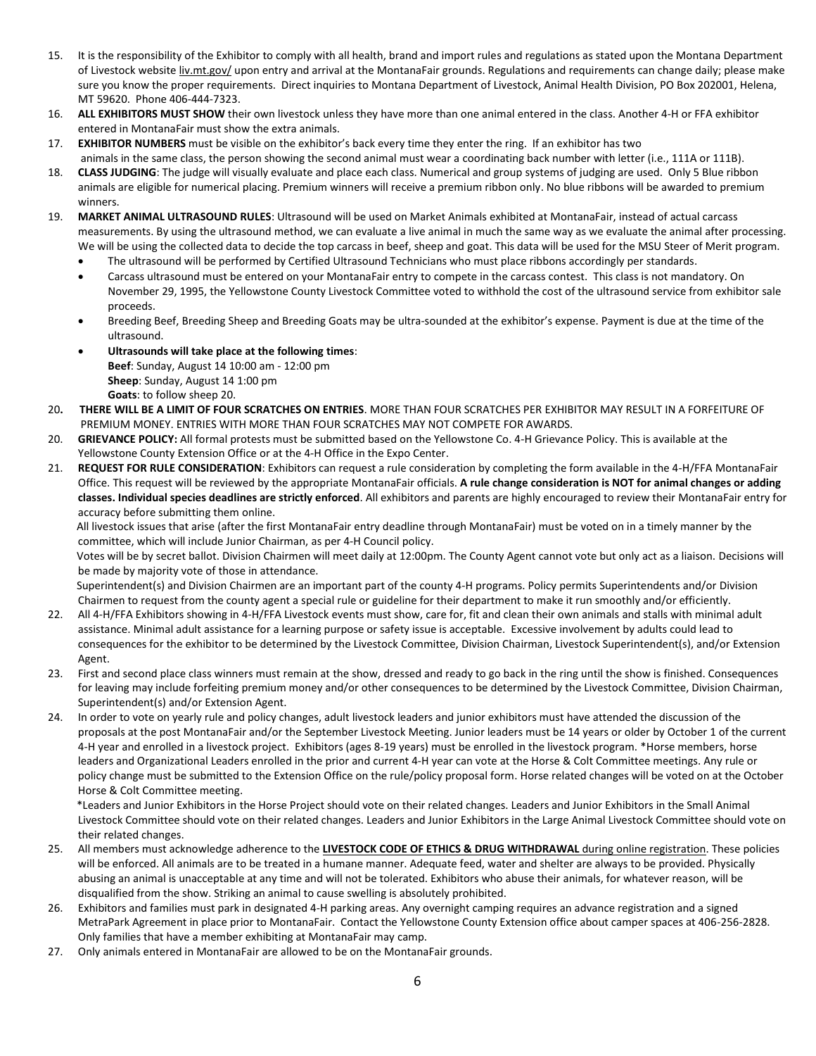15. It is the responsibility of the Exhibitor to comply with all health, brand and import rules and regulations as stated upon the Montana Department of Livestock website liv.mt.gov/ upon entry and arrival at the MontanaFair grounds. Regulations and requirements can change daily; please make sure you know the proper requirements. Direct inquiries to Montana Department of Livestock, Animal Health Division, PO Box 202001, Helena, MT 59620. Phone 406-444-7323.
16. **ALL EXHIBITORS MUST SHOW** their own livestock unless they have more than one animal entered in the class. Another 4-H or FFA exhibitor entered in MontanaFair must show the extra animals.
17. **EXHIBITOR NUMBERS** must be visible on the exhibitor's back every time they enter the ring. If an exhibitor has two animals in the same class, the person showing the second animal must wear a coordinating back number with letter (i.e., 111A or 111B).
18. **CLASS JUDGING**: The judge will visually evaluate and place each class. Numerical and group systems of judging are used. Only 5 Blue ribbon animals are eligible for numerical placing. Premium winners will receive a premium ribbon only. No blue ribbons will be awarded to premium winners.
19. **MARKET ANIMAL ULTRASOUND RULES**: Ultrasound will be used on Market Animals exhibited at MontanaFair, instead of actual carcass measurements. By using the ultrasound method, we can evaluate a live animal in much the same way as we evaluate the animal after processing. We will be using the collected data to decide the top carcass in beef, sheep and goat. This data will be used for the MSU Steer of Merit program.
    - The ultrasound will be performed by Certified Ultrasound Technicians who must place ribbons accordingly per standards.
    - Carcass ultrasound must be entered on your MontanaFair entry to compete in the carcass contest. This class is not mandatory. On November 29, 1995, the Yellowstone County Livestock Committee voted to withhold the cost of the ultrasound service from exhibitor sale proceeds.
    - Breeding Beef, Breeding Sheep and Breeding Goats may be ultra-sounded at the exhibitor's expense. Payment is due at the time of the ultrasound.
    - **Ultrasounds will take place at the following times**:
      **Beef**: Sunday, August 14 10:00 am - 12:00 pm
      **Sheep**: Sunday, August 14 1:00 pm
      **Goats**: to follow sheep 20.

20. **THERE WILL BE A LIMIT OF FOUR SCRATCHES ON ENTRIES**. MORE THAN FOUR SCRATCHES PER EXHIBITOR MAY RESULT IN A FORFEITURE OF PREMIUM MONEY. ENTRIES WITH MORE THAN FOUR SCRATCHES MAY NOT COMPETE FOR AWARDS.
20. **GRIEVANCE POLICY:** All formal protests must be submitted based on the Yellowstone Co. 4-H Grievance Policy. This is available at the Yellowstone County Extension Office or at the 4-H Office in the Expo Center.
21. **REQUEST FOR RULE CONSIDERATION**: Exhibitors can request a rule consideration by completing the form available in the 4-H/FFA MontanaFair Office. This request will be reviewed by the appropriate MontanaFair officials. **A rule change consideration is NOT for animal changes or adding classes. Individual species deadlines are strictly enforced**. All exhibitors and parents are highly encouraged to review their MontanaFair entry for accuracy before submitting them online.

    All livestock issues that arise (after the first MontanaFair entry deadline through MontanaFair) must be voted on in a timely manner by the committee, which will include Junior Chairman, as per 4-H Council policy.

    Votes will be by secret ballot. Division Chairmen will meet daily at 12:00pm. The County Agent cannot vote but only act as a liaison. Decisions will be made by majority vote of those in attendance.

    Superintendent(s) and Division Chairmen are an important part of the county 4-H programs. Policy permits Superintendents and/or Division Chairmen to request from the county agent a special rule or guideline for their department to make it run smoothly and/or efficiently.
22. All 4-H/FFA Exhibitors showing in 4-H/FFA Livestock events must show, care for, fit and clean their own animals and stalls with minimal adult assistance. Minimal adult assistance for a learning purpose or safety issue is acceptable. Excessive involvement by adults could lead to consequences for the exhibitor to be determined by the Livestock Committee, Division Chairman, Livestock Superintendent(s), and/or Extension Agent.
23. First and second place class winners must remain at the show, dressed and ready to go back in the ring until the show is finished. Consequences for leaving may include forfeiting premium money and/or other consequences to be determined by the Livestock Committee, Division Chairman, Superintendent(s) and/or Extension Agent.
24. In order to vote on yearly rule and policy changes, adult livestock leaders and junior exhibitors must have attended the discussion of the proposals at the post MontanaFair and/or the September Livestock Meeting. Junior leaders must be 14 years or older by October 1 of the current 4-H year and enrolled in a livestock project. Exhibitors (ages 8-19 years) must be enrolled in the livestock program. *Horse members, horse leaders and Organizational Leaders enrolled in the prior and current 4-H year can vote at the Horse & Colt Committee meetings. Any rule or policy change must be submitted to the Extension Office on the rule/policy proposal form. Horse related changes will be voted on at the October Horse & Colt Committee meeting.

    *Leaders and Junior Exhibitors in the Horse Project should vote on their related changes. Leaders and Junior Exhibitors in the Small Animal Livestock Committee should vote on their related changes. Leaders and Junior Exhibitors in the Large Animal Livestock Committee should vote on their related changes.
25. All members must acknowledge adherence to the **LIVESTOCK CODE OF ETHICS & DRUG WITHDRAWAL** during online registration. These policies will be enforced. All animals are to be treated in a humane manner. Adequate feed, water and shelter are always to be provided. Physically abusing an animal is unacceptable at any time and will not be tolerated. Exhibitors who abuse their animals, for whatever reason, will be disqualified from the show. Striking an animal to cause swelling is absolutely prohibited.
26. Exhibitors and families must park in designated 4-H parking areas. Any overnight camping requires an advance registration and a signed MetraPark Agreement in place prior to MontanaFair. Contact the Yellowstone County Extension office about camper spaces at 406-256-2828. Only families that have a member exhibiting at MontanaFair may camp.
27. Only animals entered in MontanaFair are allowed to be on the MontanaFair grounds.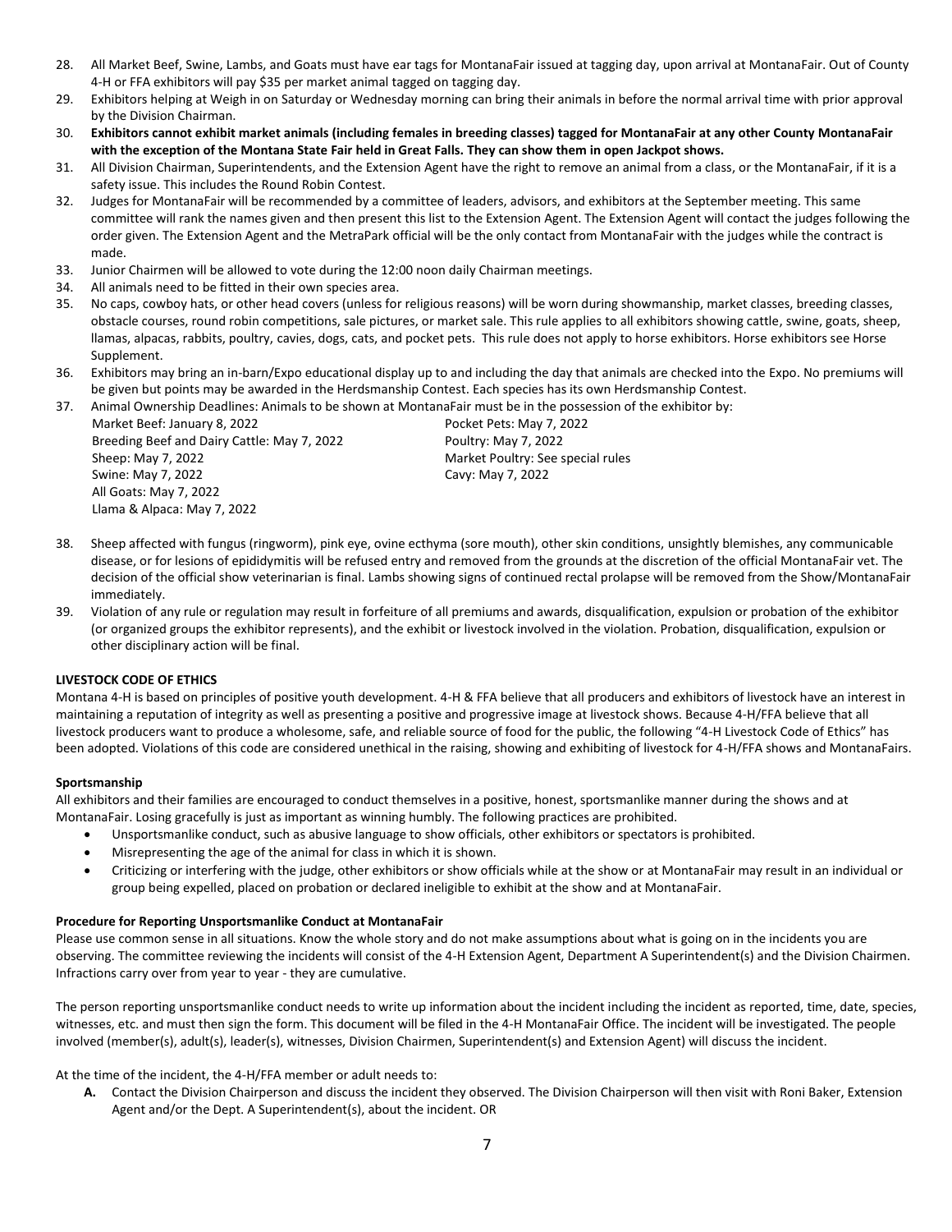28. All Market Beef, Swine, Lambs, and Goats must have ear tags for MontanaFair issued at tagging day, upon arrival at MontanaFair. Out of County 4-H or FFA exhibitors will pay $35 per market animal tagged on tagging day.
29. Exhibitors helping at Weigh in on Saturday or Wednesday morning can bring their animals in before the normal arrival time with prior approval by the Division Chairman.
30. **Exhibitors cannot exhibit market animals (including females in breeding classes) tagged for MontanaFair at any other County MontanaFair with the exception of the Montana State Fair held in Great Falls. They can show them in open Jackpot shows.**
31. All Division Chairman, Superintendents, and the Extension Agent have the right to remove an animal from a class, or the MontanaFair, if it is a safety issue. This includes the Round Robin Contest.
32. Judges for MontanaFair will be recommended by a committee of leaders, advisors, and exhibitors at the September meeting. This same committee will rank the names given and then present this list to the Extension Agent. The Extension Agent will contact the judges following the order given. The Extension Agent and the MetraPark official will be the only contact from MontanaFair with the judges while the contract is made.
33. Junior Chairmen will be allowed to vote during the 12:00 noon daily Chairman meetings.
34. All animals need to be fitted in their own species area.
35. No caps, cowboy hats, or other head covers (unless for religious reasons) will be worn during showmanship, market classes, breeding classes, obstacle courses, round robin competitions, sale pictures, or market sale. This rule applies to all exhibitors showing cattle, swine, goats, sheep, llamas, alpacas, rabbits, poultry, cavies, dogs, cats, and pocket pets. This rule does not apply to horse exhibitors. Horse exhibitors see Horse Supplement.
36. Exhibitors may bring an in-barn/Expo educational display up to and including the day that animals are checked into the Expo. No premiums will be given but points may be awarded in the Herdsmanship Contest. Each species has its own Herdsmanship Contest.
37. Animal Ownership Deadlines: Animals to be shown at MontanaFair must be in the possession of the exhibitor by:
    - Market Beef: January 8, 2022
    - Breeding Beef and Dairy Cattle: May 7, 2022
    - Sheep: May 7, 2022
    - Swine: May 7, 2022
    - All Goats: May 7, 2022
    - Llama & Alpaca: May 7, 2022
    - Pocket Pets: May 7, 2022
    - Poultry: May 7, 2022
    - Market Poultry: See special rules
    - Cavy: May 7, 2022
38. Sheep affected with fungus (ringworm), pink eye, ovine ecthyma (sore mouth), other skin conditions, unsightly blemishes, any communicable disease, or for lesions of epididymitis will be refused entry and removed from the grounds at the discretion of the official MontanaFair vet. The decision of the official show veterinarian is final. Lambs showing signs of continued rectal prolapse will be removed from the Show/MontanaFair immediately.
39. Violation of any rule or regulation may result in forfeiture of all premiums and awards, disqualification, expulsion or probation of the exhibitor (or organized groups the exhibitor represents), and the exhibit or livestock involved in the violation. Probation, disqualification, expulsion or other disciplinary action will be final.

**LIVESTOCK CODE OF ETHICS**

Montana 4-H is based on principles of positive youth development. 4-H & FFA believe that all producers and exhibitors of livestock have an interest in maintaining a reputation of integrity as well as presenting a positive and progressive image at livestock shows. Because 4-H/FFA believe that all livestock producers want to produce a wholesome, safe, and reliable source of food for the public, the following "4-H Livestock Code of Ethics" has been adopted. Violations of this code are considered unethical in the raising, showing and exhibiting of livestock for 4-H/FFA shows and MontanaFairs.

**Sportsmanship**

All exhibitors and their families are encouraged to conduct themselves in a positive, honest, sportsmanlike manner during the shows and at MontanaFair. Losing gracefully is just as important as winning humbly. The following practices are prohibited.

- Unsportsmanlike conduct, such as abusive language to show officials, other exhibitors or spectators is prohibited.
- Misrepresenting the age of the animal for class in which it is shown.
- Criticizing or interfering with the judge, other exhibitors or show officials while at the show or at MontanaFair may result in an individual or group being expelled, placed on probation or declared ineligible to exhibit at the show and at MontanaFair.

**Procedure for Reporting Unsportsmanlike Conduct at MontanaFair**

Please use common sense in all situations. Know the whole story and do not make assumptions about what is going on in the incidents you are observing. The committee reviewing the incidents will consist of the 4-H Extension Agent, Department A Superintendent(s) and the Division Chairmen. Infractions carry over from year to year - they are cumulative.

The person reporting unsportsmanlike conduct needs to write up information about the incident including the incident as reported, time, date, species, witnesses, etc. and must then sign the form. This document will be filed in the 4-H MontanaFair Office. The incident will be investigated. The people involved (member(s), adult(s), leader(s), witnesses, Division Chairmen, Superintendent(s) and Extension Agent) will discuss the incident.

At the time of the incident, the 4-H/FFA member or adult needs to:

**A.** Contact the Division Chairperson and discuss the incident they observed. The Division Chairperson will then visit with Roni Baker, Extension Agent and/or the Dept. A Superintendent(s), about the incident. OR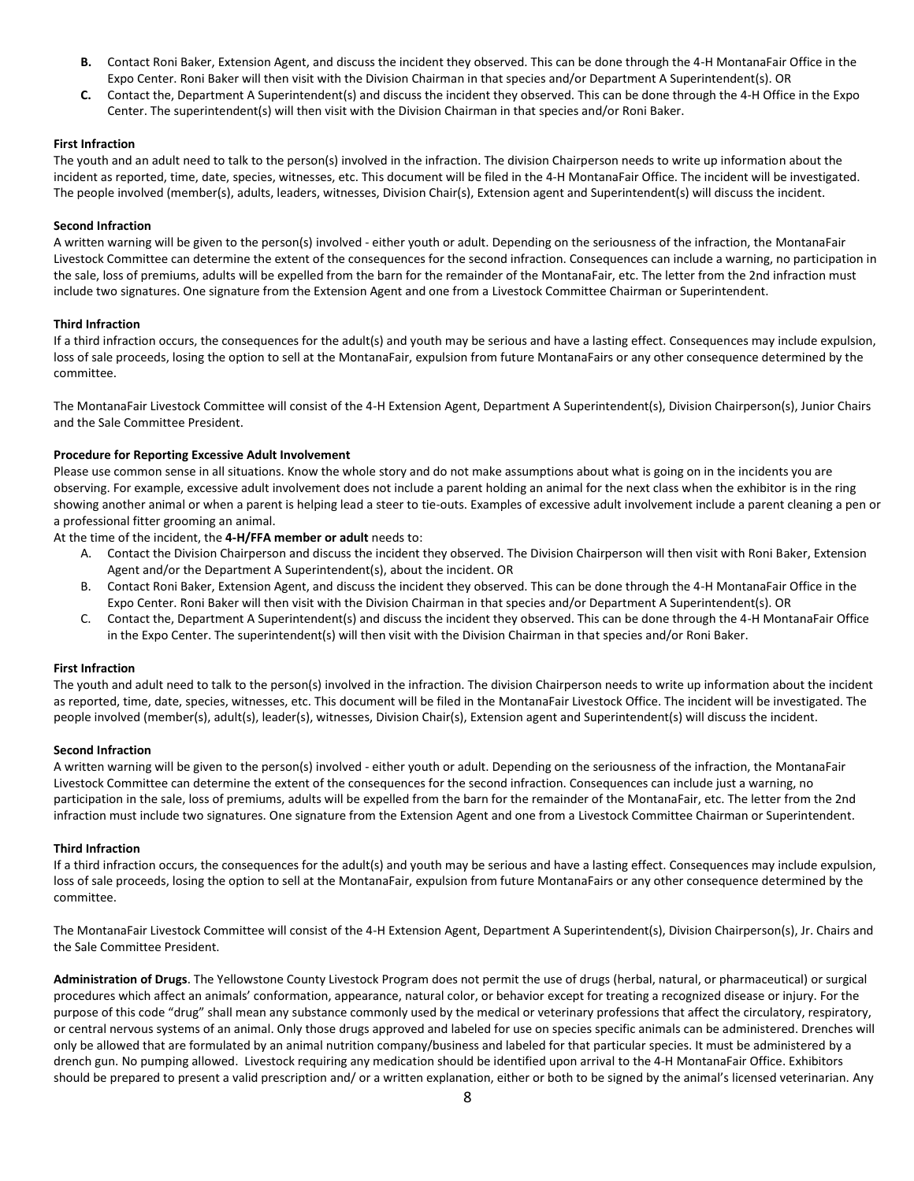**B.** Contact Roni Baker, Extension Agent, and discuss the incident they observed. This can be done through the 4-H MontanaFair Office in the Expo Center. Roni Baker will then visit with the Division Chairman in that species and/or Department A Superintendent(s). OR

**C.** Contact the, Department A Superintendent(s) and discuss the incident they observed. This can be done through the 4-H Office in the Expo Center. The superintendent(s) will then visit with the Division Chairman in that species and/or Roni Baker.

**First Infraction**

The youth and an adult need to talk to the person(s) involved in the infraction. The division Chairperson needs to write up information about the incident as reported, time, date, species, witnesses, etc. This document will be filed in the 4-H MontanaFair Office. The incident will be investigated. The people involved (member(s), adults, leaders, witnesses, Division Chair(s), Extension agent and Superintendent(s) will discuss the incident.

**Second Infraction**

A written warning will be given to the person(s) involved - either youth or adult. Depending on the seriousness of the infraction, the MontanaFair Livestock Committee can determine the extent of the consequences for the second infraction. Consequences can include a warning, no participation in the sale, loss of premiums, adults will be expelled from the barn for the remainder of the MontanaFair, etc. The letter from the 2nd infraction must include two signatures. One signature from the Extension Agent and one from a Livestock Committee Chairman or Superintendent.

**Third Infraction**

If a third infraction occurs, the consequences for the adult(s) and youth may be serious and have a lasting effect. Consequences may include expulsion, loss of sale proceeds, losing the option to sell at the MontanaFair, expulsion from future MontanaFairs or any other consequence determined by the committee.

The MontanaFair Livestock Committee will consist of the 4-H Extension Agent, Department A Superintendent(s), Division Chairperson(s), Junior Chairs and the Sale Committee President.

**Procedure for Reporting Excessive Adult Involvement**

Please use common sense in all situations. Know the whole story and do not make assumptions about what is going on in the incidents you are observing. For example, excessive adult involvement does not include a parent holding an animal for the next class when the exhibitor is in the ring showing another animal or when a parent is helping lead a steer to tie-outs. Examples of excessive adult involvement include a parent cleaning a pen or a professional fitter grooming an animal.

At the time of the incident, the **4-H/FFA member or adult** needs to:

A. Contact the Division Chairperson and discuss the incident they observed. The Division Chairperson will then visit with Roni Baker, Extension Agent and/or the Department A Superintendent(s), about the incident. OR
B. Contact Roni Baker, Extension Agent, and discuss the incident they observed. This can be done through the 4-H MontanaFair Office in the Expo Center. Roni Baker will then visit with the Division Chairman in that species and/or Department A Superintendent(s). OR
C. Contact the, Department A Superintendent(s) and discuss the incident they observed. This can be done through the 4-H MontanaFair Office in the Expo Center. The superintendent(s) will then visit with the Division Chairman in that species and/or Roni Baker.

**First Infraction**

The youth and adult need to talk to the person(s) involved in the infraction. The division Chairperson needs to write up information about the incident as reported, time, date, species, witnesses, etc. This document will be filed in the MontanaFair Livestock Office. The incident will be investigated. The people involved (member(s), adult(s), leader(s), witnesses, Division Chair(s), Extension agent and Superintendent(s) will discuss the incident.

**Second Infraction**

A written warning will be given to the person(s) involved - either youth or adult. Depending on the seriousness of the infraction, the MontanaFair Livestock Committee can determine the extent of the consequences for the second infraction. Consequences can include just a warning, no participation in the sale, loss of premiums, adults will be expelled from the barn for the remainder of the MontanaFair, etc. The letter from the 2nd infraction must include two signatures. One signature from the Extension Agent and one from a Livestock Committee Chairman or Superintendent.

**Third Infraction**

If a third infraction occurs, the consequences for the adult(s) and youth may be serious and have a lasting effect. Consequences may include expulsion, loss of sale proceeds, losing the option to sell at the MontanaFair, expulsion from future MontanaFairs or any other consequence determined by the committee.

The MontanaFair Livestock Committee will consist of the 4-H Extension Agent, Department A Superintendent(s), Division Chairperson(s), Jr. Chairs and the Sale Committee President.

**Administration of Drugs**. The Yellowstone County Livestock Program does not permit the use of drugs (herbal, natural, or pharmaceutical) or surgical procedures which affect an animals' conformation, appearance, natural color, or behavior except for treating a recognized disease or injury. For the purpose of this code "drug" shall mean any substance commonly used by the medical or veterinary professions that affect the circulatory, respiratory, or central nervous systems of an animal. Only those drugs approved and labeled for use on species specific animals can be administered. Drenches will only be allowed that are formulated by an animal nutrition company/business and labeled for that particular species. It must be administered by a drench gun. No pumping allowed. Livestock requiring any medication should be identified upon arrival to the 4-H MontanaFair Office. Exhibitors should be prepared to present a valid prescription and/ or a written explanation, either or both to be signed by the animal's licensed veterinarian. Any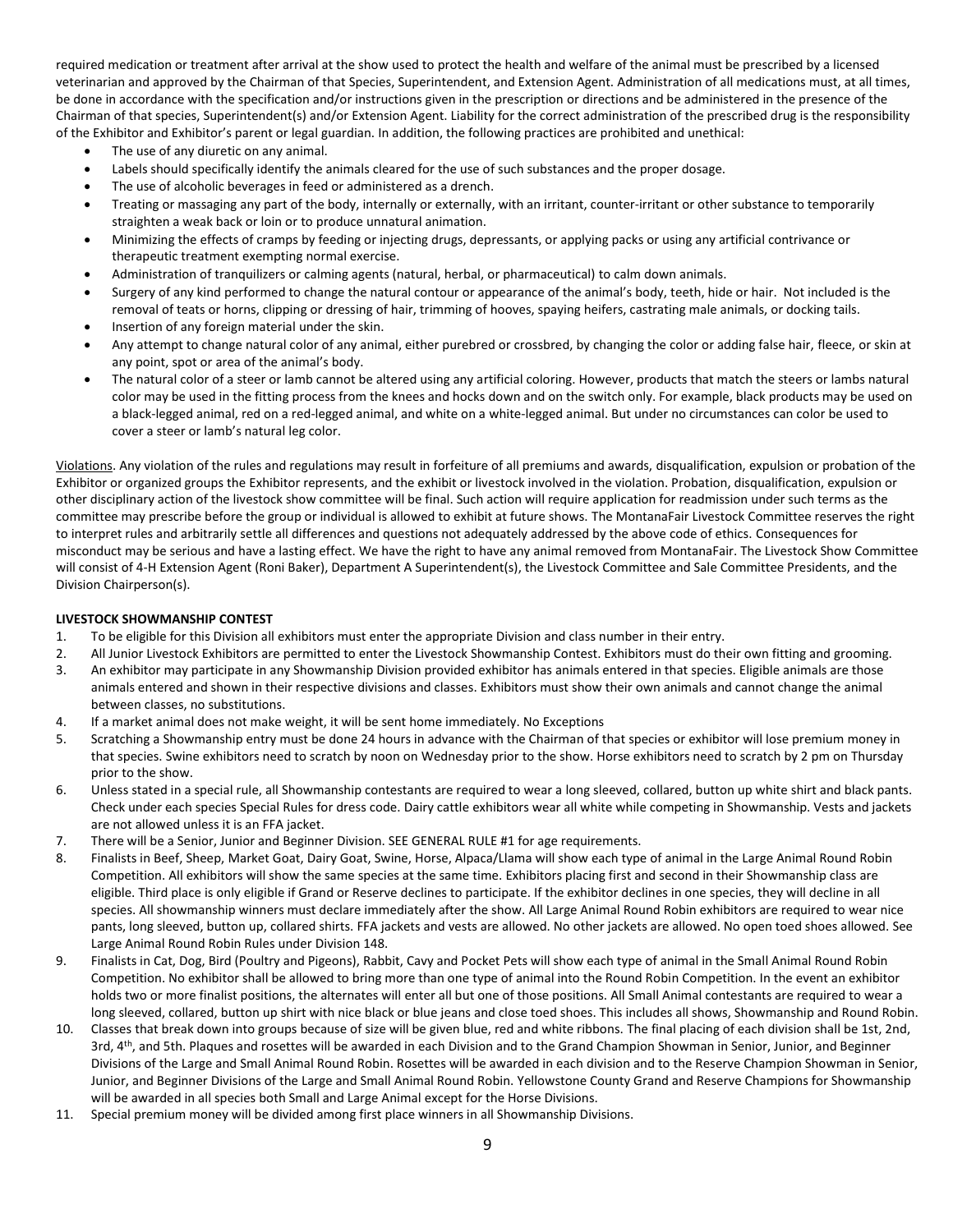required medication or treatment after arrival at the show used to protect the health and welfare of the animal must be prescribed by a licensed veterinarian and approved by the Chairman of that Species, Superintendent, and Extension Agent. Administration of all medications must, at all times, be done in accordance with the specification and/or instructions given in the prescription or directions and be administered in the presence of the Chairman of that species, Superintendent(s) and/or Extension Agent. Liability for the correct administration of the prescribed drug is the responsibility of the Exhibitor and Exhibitor's parent or legal guardian. In addition, the following practices are prohibited and unethical:

- The use of any diuretic on any animal.
- Labels should specifically identify the animals cleared for the use of such substances and the proper dosage.
- The use of alcoholic beverages in feed or administered as a drench.
- Treating or massaging any part of the body, internally or externally, with an irritant, counter-irritant or other substance to temporarily straighten a weak back or loin or to produce unnatural animation.
- Minimizing the effects of cramps by feeding or injecting drugs, depressants, or applying packs or using any artificial contrivance or therapeutic treatment exempting normal exercise.
- Administration of tranquilizers or calming agents (natural, herbal, or pharmaceutical) to calm down animals.
- Surgery of any kind performed to change the natural contour or appearance of the animal's body, teeth, hide or hair. Not included is the removal of teats or horns, clipping or dressing of hair, trimming of hooves, spaying heifers, castrating male animals, or docking tails.
- Insertion of any foreign material under the skin.
- Any attempt to change natural color of any animal, either purebred or crossbred, by changing the color or adding false hair, fleece, or skin at any point, spot or area of the animal's body.
- The natural color of a steer or lamb cannot be altered using any artificial coloring. However, products that match the steers or lambs natural color may be used in the fitting process from the knees and hocks down and on the switch only. For example, black products may be used on a black-legged animal, red on a red-legged animal, and white on a white-legged animal. But under no circumstances can color be used to cover a steer or lamb's natural leg color.

Violations. Any violation of the rules and regulations may result in forfeiture of all premiums and awards, disqualification, expulsion or probation of the Exhibitor or organized groups the Exhibitor represents, and the exhibit or livestock involved in the violation. Probation, disqualification, expulsion or other disciplinary action of the livestock show committee will be final. Such action will require application for readmission under such terms as the committee may prescribe before the group or individual is allowed to exhibit at future shows. The MontanaFair Livestock Committee reserves the right to interpret rules and arbitrarily settle all differences and questions not adequately addressed by the above code of ethics. Consequences for misconduct may be serious and have a lasting effect. We have the right to have any animal removed from MontanaFair. The Livestock Show Committee will consist of 4-H Extension Agent (Roni Baker), Department A Superintendent(s), the Livestock Committee and Sale Committee Presidents, and the Division Chairperson(s).

**LIVESTOCK SHOWMANSHIP CONTEST**

1. To be eligible for this Division all exhibitors must enter the appropriate Division and class number in their entry.
2. All Junior Livestock Exhibitors are permitted to enter the Livestock Showmanship Contest. Exhibitors must do their own fitting and grooming.
3. An exhibitor may participate in any Showmanship Division provided exhibitor has animals entered in that species. Eligible animals are those animals entered and shown in their respective divisions and classes. Exhibitors must show their own animals and cannot change the animal between classes, no substitutions.
4. If a market animal does not make weight, it will be sent home immediately. No Exceptions
5. Scratching a Showmanship entry must be done 24 hours in advance with the Chairman of that species or exhibitor will lose premium money in that species. Swine exhibitors need to scratch by noon on Wednesday prior to the show. Horse exhibitors need to scratch by 2 pm on Thursday prior to the show.
6. Unless stated in a special rule, all Showmanship contestants are required to wear a long sleeved, collared, button up white shirt and black pants. Check under each species Special Rules for dress code. Dairy cattle exhibitors wear all white while competing in Showmanship. Vests and jackets are not allowed unless it is an FFA jacket.
7. There will be a Senior, Junior and Beginner Division. SEE GENERAL RULE #1 for age requirements.
8. Finalists in Beef, Sheep, Market Goat, Dairy Goat, Swine, Horse, Alpaca/Llama will show each type of animal in the Large Animal Round Robin Competition. All exhibitors will show the same species at the same time. Exhibitors placing first and second in their Showmanship class are eligible. Third place is only eligible if Grand or Reserve declines to participate. If the exhibitor declines in one species, they will decline in all species. All showmanship winners must declare immediately after the show. All Large Animal Round Robin exhibitors are required to wear nice pants, long sleeved, button up, collared shirts. FFA jackets and vests are allowed. No other jackets are allowed. No open toed shoes allowed. See Large Animal Round Robin Rules under Division 148.
9. Finalists in Cat, Dog, Bird (Poultry and Pigeons), Rabbit, Cavy and Pocket Pets will show each type of animal in the Small Animal Round Robin Competition. No exhibitor shall be allowed to bring more than one type of animal into the Round Robin Competition. In the event an exhibitor holds two or more finalist positions, the alternates will enter all but one of those positions. All Small Animal contestants are required to wear a long sleeved, collared, button up shirt with nice black or blue jeans and close toed shoes. This includes all shows, Showmanship and Round Robin.
10. Classes that break down into groups because of size will be given blue, red and white ribbons. The final placing of each division shall be 1st, 2nd, 3rd, 4th, and 5th. Plaques and rosettes will be awarded in each Division and to the Grand Champion Showman in Senior, Junior, and Beginner Divisions of the Large and Small Animal Round Robin. Rosettes will be awarded in each division and to the Reserve Champion Showman in Senior, Junior, and Beginner Divisions of the Large and Small Animal Round Robin. Yellowstone County Grand and Reserve Champions for Showmanship will be awarded in all species both Small and Large Animal except for the Horse Divisions.
11. Special premium money will be divided among first place winners in all Showmanship Divisions.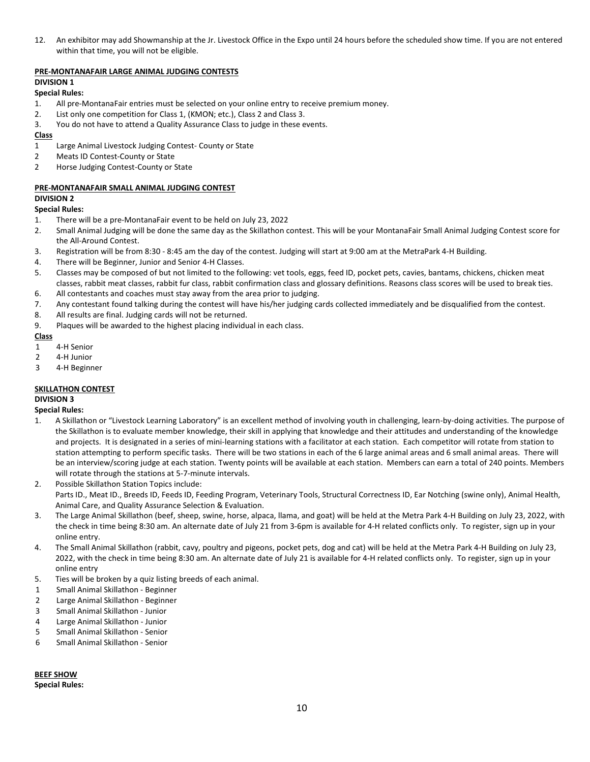12. An exhibitor may add Showmanship at the Jr. Livestock Office in the Expo until 24 hours before the scheduled show time. If you are not entered within that time, you will not be eligible.

**PRE-MONTANAFAIR LARGE ANIMAL JUDGING CONTESTS**

**DIVISION 1**

**Special Rules:**

1. All pre-MontanaFair entries must be selected on your online entry to receive premium money.
2. List only one competition for Class 1, (KMON; etc.), Class 2 and Class 3.
3. You do not have to attend a Quality Assurance Class to judge in these events.

**Class**

1 Large Animal Livestock Judging Contest- County or State

2 Meats ID Contest-County or State

2 Horse Judging Contest-County or State

**PRE-MONTANAFAIR SMALL ANIMAL JUDGING CONTEST**

**DIVISION 2**

**Special Rules:**

1. There will be a pre-MontanaFair event to be held on July 23, 2022
2. Small Animal Judging will be done the same day as the Skillathon contest. This will be your MontanaFair Small Animal Judging Contest score for the All-Around Contest.
3. Registration will be from 8:30 - 8:45 am the day of the contest. Judging will start at 9:00 am at the MetraPark 4-H Building.
4. There will be Beginner, Junior and Senior 4-H Classes.
5. Classes may be composed of but not limited to the following: vet tools, eggs, feed ID, pocket pets, cavies, bantams, chickens, chicken meat classes, rabbit meat classes, rabbit fur class, rabbit confirmation class and glossary definitions. Reasons class scores will be used to break ties.
6. All contestants and coaches must stay away from the area prior to judging.
7. Any contestant found talking during the contest will have his/her judging cards collected immediately and be disqualified from the contest.
8. All results are final. Judging cards will not be returned.
9. Plaques will be awarded to the highest placing individual in each class.

**Class**

1 4-H Senior

2 4-H Junior

3 4-H Beginner

**SKILLATHON CONTEST**

**DIVISION 3**

**Special Rules:**

1. A Skillathon or "Livestock Learning Laboratory" is an excellent method of involving youth in challenging, learn-by-doing activities. The purpose of the Skillathon is to evaluate member knowledge, their skill in applying that knowledge and their attitudes and understanding of the knowledge and projects. It is designated in a series of mini-learning stations with a facilitator at each station. Each competitor will rotate from station to station attempting to perform specific tasks. There will be two stations in each of the 6 large animal areas and 6 small animal areas. There will be an interview/scoring judge at each station. Twenty points will be available at each station. Members can earn a total of 240 points. Members will rotate through the stations at 5-7-minute intervals.
2. Possible Skillathon Station Topics include:
   Parts ID., Meat ID., Breeds ID, Feeds ID, Feeding Program, Veterinary Tools, Structural Correctness ID, Ear Notching (swine only), Animal Health, Animal Care, and Quality Assurance Selection & Evaluation.
3. The Large Animal Skillathon (beef, sheep, swine, horse, alpaca, llama, and goat) will be held at the Metra Park 4-H Building on July 23, 2022, with the check in time being 8:30 am. An alternate date of July 21 from 3-6pm is available for 4-H related conflicts only. To register, sign up in your online entry.
4. The Small Animal Skillathon (rabbit, cavy, poultry and pigeons, pocket pets, dog and cat) will be held at the Metra Park 4-H Building on July 23, 2022, with the check in time being 8:30 am. An alternate date of July 21 is available for 4-H related conflicts only. To register, sign up in your online entry
5. Ties will be broken by a quiz listing breeds of each animal.

1 Small Animal Skillathon - Beginner

2 Large Animal Skillathon - Beginner

3 Small Animal Skillathon - Junior

4 Large Animal Skillathon - Junior

5 Small Animal Skillathon - Senior

6 Small Animal Skillathon - Senior

**BEEF SHOW**

**Special Rules:**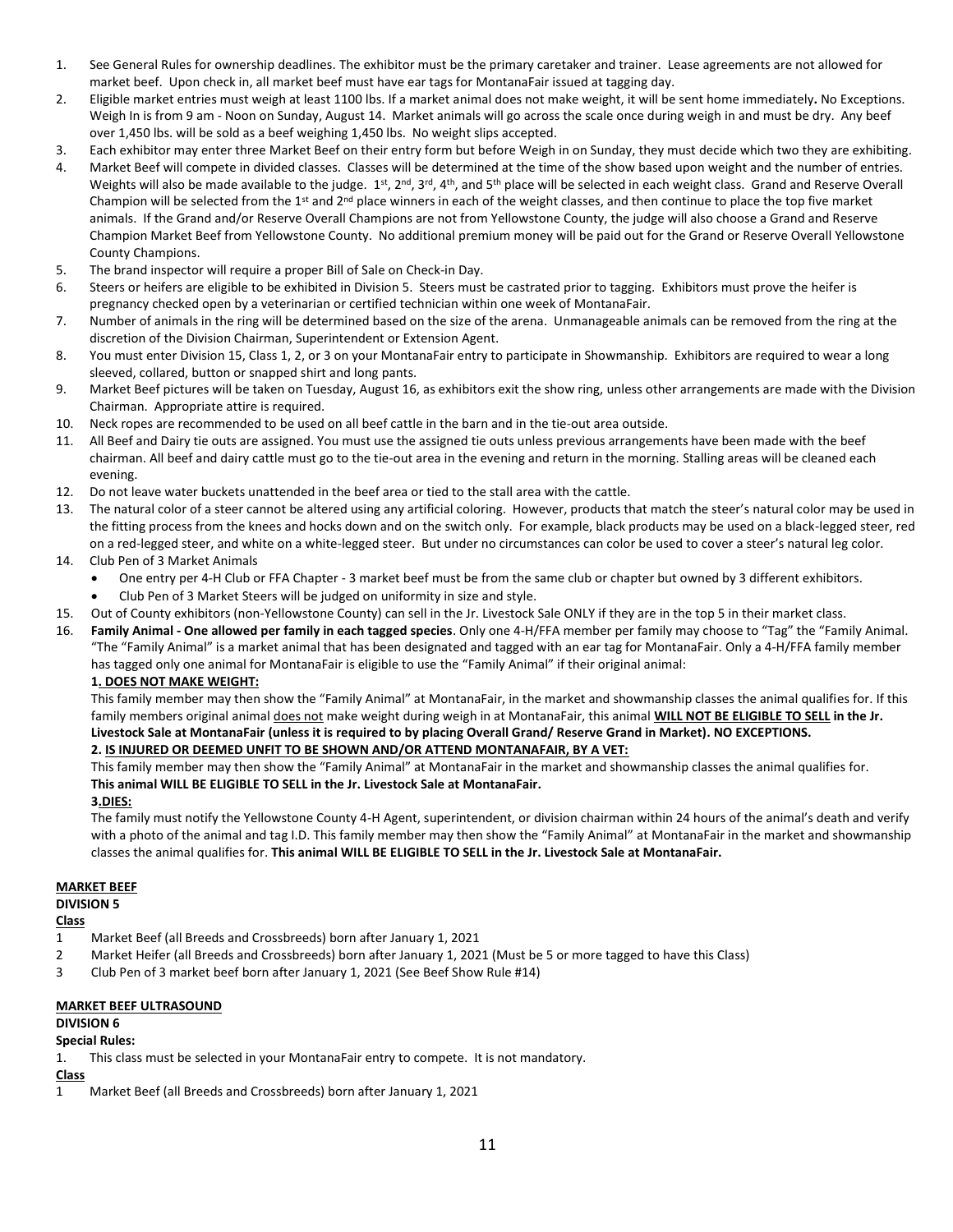1. See General Rules for ownership deadlines. The exhibitor must be the primary caretaker and trainer. Lease agreements are not allowed for market beef. Upon check in, all market beef must have ear tags for MontanaFair issued at tagging day.
2. Eligible market entries must weigh at least 1100 lbs. If a market animal does not make weight, it will be sent home immediately**.** No Exceptions. Weigh In is from 9 am - Noon on Sunday, August 14. Market animals will go across the scale once during weigh in and must be dry. Any beef over 1,450 lbs. will be sold as a beef weighing 1,450 lbs. No weight slips accepted.
3. Each exhibitor may enter three Market Beef on their entry form but before Weigh in on Sunday, they must decide which two they are exhibiting.
4. Market Beef will compete in divided classes. Classes will be determined at the time of the show based upon weight and the number of entries. Weights will also be made available to the judge. 1st, 2nd, 3rd, 4th, and 5th place will be selected in each weight class. Grand and Reserve Overall Champion will be selected from the 1st and 2nd place winners in each of the weight classes, and then continue to place the top five market animals. If the Grand and/or Reserve Overall Champions are not from Yellowstone County, the judge will also choose a Grand and Reserve Champion Market Beef from Yellowstone County. No additional premium money will be paid out for the Grand or Reserve Overall Yellowstone County Champions.
5. The brand inspector will require a proper Bill of Sale on Check-in Day.
6. Steers or heifers are eligible to be exhibited in Division 5. Steers must be castrated prior to tagging. Exhibitors must prove the heifer is pregnancy checked open by a veterinarian or certified technician within one week of MontanaFair.
7. Number of animals in the ring will be determined based on the size of the arena. Unmanageable animals can be removed from the ring at the discretion of the Division Chairman, Superintendent or Extension Agent.
8. You must enter Division 15, Class 1, 2, or 3 on your MontanaFair entry to participate in Showmanship. Exhibitors are required to wear a long sleeved, collared, button or snapped shirt and long pants.
9. Market Beef pictures will be taken on Tuesday, August 16, as exhibitors exit the show ring, unless other arrangements are made with the Division Chairman. Appropriate attire is required.
10. Neck ropes are recommended to be used on all beef cattle in the barn and in the tie-out area outside.
11. All Beef and Dairy tie outs are assigned. You must use the assigned tie outs unless previous arrangements have been made with the beef chairman. All beef and dairy cattle must go to the tie-out area in the evening and return in the morning. Stalling areas will be cleaned each evening.
12. Do not leave water buckets unattended in the beef area or tied to the stall area with the cattle.
13. The natural color of a steer cannot be altered using any artificial coloring. However, products that match the steer's natural color may be used in the fitting process from the knees and hocks down and on the switch only. For example, black products may be used on a black-legged steer, red on a red-legged steer, and white on a white-legged steer. But under no circumstances can color be used to cover a steer's natural leg color.
14. Club Pen of 3 Market Animals
    - One entry per 4-H Club or FFA Chapter - 3 market beef must be from the same club or chapter but owned by 3 different exhibitors.
    - Club Pen of 3 Market Steers will be judged on uniformity in size and style.
15. Out of County exhibitors (non-Yellowstone County) can sell in the Jr. Livestock Sale ONLY if they are in the top 5 in their market class.
16. **Family Animal - One allowed per family in each tagged species**. Only one 4-H/FFA member per family may choose to "Tag" the "Family Animal. "The "Family Animal" is a market animal that has been designated and tagged with an ear tag for MontanaFair. Only a 4-H/FFA family member has tagged only one animal for MontanaFair is eligible to use the "Family Animal" if their original animal:

    **1. DOES NOT MAKE WEIGHT:**

    This family member may then show the "Family Animal" at MontanaFair, in the market and showmanship classes the animal qualifies for. If this family members original animal does not make weight during weigh in at MontanaFair, this animal **WILL NOT BE ELIGIBLE TO SELL in the Jr. Livestock Sale at MontanaFair (unless it is required to by placing Overall Grand/ Reserve Grand in Market). NO EXCEPTIONS.**

    **2. IS INJURED OR DEEMED UNFIT TO BE SHOWN AND/OR ATTEND MONTANAFAIR, BY A VET:**

    This family member may then show the "Family Animal" at MontanaFair in the market and showmanship classes the animal qualifies for. **This animal WILL BE ELIGIBLE TO SELL in the Jr. Livestock Sale at MontanaFair.**

    **3.DIES:**

    The family must notify the Yellowstone County 4-H Agent, superintendent, or division chairman within 24 hours of the animal's death and verify with a photo of the animal and tag I.D. This family member may then show the "Family Animal" at MontanaFair in the market and showmanship classes the animal qualifies for. **This animal WILL BE ELIGIBLE TO SELL in the Jr. Livestock Sale at MontanaFair.**

## MARKET BEEF

**DIVISION 5**

**Class**

1 Market Beef (all Breeds and Crossbreeds) born after January 1, 2021

2 Market Heifer (all Breeds and Crossbreeds) born after January 1, 2021 (Must be 5 or more tagged to have this Class)

3 Club Pen of 3 market beef born after January 1, 2021 (See Beef Show Rule #14)

## MARKET BEEF ULTRASOUND

**DIVISION 6**

**Special Rules:**

1. This class must be selected in your MontanaFair entry to compete. It is not mandatory.

**Class**

1 Market Beef (all Breeds and Crossbreeds) born after January 1, 2021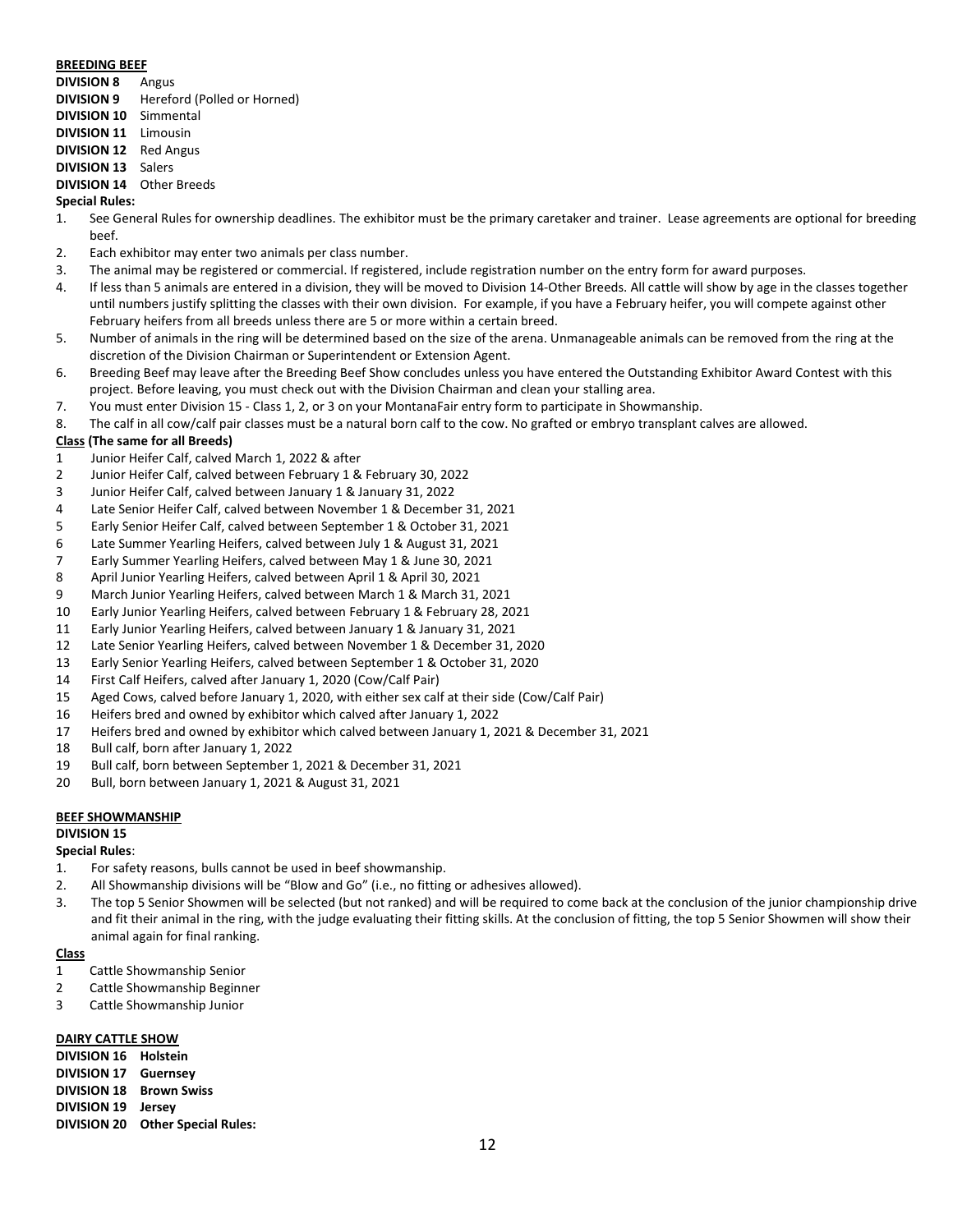**BREEDING BEEF**

**DIVISION 8** Angus
**DIVISION 9** Hereford (Polled or Horned)
**DIVISION 10** Simmental
**DIVISION 11** Limousin
**DIVISION 12** Red Angus
**DIVISION 13** Salers
**DIVISION 14** Other Breeds

**Special Rules:**

1. See General Rules for ownership deadlines. The exhibitor must be the primary caretaker and trainer. Lease agreements are optional for breeding beef.
2. Each exhibitor may enter two animals per class number.
3. The animal may be registered or commercial. If registered, include registration number on the entry form for award purposes.
4. If less than 5 animals are entered in a division, they will be moved to Division 14-Other Breeds. All cattle will show by age in the classes together until numbers justify splitting the classes with their own division. For example, if you have a February heifer, you will compete against other February heifers from all breeds unless there are 5 or more within a certain breed.
5. Number of animals in the ring will be determined based on the size of the arena. Unmanageable animals can be removed from the ring at the discretion of the Division Chairman or Superintendent or Extension Agent.
6. Breeding Beef may leave after the Breeding Beef Show concludes unless you have entered the Outstanding Exhibitor Award Contest with this project. Before leaving, you must check out with the Division Chairman and clean your stalling area.
7. You must enter Division 15 - Class 1, 2, or 3 on your MontanaFair entry form to participate in Showmanship.
8. The calf in all cow/calf pair classes must be a natural born calf to the cow. No grafted or embryo transplant calves are allowed.

**Class (The same for all Breeds)**

1. Junior Heifer Calf, calved March 1, 2022 & after
2. Junior Heifer Calf, calved between February 1 & February 30, 2022
3. Junior Heifer Calf, calved between January 1 & January 31, 2022
4. Late Senior Heifer Calf, calved between November 1 & December 31, 2021
5. Early Senior Heifer Calf, calved between September 1 & October 31, 2021
6. Late Summer Yearling Heifers, calved between July 1 & August 31, 2021
7. Early Summer Yearling Heifers, calved between May 1 & June 30, 2021
8. April Junior Yearling Heifers, calved between April 1 & April 30, 2021
9. March Junior Yearling Heifers, calved between March 1 & March 31, 2021
10. Early Junior Yearling Heifers, calved between February 1 & February 28, 2021
11. Early Junior Yearling Heifers, calved between January 1 & January 31, 2021
12. Late Senior Yearling Heifers, calved between November 1 & December 31, 2020
13. Early Senior Yearling Heifers, calved between September 1 & October 31, 2020
14. First Calf Heifers, calved after January 1, 2020 (Cow/Calf Pair)
15. Aged Cows, calved before January 1, 2020, with either sex calf at their side (Cow/Calf Pair)
16. Heifers bred and owned by exhibitor which calved after January 1, 2022
17. Heifers bred and owned by exhibitor which calved between January 1, 2021 & December 31, 2021
18. Bull calf, born after January 1, 2022
19. Bull calf, born between September 1, 2021 & December 31, 2021
20. Bull, born between January 1, 2021 & August 31, 2021

**BEEF SHOWMANSHIP**

**DIVISION 15**

**Special Rules**:

1. For safety reasons, bulls cannot be used in beef showmanship.
2. All Showmanship divisions will be "Blow and Go" (i.e., no fitting or adhesives allowed).
3. The top 5 Senior Showmen will be selected (but not ranked) and will be required to come back at the conclusion of the junior championship drive and fit their animal in the ring, with the judge evaluating their fitting skills. At the conclusion of fitting, the top 5 Senior Showmen will show their animal again for final ranking.

**Class**

1. Cattle Showmanship Senior
2. Cattle Showmanship Beginner
3. Cattle Showmanship Junior

**DAIRY CATTLE SHOW**

**DIVISION 16 Holstein**
**DIVISION 17 Guernsey**
**DIVISION 18 Brown Swiss**
**DIVISION 19 Jersey**
**DIVISION 20 Other Special Rules:**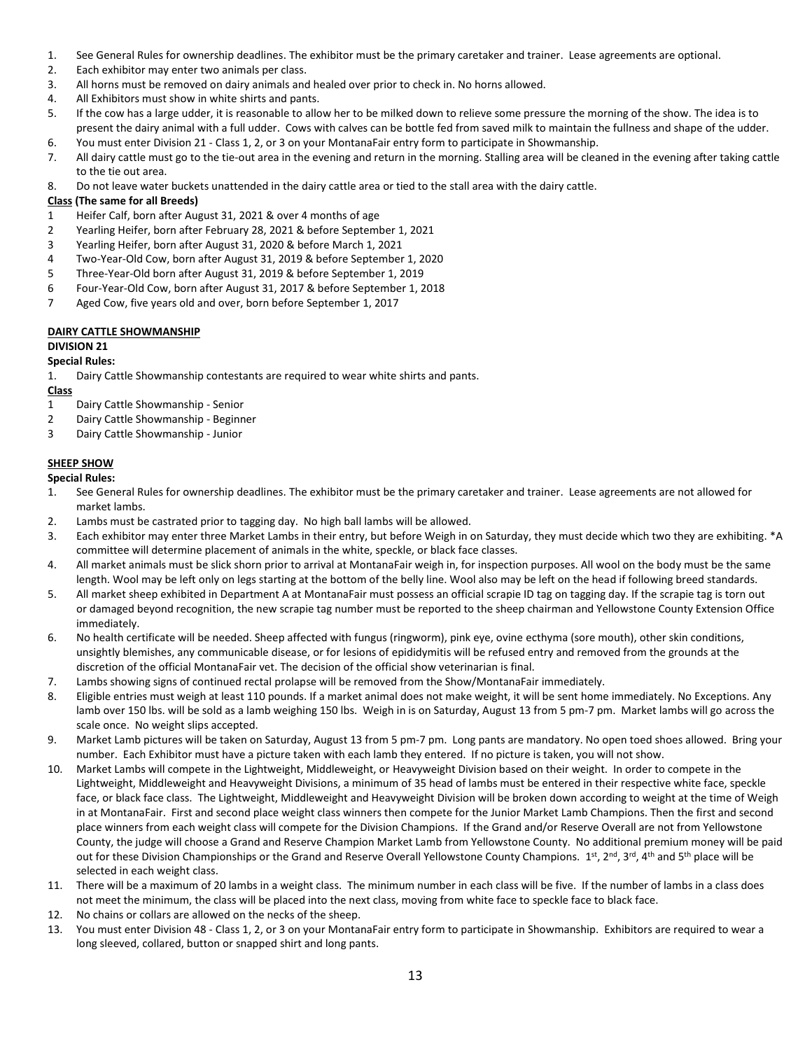1. See General Rules for ownership deadlines. The exhibitor must be the primary caretaker and trainer. Lease agreements are optional.
2. Each exhibitor may enter two animals per class.
3. All horns must be removed on dairy animals and healed over prior to check in. No horns allowed.
4. All Exhibitors must show in white shirts and pants.
5. If the cow has a large udder, it is reasonable to allow her to be milked down to relieve some pressure the morning of the show. The idea is to present the dairy animal with a full udder. Cows with calves can be bottle fed from saved milk to maintain the fullness and shape of the udder.
6. You must enter Division 21 - Class 1, 2, or 3 on your MontanaFair entry form to participate in Showmanship.
7. All dairy cattle must go to the tie-out area in the evening and return in the morning. Stalling area will be cleaned in the evening after taking cattle to the tie out area.
8. Do not leave water buckets unattended in the dairy cattle area or tied to the stall area with the dairy cattle.

**Class (The same for all Breeds)**

1 Heifer Calf, born after August 31, 2021 & over 4 months of age
2 Yearling Heifer, born after February 28, 2021 & before September 1, 2021
3 Yearling Heifer, born after August 31, 2020 & before March 1, 2021
4 Two-Year-Old Cow, born after August 31, 2019 & before September 1, 2020
5 Three-Year-Old born after August 31, 2019 & before September 1, 2019
6 Four-Year-Old Cow, born after August 31, 2017 & before September 1, 2018
7 Aged Cow, five years old and over, born before September 1, 2017

## DAIRY CATTLE SHOWMANSHIP

### DIVISION 21

**Special Rules:**

1. Dairy Cattle Showmanship contestants are required to wear white shirts and pants.

**Class**

1 Dairy Cattle Showmanship - Senior
2 Dairy Cattle Showmanship - Beginner
3 Dairy Cattle Showmanship - Junior

## SHEEP SHOW

**Special Rules:**

1. See General Rules for ownership deadlines. The exhibitor must be the primary caretaker and trainer. Lease agreements are not allowed for market lambs.
2. Lambs must be castrated prior to tagging day. No high ball lambs will be allowed.
3. Each exhibitor may enter three Market Lambs in their entry, but before Weigh in on Saturday, they must decide which two they are exhibiting. *A committee will determine placement of animals in the white, speckle, or black face classes.
4. All market animals must be slick shorn prior to arrival at MontanaFair weigh in, for inspection purposes. All wool on the body must be the same length. Wool may be left only on legs starting at the bottom of the belly line. Wool also may be left on the head if following breed standards.
5. All market sheep exhibited in Department A at MontanaFair must possess an official scrapie ID tag on tagging day. If the scrapie tag is torn out or damaged beyond recognition, the new scrapie tag number must be reported to the sheep chairman and Yellowstone County Extension Office immediately.
6. No health certificate will be needed. Sheep affected with fungus (ringworm), pink eye, ovine ecthyma (sore mouth), other skin conditions, unsightly blemishes, any communicable disease, or for lesions of epididymitis will be refused entry and removed from the grounds at the discretion of the official MontanaFair vet. The decision of the official show veterinarian is final.
7. Lambs showing signs of continued rectal prolapse will be removed from the Show/MontanaFair immediately.
8. Eligible entries must weigh at least 110 pounds. If a market animal does not make weight, it will be sent home immediately. No Exceptions. Any lamb over 150 lbs. will be sold as a lamb weighing 150 lbs. Weigh in is on Saturday, August 13 from 5 pm-7 pm. Market lambs will go across the scale once. No weight slips accepted.
9. Market Lamb pictures will be taken on Saturday, August 13 from 5 pm-7 pm. Long pants are mandatory. No open toed shoes allowed. Bring your number. Each Exhibitor must have a picture taken with each lamb they entered. If no picture is taken, you will not show.
10. Market Lambs will compete in the Lightweight, Middleweight, or Heavyweight Division based on their weight. In order to compete in the Lightweight, Middleweight and Heavyweight Divisions, a minimum of 35 head of lambs must be entered in their respective white face, speckle face, or black face class. The Lightweight, Middleweight and Heavyweight Division will be broken down according to weight at the time of Weigh in at MontanaFair. First and second place weight class winners then compete for the Junior Market Lamb Champions. Then the first and second place winners from each weight class will compete for the Division Champions. If the Grand and/or Reserve Overall are not from Yellowstone County, the judge will choose a Grand and Reserve Champion Market Lamb from Yellowstone County. No additional premium money will be paid out for these Division Championships or the Grand and Reserve Overall Yellowstone County Champions. 1st, 2nd, 3rd, 4th and 5th place will be selected in each weight class.
11. There will be a maximum of 20 lambs in a weight class. The minimum number in each class will be five. If the number of lambs in a class does not meet the minimum, the class will be placed into the next class, moving from white face to speckle face to black face.
12. No chains or collars are allowed on the necks of the sheep.
13. You must enter Division 48 - Class 1, 2, or 3 on your MontanaFair entry form to participate in Showmanship. Exhibitors are required to wear a long sleeved, collared, button or snapped shirt and long pants.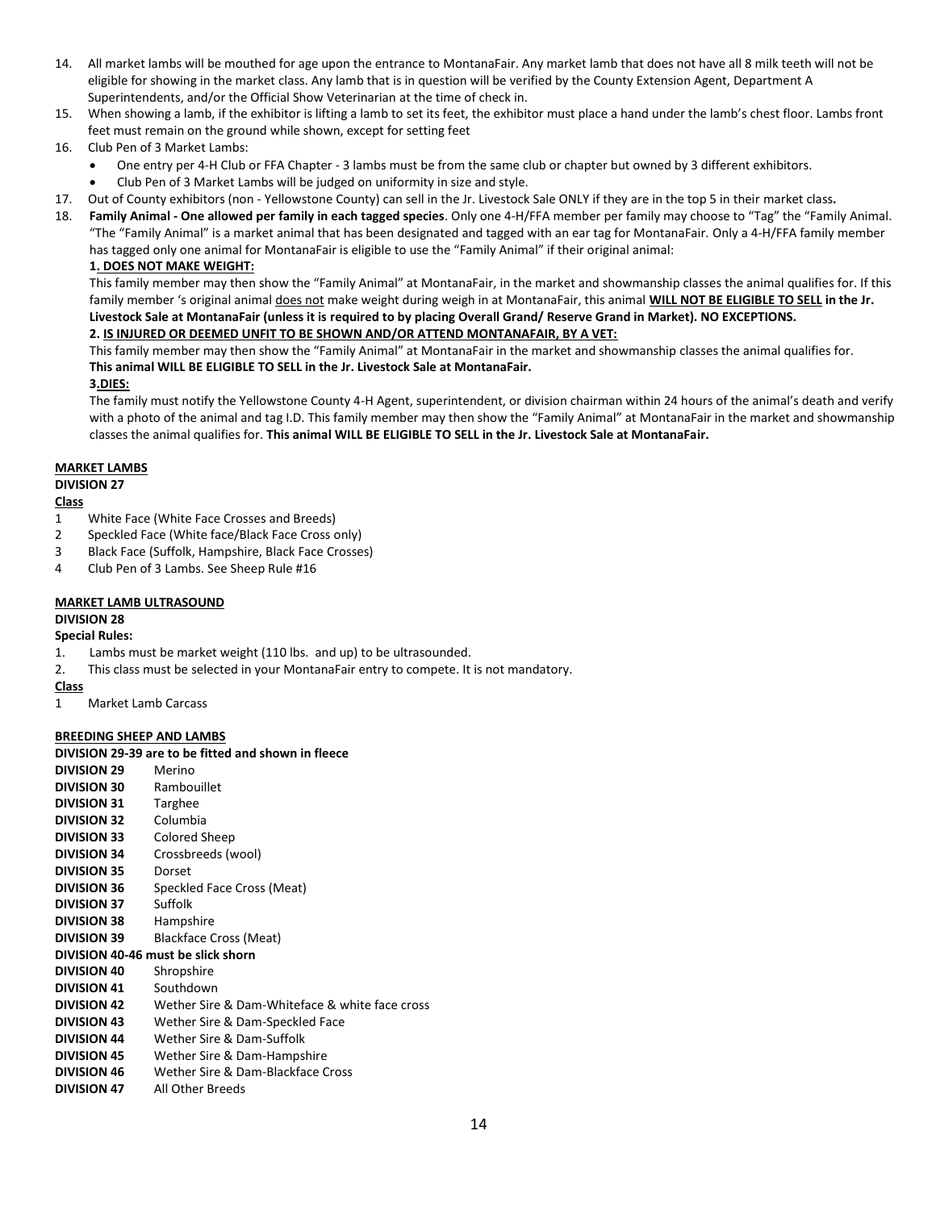14. All market lambs will be mouthed for age upon the entrance to MontanaFair. Any market lamb that does not have all 8 milk teeth will not be eligible for showing in the market class. Any lamb that is in question will be verified by the County Extension Agent, Department A Superintendents, and/or the Official Show Veterinarian at the time of check in.
15. When showing a lamb, if the exhibitor is lifting a lamb to set its feet, the exhibitor must place a hand under the lamb's chest floor. Lambs front feet must remain on the ground while shown, except for setting feet
16. Club Pen of 3 Market Lambs:
    - One entry per 4-H Club or FFA Chapter - 3 lambs must be from the same club or chapter but owned by 3 different exhibitors.
    - Club Pen of 3 Market Lambs will be judged on uniformity in size and style.
17. Out of County exhibitors (non - Yellowstone County) can sell in the Jr. Livestock Sale ONLY if they are in the top 5 in their market class**.**
18. **Family Animal - One allowed per family in each tagged species**. Only one 4-H/FFA member per family may choose to "Tag" the "Family Animal. "The "Family Animal" is a market animal that has been designated and tagged with an ear tag for MontanaFair. Only a 4-H/FFA family member has tagged only one animal for MontanaFair is eligible to use the "Family Animal" if their original animal:

    **1. DOES NOT MAKE WEIGHT:**

    This family member may then show the "Family Animal" at MontanaFair, in the market and showmanship classes the animal qualifies for. If this family member 's original animal does not make weight during weigh in at MontanaFair, this animal **WILL NOT BE ELIGIBLE TO SELL in the Jr. Livestock Sale at MontanaFair (unless it is required to by placing Overall Grand/ Reserve Grand in Market). NO EXCEPTIONS.**

    **2. IS INJURED OR DEEMED UNFIT TO BE SHOWN AND/OR ATTEND MONTANAFAIR, BY A VET:**

    This family member may then show the "Family Animal" at MontanaFair in the market and showmanship classes the animal qualifies for. **This animal WILL BE ELIGIBLE TO SELL in the Jr. Livestock Sale at MontanaFair.**

    **3.DIES:**

    The family must notify the Yellowstone County 4-H Agent, superintendent, or division chairman within 24 hours of the animal's death and verify with a photo of the animal and tag I.D. This family member may then show the "Family Animal" at MontanaFair in the market and showmanship classes the animal qualifies for. **This animal WILL BE ELIGIBLE TO SELL in the Jr. Livestock Sale at MontanaFair.**

## MARKET LAMBS

**DIVISION 27**

**Class**

1 White Face (White Face Crosses and Breeds)
2 Speckled Face (White face/Black Face Cross only)
3 Black Face (Suffolk, Hampshire, Black Face Crosses)
4 Club Pen of 3 Lambs. See Sheep Rule #16

## MARKET LAMB ULTRASOUND

**DIVISION 28**

**Special Rules:**

1. Lambs must be market weight (110 lbs. and up) to be ultrasounded.
2. This class must be selected in your MontanaFair entry to compete. It is not mandatory.

**Class**

1 Market Lamb Carcass

## BREEDING SHEEP AND LAMBS

**DIVISION 29-39 are to be fitted and shown in fleece**

**DIVISION 29** Merino
**DIVISION 30** Rambouillet
**DIVISION 31** Targhee
**DIVISION 32** Columbia
**DIVISION 33** Colored Sheep
**DIVISION 34** Crossbreeds (wool)
**DIVISION 35** Dorset
**DIVISION 36** Speckled Face Cross (Meat)
**DIVISION 37** Suffolk
**DIVISION 38** Hampshire
**DIVISION 39** Blackface Cross (Meat)

**DIVISION 40-46 must be slick shorn**

**DIVISION 40** Shropshire
**DIVISION 41** Southdown
**DIVISION 42** Wether Sire & Dam-Whiteface & white face cross
**DIVISION 43** Wether Sire & Dam-Speckled Face
**DIVISION 44** Wether Sire & Dam-Suffolk
**DIVISION 45** Wether Sire & Dam-Hampshire
**DIVISION 46** Wether Sire & Dam-Blackface Cross
**DIVISION 47** All Other Breeds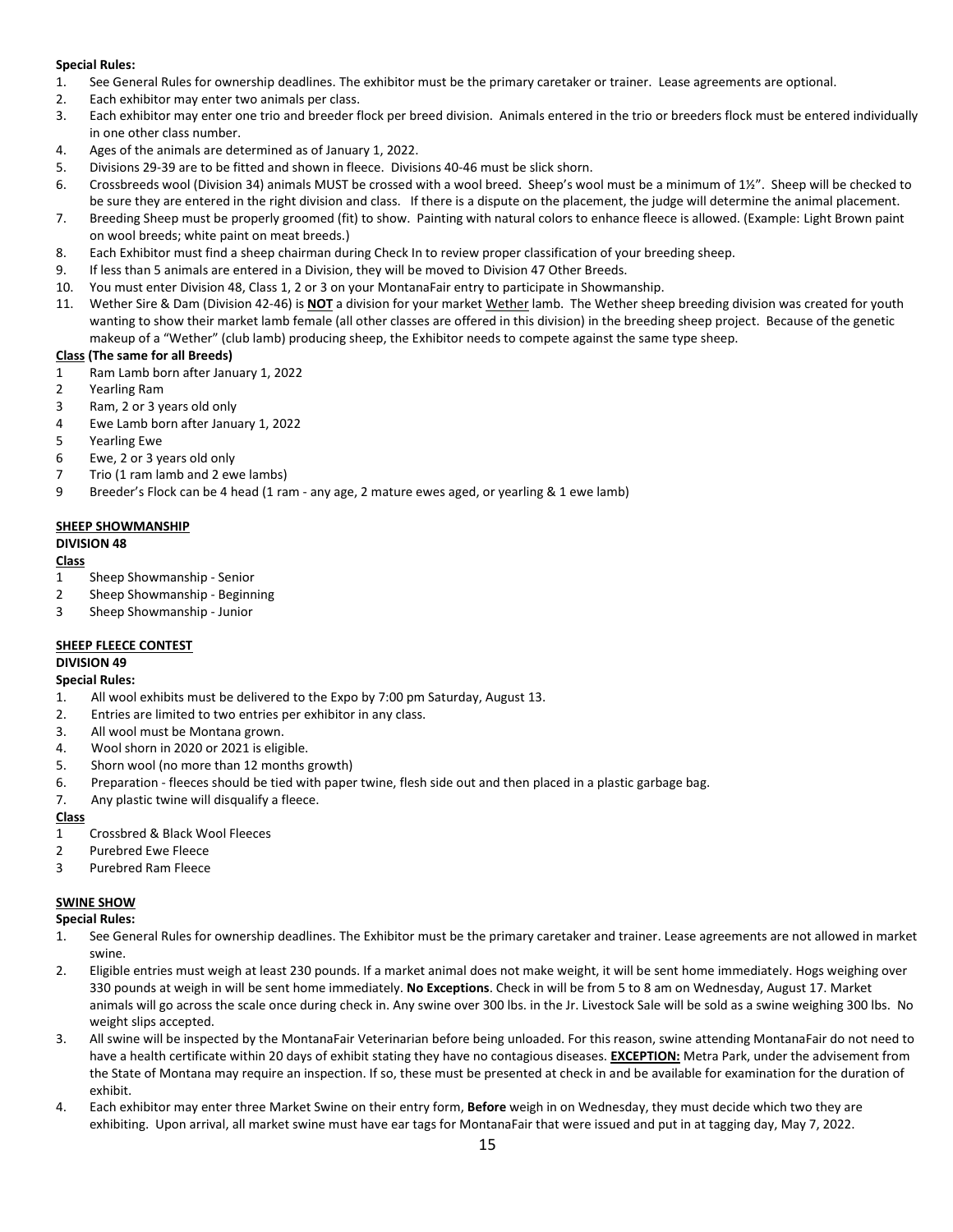**Special Rules:**

1. See General Rules for ownership deadlines. The exhibitor must be the primary caretaker or trainer. Lease agreements are optional.
2. Each exhibitor may enter two animals per class.
3. Each exhibitor may enter one trio and breeder flock per breed division. Animals entered in the trio or breeders flock must be entered individually in one other class number.
4. Ages of the animals are determined as of January 1, 2022.
5. Divisions 29-39 are to be fitted and shown in fleece. Divisions 40-46 must be slick shorn.
6. Crossbreeds wool (Division 34) animals MUST be crossed with a wool breed. Sheep's wool must be a minimum of 1½". Sheep will be checked to be sure they are entered in the right division and class. If there is a dispute on the placement, the judge will determine the animal placement.
7. Breeding Sheep must be properly groomed (fit) to show. Painting with natural colors to enhance fleece is allowed. (Example: Light Brown paint on wool breeds; white paint on meat breeds.)
8. Each Exhibitor must find a sheep chairman during Check In to review proper classification of your breeding sheep.
9. If less than 5 animals are entered in a Division, they will be moved to Division 47 Other Breeds.
10. You must enter Division 48, Class 1, 2 or 3 on your MontanaFair entry to participate in Showmanship.
11. Wether Sire & Dam (Division 42-46) is **NOT** a division for your market Wether lamb. The Wether sheep breeding division was created for youth wanting to show their market lamb female (all other classes are offered in this division) in the breeding sheep project. Because of the genetic makeup of a "Wether" (club lamb) producing sheep, the Exhibitor needs to compete against the same type sheep.

**Class (The same for all Breeds)**

1 Ram Lamb born after January 1, 2022
2 Yearling Ram
3 Ram, 2 or 3 years old only
4 Ewe Lamb born after January 1, 2022
5 Yearling Ewe
6 Ewe, 2 or 3 years old only
7 Trio (1 ram lamb and 2 ewe lambs)
9 Breeder's Flock can be 4 head (1 ram - any age, 2 mature ewes aged, or yearling & 1 ewe lamb)

## SHEEP SHOWMANSHIP

**DIVISION 48**

**Class**

1 Sheep Showmanship - Senior
2 Sheep Showmanship - Beginning
3 Sheep Showmanship - Junior

## SHEEP FLEECE CONTEST

**DIVISION 49**

**Special Rules:**

1. All wool exhibits must be delivered to the Expo by 7:00 pm Saturday, August 13.
2. Entries are limited to two entries per exhibitor in any class.
3. All wool must be Montana grown.
4. Wool shorn in 2020 or 2021 is eligible.
5. Shorn wool (no more than 12 months growth)
6. Preparation - fleeces should be tied with paper twine, flesh side out and then placed in a plastic garbage bag.
7. Any plastic twine will disqualify a fleece.

**Class**

1 Crossbred & Black Wool Fleeces
2 Purebred Ewe Fleece
3 Purebred Ram Fleece

## SWINE SHOW

**Special Rules:**

1. See General Rules for ownership deadlines. The Exhibitor must be the primary caretaker and trainer. Lease agreements are not allowed in market swine.
2. Eligible entries must weigh at least 230 pounds. If a market animal does not make weight, it will be sent home immediately. Hogs weighing over 330 pounds at weigh in will be sent home immediately. **No Exceptions**. Check in will be from 5 to 8 am on Wednesday, August 17. Market animals will go across the scale once during check in. Any swine over 300 lbs. in the Jr. Livestock Sale will be sold as a swine weighing 300 lbs. No weight slips accepted.
3. All swine will be inspected by the MontanaFair Veterinarian before being unloaded. For this reason, swine attending MontanaFair do not need to have a health certificate within 20 days of exhibit stating they have no contagious diseases. **EXCEPTION:** Metra Park, under the advisement from the State of Montana may require an inspection. If so, these must be presented at check in and be available for examination for the duration of exhibit.
4. Each exhibitor may enter three Market Swine on their entry form, **Before** weigh in on Wednesday, they must decide which two they are exhibiting. Upon arrival, all market swine must have ear tags for MontanaFair that were issued and put in at tagging day, May 7, 2022.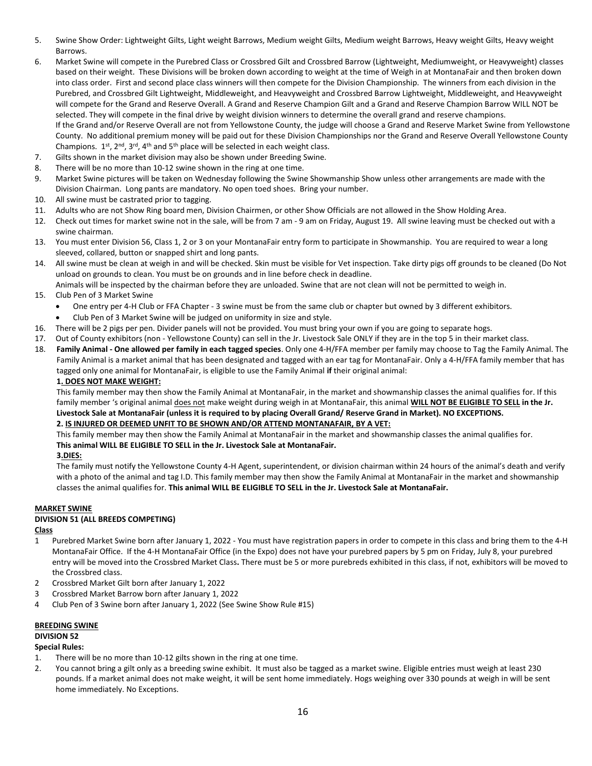5. Swine Show Order: Lightweight Gilts, Light weight Barrows, Medium weight Gilts, Medium weight Barrows, Heavy weight Gilts, Heavy weight Barrows.
6. Market Swine will compete in the Purebred Class or Crossbred Gilt and Crossbred Barrow (Lightweight, Mediumweight, or Heavyweight) classes based on their weight. These Divisions will be broken down according to weight at the time of Weigh in at MontanaFair and then broken down into class order. First and second place class winners will then compete for the Division Championship. The winners from each division in the Purebred, and Crossbred Gilt Lightweight, Middleweight, and Heavyweight and Crossbred Barrow Lightweight, Middleweight, and Heavyweight will compete for the Grand and Reserve Overall. A Grand and Reserve Champion Gilt and a Grand and Reserve Champion Barrow WILL NOT be selected. They will compete in the final drive by weight division winners to determine the overall grand and reserve champions.
   If the Grand and/or Reserve Overall are not from Yellowstone County, the judge will choose a Grand and Reserve Market Swine from Yellowstone County. No additional premium money will be paid out for these Division Championships nor the Grand and Reserve Overall Yellowstone County Champions. 1st, 2nd, 3rd, 4th and 5th place will be selected in each weight class.
7. Gilts shown in the market division may also be shown under Breeding Swine.
8. There will be no more than 10-12 swine shown in the ring at one time.
9. Market Swine pictures will be taken on Wednesday following the Swine Showmanship Show unless other arrangements are made with the Division Chairman. Long pants are mandatory. No open toed shoes. Bring your number.
10. All swine must be castrated prior to tagging.
11. Adults who are not Show Ring board men, Division Chairmen, or other Show Officials are not allowed in the Show Holding Area.
12. Check out times for market swine not in the sale, will be from 7 am - 9 am on Friday, August 19. All swine leaving must be checked out with a swine chairman.
13. You must enter Division 56, Class 1, 2 or 3 on your MontanaFair entry form to participate in Showmanship. You are required to wear a long sleeved, collared, button or snapped shirt and long pants.
14. All swine must be clean at weigh in and will be checked. Skin must be visible for Vet inspection. Take dirty pigs off grounds to be cleaned (Do Not unload on grounds to clean. You must be on grounds and in line before check in deadline.
   Animals will be inspected by the chairman before they are unloaded. Swine that are not clean will not be permitted to weigh in.
15. Club Pen of 3 Market Swine
   - One entry per 4-H Club or FFA Chapter - 3 swine must be from the same club or chapter but owned by 3 different exhibitors.
   - Club Pen of 3 Market Swine will be judged on uniformity in size and style.
16. There will be 2 pigs per pen. Divider panels will not be provided. You must bring your own if you are going to separate hogs.
17. Out of County exhibitors (non - Yellowstone County) can sell in the Jr. Livestock Sale ONLY if they are in the top 5 in their market class.
18. **Family Animal - One allowed per family in each tagged species**. Only one 4-H/FFA member per family may choose to Tag the Family Animal. The Family Animal is a market animal that has been designated and tagged with an ear tag for MontanaFair. Only a 4-H/FFA family member that has tagged only one animal for MontanaFair, is eligible to use the Family Animal **if** their original animal:

   **1. DOES NOT MAKE WEIGHT:**

   This family member may then show the Family Animal at MontanaFair, in the market and showmanship classes the animal qualifies for. If this family member 's original animal does not make weight during weigh in at MontanaFair, this animal **WILL NOT BE ELIGIBLE TO SELL in the Jr. Livestock Sale at MontanaFair (unless it is required to by placing Overall Grand/ Reserve Grand in Market). NO EXCEPTIONS.**

   **2. IS INJURED OR DEEMED UNFIT TO BE SHOWN AND/OR ATTEND MONTANAFAIR, BY A VET:**

   This family member may then show the Family Animal at MontanaFair in the market and showmanship classes the animal qualifies for. **This animal WILL BE ELIGIBLE TO SELL in the Jr. Livestock Sale at MontanaFair.**

   **3. DIES:**

   The family must notify the Yellowstone County 4-H Agent, superintendent, or division chairman within 24 hours of the animal's death and verify with a photo of the animal and tag I.D. This family member may then show the Family Animal at MontanaFair in the market and showmanship classes the animal qualifies for. **This animal WILL BE ELIGIBLE TO SELL in the Jr. Livestock Sale at MontanaFair.**

## MARKET SWINE

### DIVISION 51 (ALL BREEDS COMPETING)

**Class**

1. Purebred Market Swine born after January 1, 2022 - You must have registration papers in order to compete in this class and bring them to the 4-H MontanaFair Office. If the 4-H MontanaFair Office (in the Expo) does not have your purebred papers by 5 pm on Friday, July 8, your purebred entry will be moved into the Crossbred Market Class**.** There must be 5 or more purebreds exhibited in this class, if not, exhibitors will be moved to the Crossbred class.
2. Crossbred Market Gilt born after January 1, 2022
3. Crossbred Market Barrow born after January 1, 2022
4. Club Pen of 3 Swine born after January 1, 2022 (See Swine Show Rule #15)

## BREEDING SWINE

### DIVISION 52

**Special Rules:**

1. There will be no more than 10-12 gilts shown in the ring at one time.
2. You cannot bring a gilt only as a breeding swine exhibit. It must also be tagged as a market swine. Eligible entries must weigh at least 230 pounds. If a market animal does not make weight, it will be sent home immediately. Hogs weighing over 330 pounds at weigh in will be sent home immediately. No Exceptions.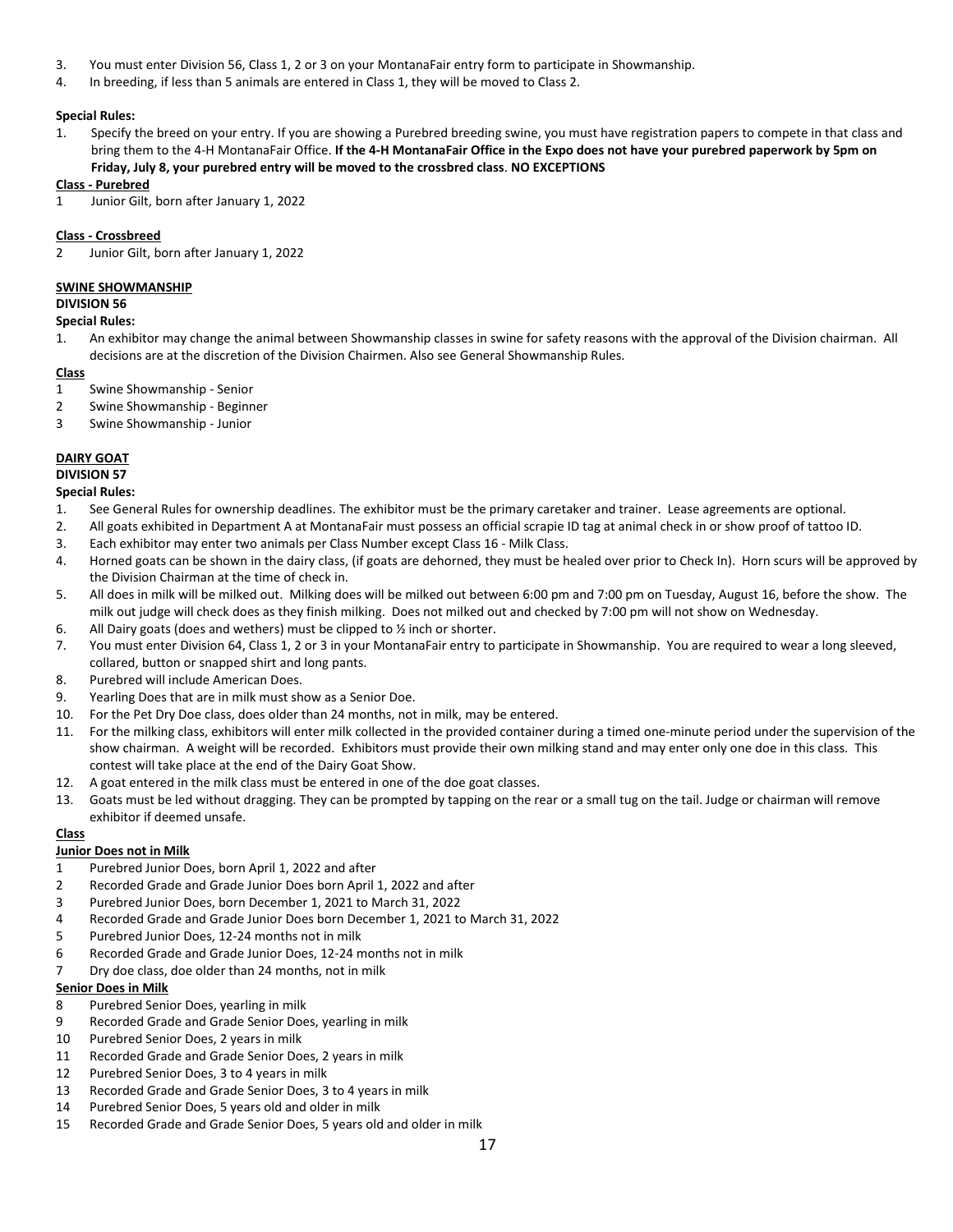3. You must enter Division 56, Class 1, 2 or 3 on your MontanaFair entry form to participate in Showmanship.
4. In breeding, if less than 5 animals are entered in Class 1, they will be moved to Class 2.

**Special Rules:**

1. Specify the breed on your entry. If you are showing a Purebred breeding swine, you must have registration papers to compete in that class and bring them to the 4-H MontanaFair Office. **If the 4-H MontanaFair Office in the Expo does not have your purebred paperwork by 5pm on Friday, July 8, your purebred entry will be moved to the crossbred class**. **NO EXCEPTIONS**

**Class - Purebred**

1 Junior Gilt, born after January 1, 2022

**Class - Crossbreed**

2 Junior Gilt, born after January 1, 2022

**SWINE SHOWMANSHIP**

**DIVISION 56**

**Special Rules:**

1. An exhibitor may change the animal between Showmanship classes in swine for safety reasons with the approval of the Division chairman. All decisions are at the discretion of the Division Chairmen. Also see General Showmanship Rules.

**Class**

1 Swine Showmanship - Senior
2 Swine Showmanship - Beginner
3 Swine Showmanship - Junior

**DAIRY GOAT**

**DIVISION 57**

**Special Rules:**

1. See General Rules for ownership deadlines. The exhibitor must be the primary caretaker and trainer. Lease agreements are optional.
2. All goats exhibited in Department A at MontanaFair must possess an official scrapie ID tag at animal check in or show proof of tattoo ID.
3. Each exhibitor may enter two animals per Class Number except Class 16 - Milk Class.
4. Horned goats can be shown in the dairy class, (if goats are dehorned, they must be healed over prior to Check In). Horn scurs will be approved by the Division Chairman at the time of check in.
5. All does in milk will be milked out. Milking does will be milked out between 6:00 pm and 7:00 pm on Tuesday, August 16, before the show. The milk out judge will check does as they finish milking. Does not milked out and checked by 7:00 pm will not show on Wednesday.
6. All Dairy goats (does and wethers) must be clipped to ½ inch or shorter.
7. You must enter Division 64, Class 1, 2 or 3 in your MontanaFair entry to participate in Showmanship. You are required to wear a long sleeved, collared, button or snapped shirt and long pants.
8. Purebred will include American Does.
9. Yearling Does that are in milk must show as a Senior Doe.
10. For the Pet Dry Doe class, does older than 24 months, not in milk, may be entered.
11. For the milking class, exhibitors will enter milk collected in the provided container during a timed one-minute period under the supervision of the show chairman. A weight will be recorded. Exhibitors must provide their own milking stand and may enter only one doe in this class. This contest will take place at the end of the Dairy Goat Show.
12. A goat entered in the milk class must be entered in one of the doe goat classes.
13. Goats must be led without dragging. They can be prompted by tapping on the rear or a small tug on the tail. Judge or chairman will remove exhibitor if deemed unsafe.

**Class**

**Junior Does not in Milk**

1 Purebred Junior Does, born April 1, 2022 and after
2 Recorded Grade and Grade Junior Does born April 1, 2022 and after
3 Purebred Junior Does, born December 1, 2021 to March 31, 2022
4 Recorded Grade and Grade Junior Does born December 1, 2021 to March 31, 2022
5 Purebred Junior Does, 12-24 months not in milk
6 Recorded Grade and Grade Junior Does, 12-24 months not in milk
7 Dry doe class, doe older than 24 months, not in milk

**Senior Does in Milk**

8 Purebred Senior Does, yearling in milk
9 Recorded Grade and Grade Senior Does, yearling in milk
10 Purebred Senior Does, 2 years in milk
11 Recorded Grade and Grade Senior Does, 2 years in milk
12 Purebred Senior Does, 3 to 4 years in milk
13 Recorded Grade and Grade Senior Does, 3 to 4 years in milk
14 Purebred Senior Does, 5 years old and older in milk
15 Recorded Grade and Grade Senior Does, 5 years old and older in milk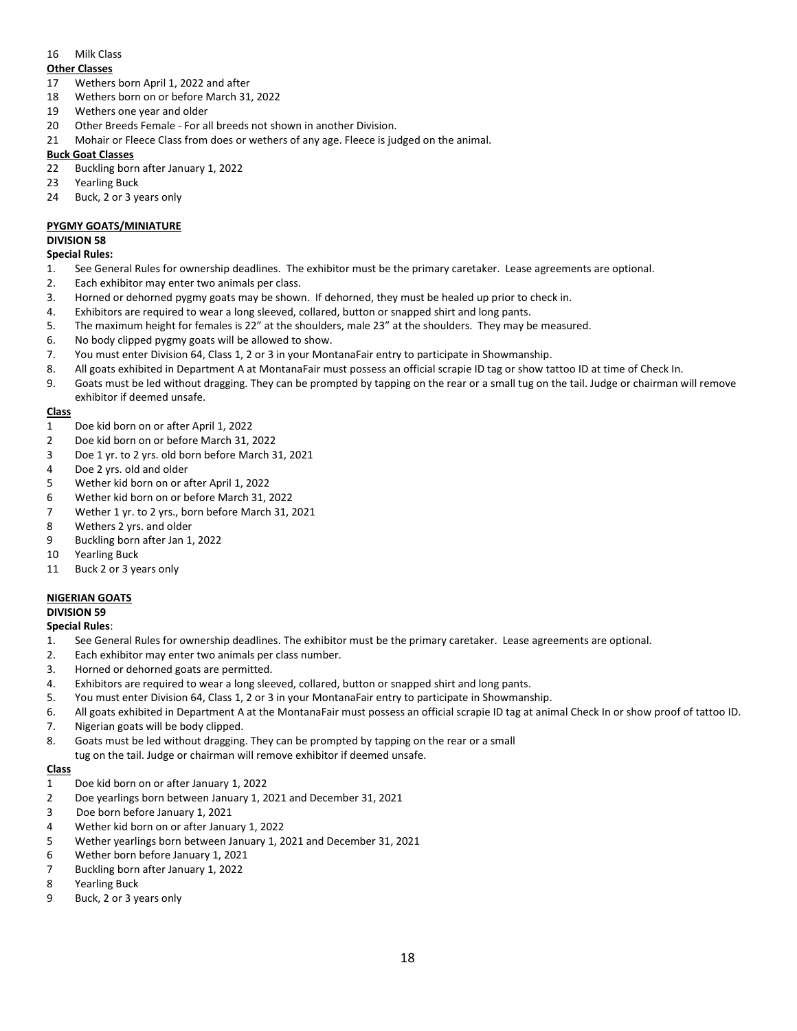16 Milk Class

**Other Classes**

17 Wethers born April 1, 2022 and after
18 Wethers born on or before March 31, 2022
19 Wethers one year and older
20 Other Breeds Female - For all breeds not shown in another Division.
21 Mohair or Fleece Class from does or wethers of any age. Fleece is judged on the animal.

**Buck Goat Classes**

22 Buckling born after January 1, 2022
23 Yearling Buck
24 Buck, 2 or 3 years only

**PYGMY GOATS/MINIATURE**

**DIVISION 58**

**Special Rules:**

1. See General Rules for ownership deadlines. The exhibitor must be the primary caretaker. Lease agreements are optional.
2. Each exhibitor may enter two animals per class.
3. Horned or dehorned pygmy goats may be shown. If dehorned, they must be healed up prior to check in.
4. Exhibitors are required to wear a long sleeved, collared, button or snapped shirt and long pants.
5. The maximum height for females is 22" at the shoulders, male 23" at the shoulders. They may be measured.
6. No body clipped pygmy goats will be allowed to show.
7. You must enter Division 64, Class 1, 2 or 3 in your MontanaFair entry to participate in Showmanship.
8. All goats exhibited in Department A at MontanaFair must possess an official scrapie ID tag or show tattoo ID at time of Check In.
9. Goats must be led without dragging. They can be prompted by tapping on the rear or a small tug on the tail. Judge or chairman will remove exhibitor if deemed unsafe.

**Class**

1 Doe kid born on or after April 1, 2022
2 Doe kid born on or before March 31, 2022
3 Doe 1 yr. to 2 yrs. old born before March 31, 2021
4 Doe 2 yrs. old and older
5 Wether kid born on or after April 1, 2022
6 Wether kid born on or before March 31, 2022
7 Wether 1 yr. to 2 yrs., born before March 31, 2021
8 Wethers 2 yrs. and older
9 Buckling born after Jan 1, 2022
10 Yearling Buck
11 Buck 2 or 3 years only

**NIGERIAN GOATS**

**DIVISION 59**

**Special Rules**:

1. See General Rules for ownership deadlines. The exhibitor must be the primary caretaker. Lease agreements are optional.
2. Each exhibitor may enter two animals per class number.
3. Horned or dehorned goats are permitted.
4. Exhibitors are required to wear a long sleeved, collared, button or snapped shirt and long pants.
5. You must enter Division 64, Class 1, 2 or 3 in your MontanaFair entry to participate in Showmanship.
6. All goats exhibited in Department A at the MontanaFair must possess an official scrapie ID tag at animal Check In or show proof of tattoo ID.
7. Nigerian goats will be body clipped.
8. Goats must be led without dragging. They can be prompted by tapping on the rear or a small tug on the tail. Judge or chairman will remove exhibitor if deemed unsafe.

**Class**

1 Doe kid born on or after January 1, 2022
2 Doe yearlings born between January 1, 2021 and December 31, 2021
3 Doe born before January 1, 2021
4 Wether kid born on or after January 1, 2022
5 Wether yearlings born between January 1, 2021 and December 31, 2021
6 Wether born before January 1, 2021
7 Buckling born after January 1, 2022
8 Yearling Buck
9 Buck, 2 or 3 years only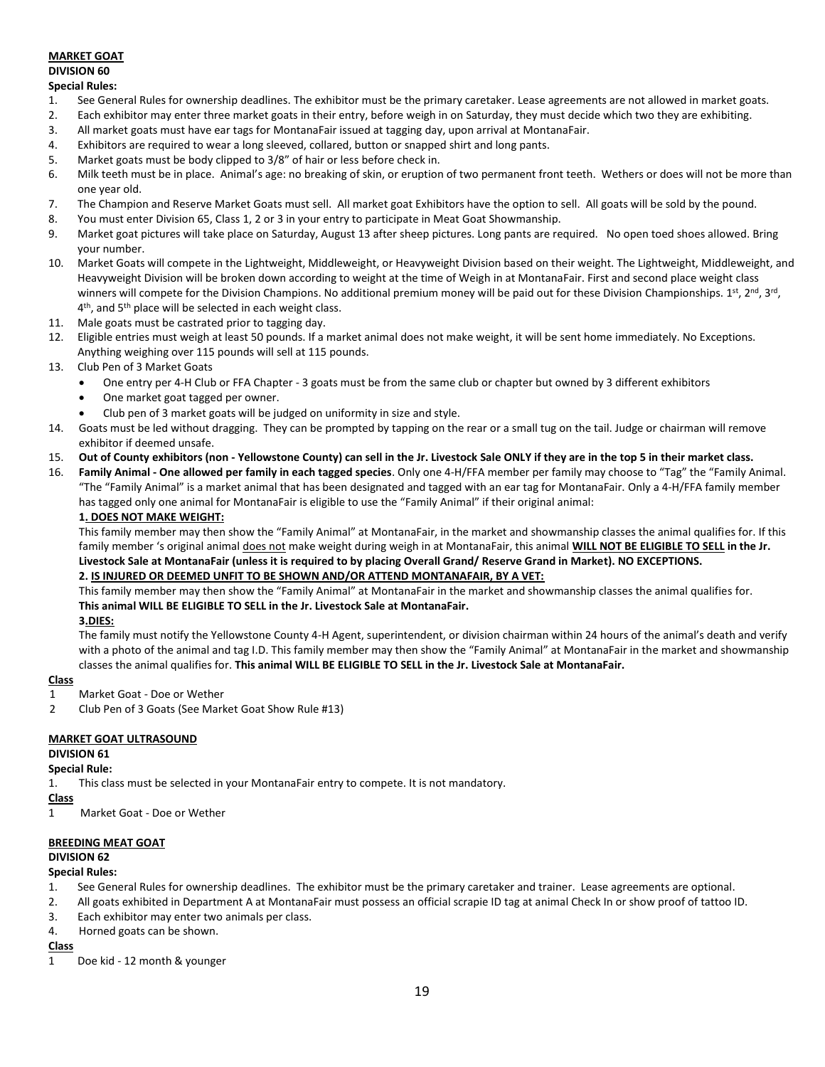**MARKET GOAT**

**DIVISION 60**

**Special Rules:**

1. See General Rules for ownership deadlines. The exhibitor must be the primary caretaker. Lease agreements are not allowed in market goats.
2. Each exhibitor may enter three market goats in their entry, before weigh in on Saturday, they must decide which two they are exhibiting.
3. All market goats must have ear tags for MontanaFair issued at tagging day, upon arrival at MontanaFair.
4. Exhibitors are required to wear a long sleeved, collared, button or snapped shirt and long pants.
5. Market goats must be body clipped to 3/8" of hair or less before check in.
6. Milk teeth must be in place. Animal's age: no breaking of skin, or eruption of two permanent front teeth. Wethers or does will not be more than one year old.
7. The Champion and Reserve Market Goats must sell. All market goat Exhibitors have the option to sell. All goats will be sold by the pound.
8. You must enter Division 65, Class 1, 2 or 3 in your entry to participate in Meat Goat Showmanship.
9. Market goat pictures will take place on Saturday, August 13 after sheep pictures. Long pants are required. No open toed shoes allowed. Bring your number.
10. Market Goats will compete in the Lightweight, Middleweight, or Heavyweight Division based on their weight. The Lightweight, Middleweight, and Heavyweight Division will be broken down according to weight at the time of Weigh in at MontanaFair. First and second place weight class winners will compete for the Division Champions. No additional premium money will be paid out for these Division Championships. 1st, 2nd, 3rd, 4th, and 5th place will be selected in each weight class.
11. Male goats must be castrated prior to tagging day.
12. Eligible entries must weigh at least 50 pounds. If a market animal does not make weight, it will be sent home immediately. No Exceptions. Anything weighing over 115 pounds will sell at 115 pounds.
13. Club Pen of 3 Market Goats
    - One entry per 4-H Club or FFA Chapter - 3 goats must be from the same club or chapter but owned by 3 different exhibitors
    - One market goat tagged per owner.
    - Club pen of 3 market goats will be judged on uniformity in size and style.
14. Goats must be led without dragging. They can be prompted by tapping on the rear or a small tug on the tail. Judge or chairman will remove exhibitor if deemed unsafe.
15. **Out of County exhibitors (non - Yellowstone County) can sell in the Jr. Livestock Sale ONLY if they are in the top 5 in their market class.**
16. **Family Animal - One allowed per family in each tagged species**. Only one 4-H/FFA member per family may choose to "Tag" the "Family Animal. "The "Family Animal" is a market animal that has been designated and tagged with an ear tag for MontanaFair. Only a 4-H/FFA family member has tagged only one animal for MontanaFair is eligible to use the "Family Animal" if their original animal:

    **1. DOES NOT MAKE WEIGHT:**

    This family member may then show the "Family Animal" at MontanaFair, in the market and showmanship classes the animal qualifies for. If this family member 's original animal does not make weight during weigh in at MontanaFair, this animal **WILL NOT BE ELIGIBLE TO SELL in the Jr. Livestock Sale at MontanaFair (unless it is required to by placing Overall Grand/ Reserve Grand in Market). NO EXCEPTIONS.**

    **2. IS INJURED OR DEEMED UNFIT TO BE SHOWN AND/OR ATTEND MONTANAFAIR, BY A VET:**

    This family member may then show the "Family Animal" at MontanaFair in the market and showmanship classes the animal qualifies for. **This animal WILL BE ELIGIBLE TO SELL in the Jr. Livestock Sale at MontanaFair.**

    **3.DIES:**

    The family must notify the Yellowstone County 4-H Agent, superintendent, or division chairman within 24 hours of the animal's death and verify with a photo of the animal and tag I.D. This family member may then show the "Family Animal" at MontanaFair in the market and showmanship classes the animal qualifies for. **This animal WILL BE ELIGIBLE TO SELL in the Jr. Livestock Sale at MontanaFair.**

**Class**

1 Market Goat - Doe or Wether

2 Club Pen of 3 Goats (See Market Goat Show Rule #13)

**MARKET GOAT ULTRASOUND**

**DIVISION 61**

**Special Rule:**

1. This class must be selected in your MontanaFair entry to compete. It is not mandatory.

**Class**

1 Market Goat - Doe or Wether

**BREEDING MEAT GOAT**

**DIVISION 62**

**Special Rules:**

1. See General Rules for ownership deadlines. The exhibitor must be the primary caretaker and trainer. Lease agreements are optional.
2. All goats exhibited in Department A at MontanaFair must possess an official scrapie ID tag at animal Check In or show proof of tattoo ID.
3. Each exhibitor may enter two animals per class.
4. Horned goats can be shown.

**Class**

1 Doe kid - 12 month & younger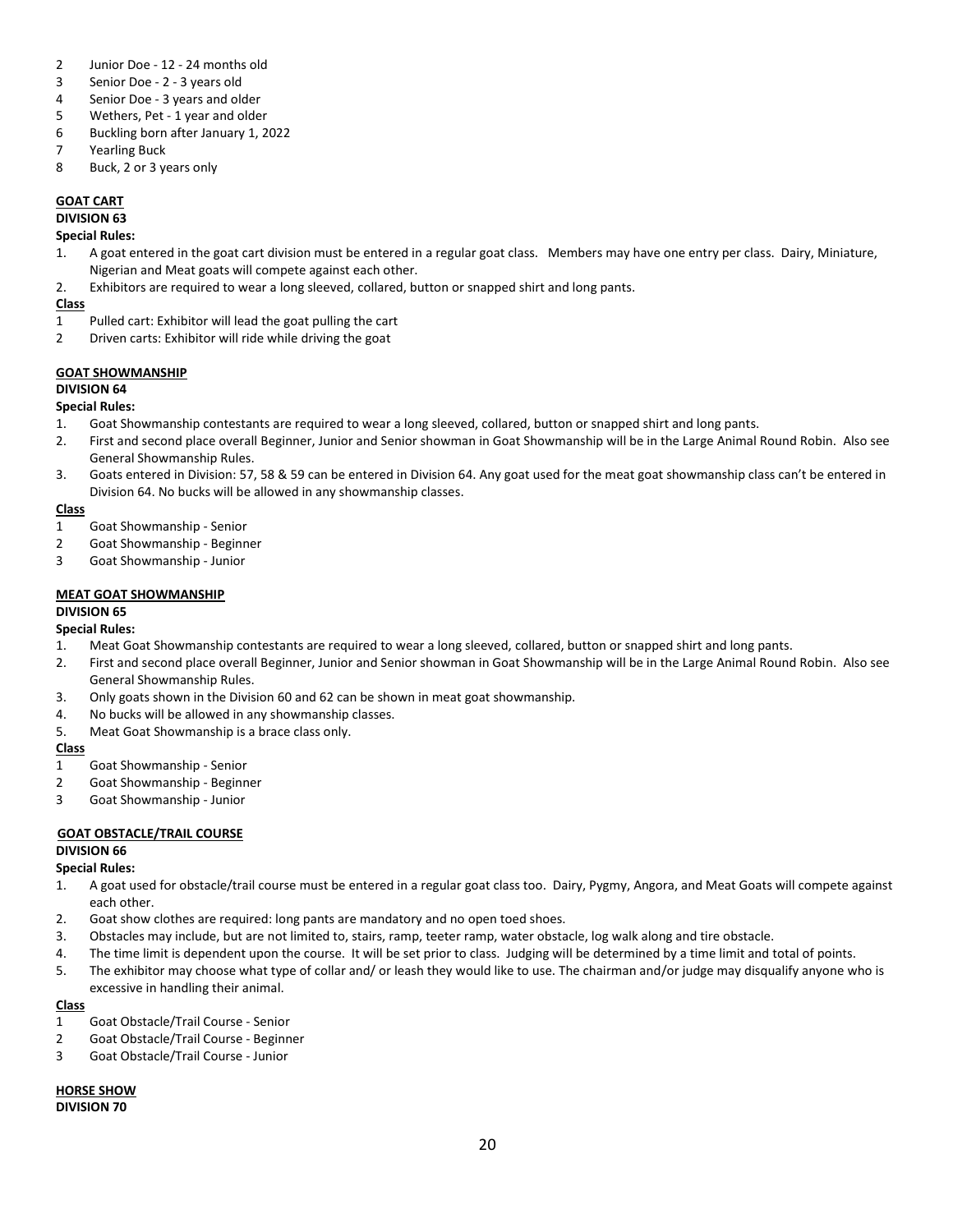2 Junior Doe - 12 - 24 months old
3 Senior Doe - 2 - 3 years old
4 Senior Doe - 3 years and older
5 Wethers, Pet - 1 year and older
6 Buckling born after January 1, 2022
7 Yearling Buck
8 Buck, 2 or 3 years only

**GOAT CART**

**DIVISION 63**

**Special Rules:**

1. A goat entered in the goat cart division must be entered in a regular goat class. Members may have one entry per class. Dairy, Miniature, Nigerian and Meat goats will compete against each other.
2. Exhibitors are required to wear a long sleeved, collared, button or snapped shirt and long pants.

**Class**

1 Pulled cart: Exhibitor will lead the goat pulling the cart
2 Driven carts: Exhibitor will ride while driving the goat

**GOAT SHOWMANSHIP**

**DIVISION 64**

**Special Rules:**

1. Goat Showmanship contestants are required to wear a long sleeved, collared, button or snapped shirt and long pants.
2. First and second place overall Beginner, Junior and Senior showman in Goat Showmanship will be in the Large Animal Round Robin. Also see General Showmanship Rules.
3. Goats entered in Division: 57, 58 & 59 can be entered in Division 64. Any goat used for the meat goat showmanship class can't be entered in Division 64. No bucks will be allowed in any showmanship classes.

**Class**

1 Goat Showmanship - Senior
2 Goat Showmanship - Beginner
3 Goat Showmanship - Junior

**MEAT GOAT SHOWMANSHIP**

**DIVISION 65**

**Special Rules:**

1. Meat Goat Showmanship contestants are required to wear a long sleeved, collared, button or snapped shirt and long pants.
2. First and second place overall Beginner, Junior and Senior showman in Goat Showmanship will be in the Large Animal Round Robin. Also see General Showmanship Rules.
3. Only goats shown in the Division 60 and 62 can be shown in meat goat showmanship.
4. No bucks will be allowed in any showmanship classes.
5. Meat Goat Showmanship is a brace class only.

**Class**

1 Goat Showmanship - Senior
2 Goat Showmanship - Beginner
3 Goat Showmanship - Junior

**GOAT OBSTACLE/TRAIL COURSE**

**DIVISION 66**

**Special Rules:**

1. A goat used for obstacle/trail course must be entered in a regular goat class too. Dairy, Pygmy, Angora, and Meat Goats will compete against each other.
2. Goat show clothes are required: long pants are mandatory and no open toed shoes.
3. Obstacles may include, but are not limited to, stairs, ramp, teeter ramp, water obstacle, log walk along and tire obstacle.
4. The time limit is dependent upon the course. It will be set prior to class. Judging will be determined by a time limit and total of points.
5. The exhibitor may choose what type of collar and/ or leash they would like to use. The chairman and/or judge may disqualify anyone who is excessive in handling their animal.

**Class**

1 Goat Obstacle/Trail Course - Senior
2 Goat Obstacle/Trail Course - Beginner
3 Goat Obstacle/Trail Course - Junior

**HORSE SHOW**

**DIVISION 70**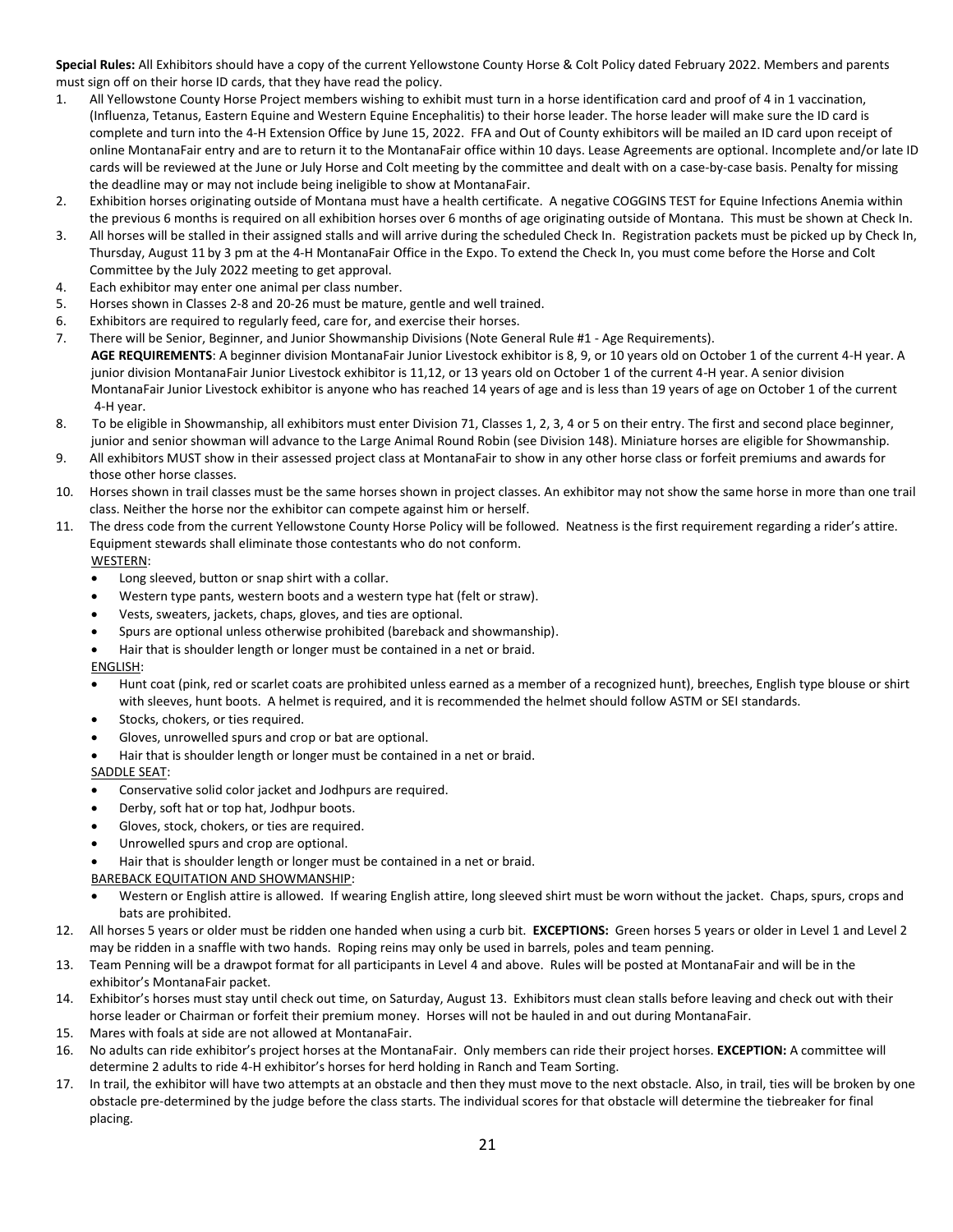**Special Rules:** All Exhibitors should have a copy of the current Yellowstone County Horse & Colt Policy dated February 2022. Members and parents must sign off on their horse ID cards, that they have read the policy.

1. All Yellowstone County Horse Project members wishing to exhibit must turn in a horse identification card and proof of 4 in 1 vaccination, (Influenza, Tetanus, Eastern Equine and Western Equine Encephalitis) to their horse leader. The horse leader will make sure the ID card is complete and turn into the 4-H Extension Office by June 15, 2022. FFA and Out of County exhibitors will be mailed an ID card upon receipt of online MontanaFair entry and are to return it to the MontanaFair office within 10 days. Lease Agreements are optional. Incomplete and/or late ID cards will be reviewed at the June or July Horse and Colt meeting by the committee and dealt with on a case-by-case basis. Penalty for missing the deadline may or may not include being ineligible to show at MontanaFair.
2. Exhibition horses originating outside of Montana must have a health certificate. A negative COGGINS TEST for Equine Infections Anemia within the previous 6 months is required on all exhibition horses over 6 months of age originating outside of Montana. This must be shown at Check In.
3. All horses will be stalled in their assigned stalls and will arrive during the scheduled Check In. Registration packets must be picked up by Check In, Thursday, August 11 by 3 pm at the 4-H MontanaFair Office in the Expo. To extend the Check In, you must come before the Horse and Colt Committee by the July 2022 meeting to get approval.
4. Each exhibitor may enter one animal per class number.
5. Horses shown in Classes 2-8 and 20-26 must be mature, gentle and well trained.
6. Exhibitors are required to regularly feed, care for, and exercise their horses.
7. There will be Senior, Beginner, and Junior Showmanship Divisions (Note General Rule #1 - Age Requirements).
   **AGE REQUIREMENTS**: A beginner division MontanaFair Junior Livestock exhibitor is 8, 9, or 10 years old on October 1 of the current 4-H year. A junior division MontanaFair Junior Livestock exhibitor is 11,12, or 13 years old on October 1 of the current 4-H year. A senior division MontanaFair Junior Livestock exhibitor is anyone who has reached 14 years of age and is less than 19 years of age on October 1 of the current 4-H year.
8. To be eligible in Showmanship, all exhibitors must enter Division 71, Classes 1, 2, 3, 4 or 5 on their entry. The first and second place beginner, junior and senior showman will advance to the Large Animal Round Robin (see Division 148). Miniature horses are eligible for Showmanship.
9. All exhibitors MUST show in their assessed project class at MontanaFair to show in any other horse class or forfeit premiums and awards for those other horse classes.
10. Horses shown in trail classes must be the same horses shown in project classes. An exhibitor may not show the same horse in more than one trail class. Neither the horse nor the exhibitor can compete against him or herself.
11. The dress code from the current Yellowstone County Horse Policy will be followed. Neatness is the first requirement regarding a rider's attire. Equipment stewards shall eliminate those contestants who do not conform.
   <u>WESTERN</u>:
   - Long sleeved, button or snap shirt with a collar.
   - Western type pants, western boots and a western type hat (felt or straw).
   - Vests, sweaters, jackets, chaps, gloves, and ties are optional.
   - Spurs are optional unless otherwise prohibited (bareback and showmanship).
   - Hair that is shoulder length or longer must be contained in a net or braid.

   <u>ENGLISH</u>:
   - Hunt coat (pink, red or scarlet coats are prohibited unless earned as a member of a recognized hunt), breeches, English type blouse or shirt with sleeves, hunt boots. A helmet is required, and it is recommended the helmet should follow ASTM or SEI standards.
   - Stocks, chokers, or ties required.
   - Gloves, unrowelled spurs and crop or bat are optional.
   - Hair that is shoulder length or longer must be contained in a net or braid.

   <u>SADDLE SEAT</u>:
   - Conservative solid color jacket and Jodhpurs are required.
   - Derby, soft hat or top hat, Jodhpur boots.
   - Gloves, stock, chokers, or ties are required.
   - Unrowelled spurs and crop are optional.
   - Hair that is shoulder length or longer must be contained in a net or braid.

   <u>BAREBACK EQUITATION AND SHOWMANSHIP</u>:
   - Western or English attire is allowed. If wearing English attire, long sleeved shirt must be worn without the jacket. Chaps, spurs, crops and bats are prohibited.
12. All horses 5 years or older must be ridden one handed when using a curb bit. **EXCEPTIONS:** Green horses 5 years or older in Level 1 and Level 2 may be ridden in a snaffle with two hands. Roping reins may only be used in barrels, poles and team penning.
13. Team Penning will be a drawpot format for all participants in Level 4 and above. Rules will be posted at MontanaFair and will be in the exhibitor's MontanaFair packet.
14. Exhibitor's horses must stay until check out time, on Saturday, August 13. Exhibitors must clean stalls before leaving and check out with their horse leader or Chairman or forfeit their premium money. Horses will not be hauled in and out during MontanaFair.
15. Mares with foals at side are not allowed at MontanaFair.
16. No adults can ride exhibitor's project horses at the MontanaFair. Only members can ride their project horses. **EXCEPTION:** A committee will determine 2 adults to ride 4-H exhibitor's horses for herd holding in Ranch and Team Sorting.
17. In trail, the exhibitor will have two attempts at an obstacle and then they must move to the next obstacle. Also, in trail, ties will be broken by one obstacle pre-determined by the judge before the class starts. The individual scores for that obstacle will determine the tiebreaker for final placing.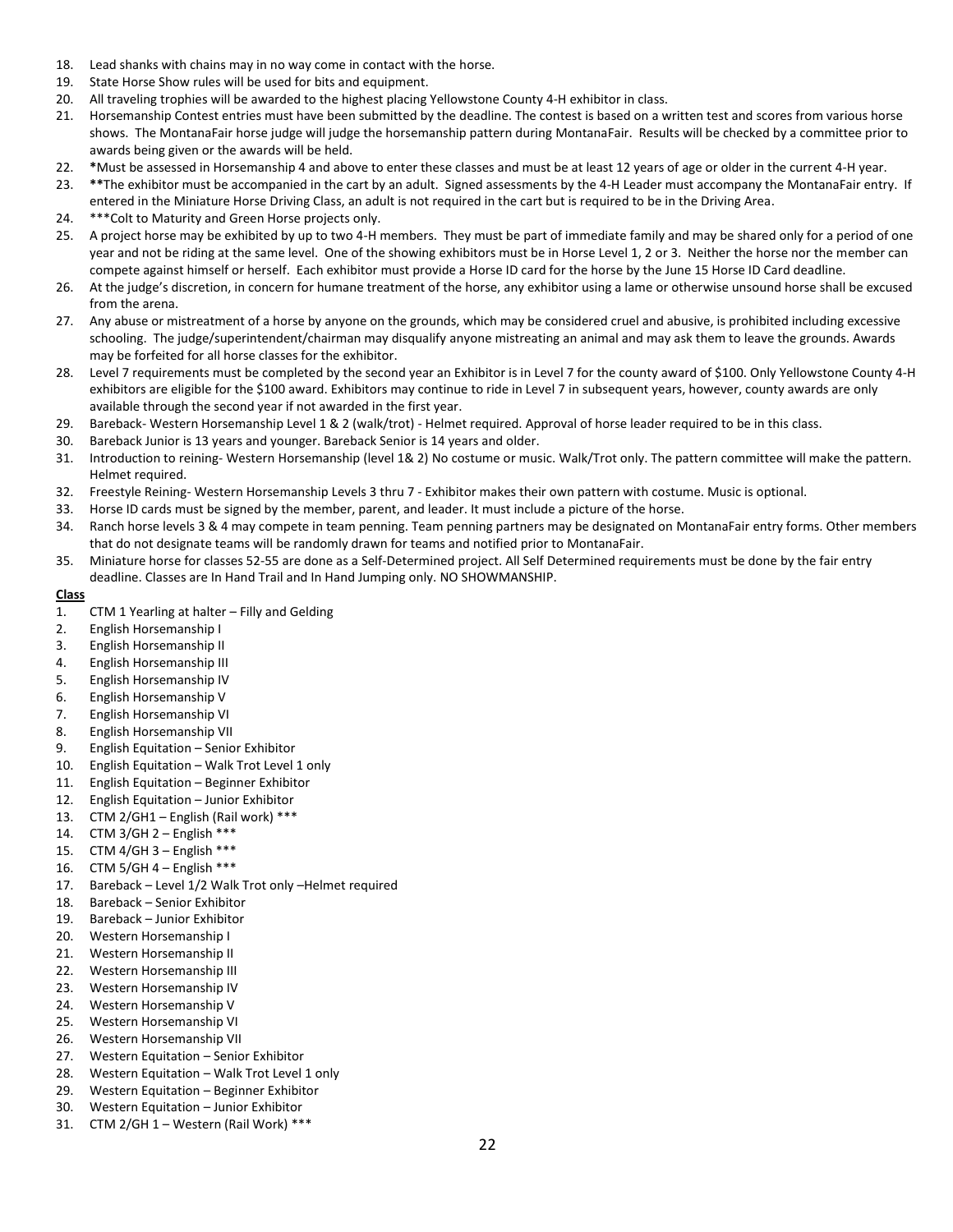18. Lead shanks with chains may in no way come in contact with the horse.
19. State Horse Show rules will be used for bits and equipment.
20. All traveling trophies will be awarded to the highest placing Yellowstone County 4-H exhibitor in class.
21. Horsemanship Contest entries must have been submitted by the deadline. The contest is based on a written test and scores from various horse shows. The MontanaFair horse judge will judge the horsemanship pattern during MontanaFair. Results will be checked by a committee prior to awards being given or the awards will be held.
22. *Must be assessed in Horsemanship 4 and above to enter these classes and must be at least 12 years of age or older in the current 4-H year.
23. **The exhibitor must be accompanied in the cart by an adult. Signed assessments by the 4-H Leader must accompany the MontanaFair entry. If entered in the Miniature Horse Driving Class, an adult is not required in the cart but is required to be in the Driving Area.
24. ***Colt to Maturity and Green Horse projects only.
25. A project horse may be exhibited by up to two 4-H members. They must be part of immediate family and may be shared only for a period of one year and not be riding at the same level. One of the showing exhibitors must be in Horse Level 1, 2 or 3. Neither the horse nor the member can compete against himself or herself. Each exhibitor must provide a Horse ID card for the horse by the June 15 Horse ID Card deadline.
26. At the judge's discretion, in concern for humane treatment of the horse, any exhibitor using a lame or otherwise unsound horse shall be excused from the arena.
27. Any abuse or mistreatment of a horse by anyone on the grounds, which may be considered cruel and abusive, is prohibited including excessive schooling. The judge/superintendent/chairman may disqualify anyone mistreating an animal and may ask them to leave the grounds. Awards may be forfeited for all horse classes for the exhibitor.
28. Level 7 requirements must be completed by the second year an Exhibitor is in Level 7 for the county award of $100. Only Yellowstone County 4-H exhibitors are eligible for the $100 award. Exhibitors may continue to ride in Level 7 in subsequent years, however, county awards are only available through the second year if not awarded in the first year.
29. Bareback- Western Horsemanship Level 1 & 2 (walk/trot) - Helmet required. Approval of horse leader required to be in this class.
30. Bareback Junior is 13 years and younger. Bareback Senior is 14 years and older.
31. Introduction to reining- Western Horsemanship (level 1& 2) No costume or music. Walk/Trot only. The pattern committee will make the pattern. Helmet required.
32. Freestyle Reining- Western Horsemanship Levels 3 thru 7 - Exhibitor makes their own pattern with costume. Music is optional.
33. Horse ID cards must be signed by the member, parent, and leader. It must include a picture of the horse.
34. Ranch horse levels 3 & 4 may compete in team penning. Team penning partners may be designated on MontanaFair entry forms. Other members that do not designate teams will be randomly drawn for teams and notified prior to MontanaFair.
35. Miniature horse for classes 52-55 are done as a Self-Determined project. All Self Determined requirements must be done by the fair entry deadline. Classes are In Hand Trail and In Hand Jumping only. NO SHOWMANSHIP.

**Class**

1. CTM 1 Yearling at halter – Filly and Gelding
2. English Horsemanship I
3. English Horsemanship II
4. English Horsemanship III
5. English Horsemanship IV
6. English Horsemanship V
7. English Horsemanship VI
8. English Horsemanship VII
9. English Equitation – Senior Exhibitor
10. English Equitation – Walk Trot Level 1 only
11. English Equitation – Beginner Exhibitor
12. English Equitation – Junior Exhibitor
13. CTM 2/GH1 – English (Rail work) ***
14. CTM 3/GH 2 – English ***
15. CTM 4/GH 3 – English ***
16. CTM 5/GH 4 – English ***
17. Bareback – Level 1/2 Walk Trot only –Helmet required
18. Bareback – Senior Exhibitor
19. Bareback – Junior Exhibitor
20. Western Horsemanship I
21. Western Horsemanship II
22. Western Horsemanship III
23. Western Horsemanship IV
24. Western Horsemanship V
25. Western Horsemanship VI
26. Western Horsemanship VII
27. Western Equitation – Senior Exhibitor
28. Western Equitation – Walk Trot Level 1 only
29. Western Equitation – Beginner Exhibitor
30. Western Equitation – Junior Exhibitor
31. CTM 2/GH 1 – Western (Rail Work) ***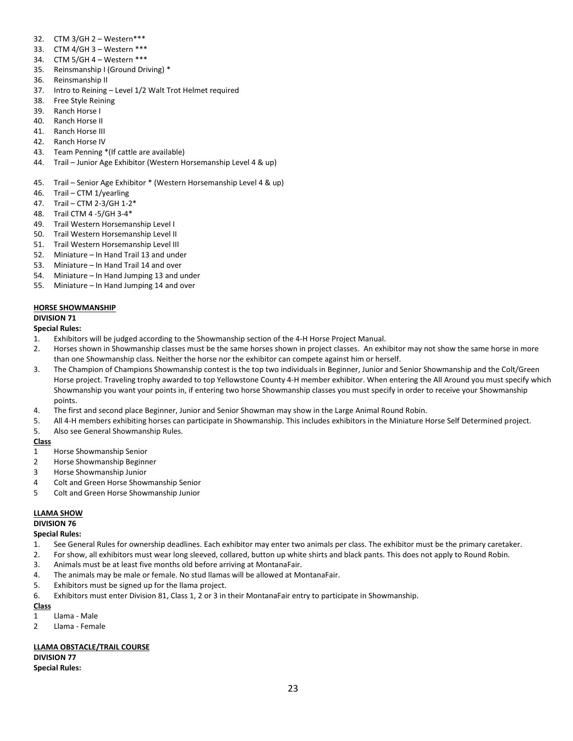32. CTM 3/GH 2 – Western***
33. CTM 4/GH 3 – Western ***
34. CTM 5/GH 4 – Western ***
35. Reinsmanship I (Ground Driving) *
36. Reinsmanship II
37. Intro to Reining – Level 1/2 Walt Trot Helmet required
38. Free Style Reining
39. Ranch Horse I
40. Ranch Horse II
41. Ranch Horse III
42. Ranch Horse IV
43. Team Penning *(If cattle are available)
44. Trail – Junior Age Exhibitor (Western Horsemanship Level 4 & up)
45. Trail – Senior Age Exhibitor * (Western Horsemanship Level 4 & up)
46. Trail – CTM 1/yearling
47. Trail – CTM 2-3/GH 1-2*
48. Trail CTM 4 -5/GH 3-4*
49. Trail Western Horsemanship Level I
50. Trail Western Horsemanship Level II
51. Trail Western Horsemanship Level III
52. Miniature – In Hand Trail 13 and under
53. Miniature – In Hand Trail 14 and over
54. Miniature – In Hand Jumping 13 and under
55. Miniature – In Hand Jumping 14 and over

**HORSE SHOWMANSHIP**

**DIVISION 71**

**Special Rules:**

1. Exhibitors will be judged according to the Showmanship section of the 4-H Horse Project Manual.
2. Horses shown in Showmanship classes must be the same horses shown in project classes. An exhibitor may not show the same horse in more than one Showmanship class. Neither the horse nor the exhibitor can compete against him or herself.
3. The Champion of Champions Showmanship contest is the top two individuals in Beginner, Junior and Senior Showmanship and the Colt/Green Horse project. Traveling trophy awarded to top Yellowstone County 4-H member exhibitor. When entering the All Around you must specify which Showmanship you want your points in, if entering two horse Showmanship classes you must specify in order to receive your Showmanship points.
4. The first and second place Beginner, Junior and Senior Showman may show in the Large Animal Round Robin.
5. All 4-H members exhibiting horses can participate in Showmanship. This includes exhibitors in the Miniature Horse Self Determined project.
5. Also see General Showmanship Rules.

**Class**

1 Horse Showmanship Senior
2 Horse Showmanship Beginner
3 Horse Showmanship Junior
4 Colt and Green Horse Showmanship Senior
5 Colt and Green Horse Showmanship Junior

**LLAMA SHOW**

**DIVISION 76**

**Special Rules:**

1. See General Rules for ownership deadlines. Each exhibitor may enter two animals per class. The exhibitor must be the primary caretaker.
2. For show, all exhibitors must wear long sleeved, collared, button up white shirts and black pants. This does not apply to Round Robin.
3. Animals must be at least five months old before arriving at MontanaFair.
4. The animals may be male or female. No stud llamas will be allowed at MontanaFair.
5. Exhibitors must be signed up for the llama project.
6. Exhibitors must enter Division 81, Class 1, 2 or 3 in their MontanaFair entry to participate in Showmanship.

**Class**

1 Llama - Male
2 Llama - Female

**LLAMA OBSTACLE/TRAIL COURSE**

**DIVISION 77**

**Special Rules:**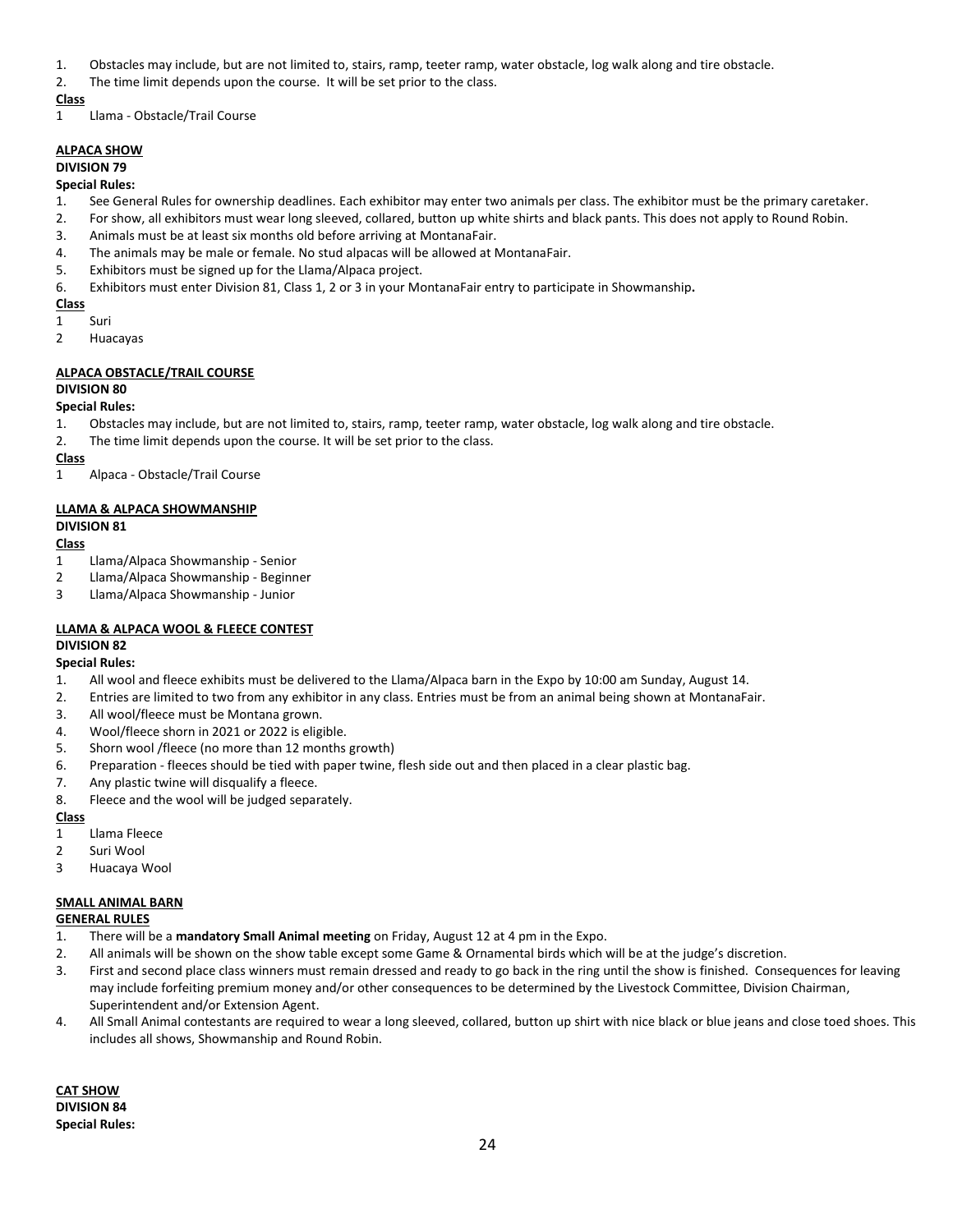1. Obstacles may include, but are not limited to, stairs, ramp, teeter ramp, water obstacle, log walk along and tire obstacle.
2. The time limit depends upon the course. It will be set prior to the class.

**Class**

1 Llama - Obstacle/Trail Course

## ALPACA SHOW

**DIVISION 79**

**Special Rules:**

1. See General Rules for ownership deadlines. Each exhibitor may enter two animals per class. The exhibitor must be the primary caretaker.
2. For show, all exhibitors must wear long sleeved, collared, button up white shirts and black pants. This does not apply to Round Robin.
3. Animals must be at least six months old before arriving at MontanaFair.
4. The animals may be male or female. No stud alpacas will be allowed at MontanaFair.
5. Exhibitors must be signed up for the Llama/Alpaca project.
6. Exhibitors must enter Division 81, Class 1, 2 or 3 in your MontanaFair entry to participate in Showmanship**.**

**Class**

1 Suri
2 Huacayas

## ALPACA OBSTACLE/TRAIL COURSE

**DIVISION 80**

**Special Rules:**

1. Obstacles may include, but are not limited to, stairs, ramp, teeter ramp, water obstacle, log walk along and tire obstacle.
2. The time limit depends upon the course. It will be set prior to the class.

**Class**

1 Alpaca - Obstacle/Trail Course

## LLAMA & ALPACA SHOWMANSHIP

**DIVISION 81**

**Class**

1 Llama/Alpaca Showmanship - Senior
2 Llama/Alpaca Showmanship - Beginner
3 Llama/Alpaca Showmanship - Junior

## LLAMA & ALPACA WOOL & FLEECE CONTEST

**DIVISION 82**

**Special Rules:**

1. All wool and fleece exhibits must be delivered to the Llama/Alpaca barn in the Expo by 10:00 am Sunday, August 14.
2. Entries are limited to two from any exhibitor in any class. Entries must be from an animal being shown at MontanaFair.
3. All wool/fleece must be Montana grown.
4. Wool/fleece shorn in 2021 or 2022 is eligible.
5. Shorn wool /fleece (no more than 12 months growth)
6. Preparation - fleeces should be tied with paper twine, flesh side out and then placed in a clear plastic bag.
7. Any plastic twine will disqualify a fleece.
8. Fleece and the wool will be judged separately.

**Class**

1 Llama Fleece
2 Suri Wool
3 Huacaya Wool

## SMALL ANIMAL BARN

**GENERAL RULES**

1. There will be a **mandatory Small Animal meeting** on Friday, August 12 at 4 pm in the Expo.
2. All animals will be shown on the show table except some Game & Ornamental birds which will be at the judge's discretion.
3. First and second place class winners must remain dressed and ready to go back in the ring until the show is finished. Consequences for leaving may include forfeiting premium money and/or other consequences to be determined by the Livestock Committee, Division Chairman, Superintendent and/or Extension Agent.
4. All Small Animal contestants are required to wear a long sleeved, collared, button up shirt with nice black or blue jeans and close toed shoes. This includes all shows, Showmanship and Round Robin.

## CAT SHOW

**DIVISION 84**

**Special Rules:**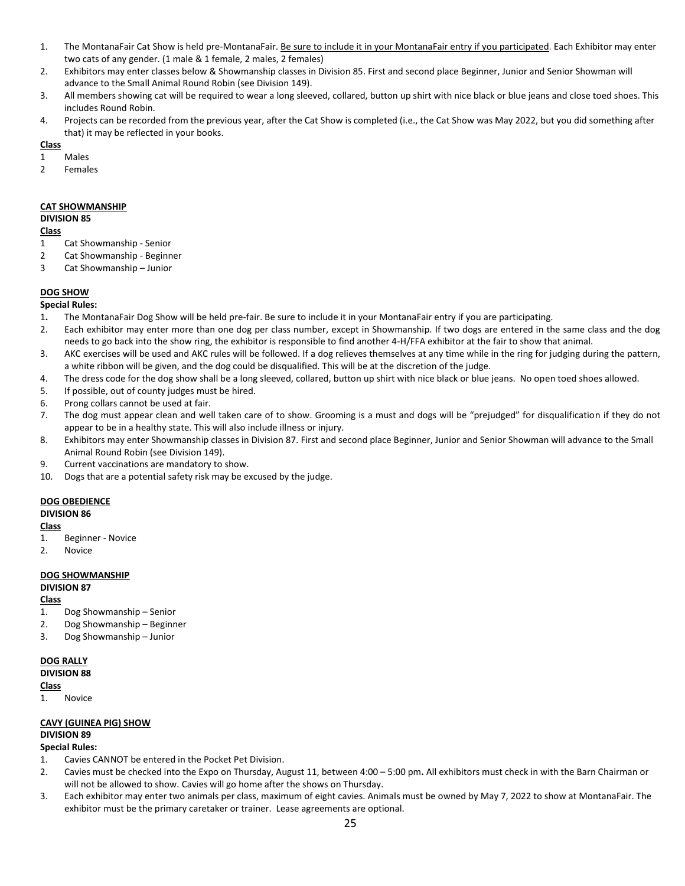1. The MontanaFair Cat Show is held pre-MontanaFair. Be sure to include it in your MontanaFair entry if you participated. Each Exhibitor may enter two cats of any gender. (1 male & 1 female, 2 males, 2 females)
2. Exhibitors may enter classes below & Showmanship classes in Division 85. First and second place Beginner, Junior and Senior Showman will advance to the Small Animal Round Robin (see Division 149).
3. All members showing cat will be required to wear a long sleeved, collared, button up shirt with nice black or blue jeans and close toed shoes. This includes Round Robin.
4. Projects can be recorded from the previous year, after the Cat Show is completed (i.e., the Cat Show was May 2022, but you did something after that) it may be reflected in your books.

**Class**

1 Males
2 Females

**CAT SHOWMANSHIP**

**DIVISION 85**

**Class**

1 Cat Showmanship - Senior
2 Cat Showmanship - Beginner
3 Cat Showmanship – Junior

**DOG SHOW**

**Special Rules:**

1. The MontanaFair Dog Show will be held pre-fair. Be sure to include it in your MontanaFair entry if you are participating.
2. Each exhibitor may enter more than one dog per class number, except in Showmanship. If two dogs are entered in the same class and the dog needs to go back into the show ring, the exhibitor is responsible to find another 4-H/FFA exhibitor at the fair to show that animal.
3. AKC exercises will be used and AKC rules will be followed. If a dog relieves themselves at any time while in the ring for judging during the pattern, a white ribbon will be given, and the dog could be disqualified. This will be at the discretion of the judge.
4. The dress code for the dog show shall be a long sleeved, collared, button up shirt with nice black or blue jeans. No open toed shoes allowed.
5. If possible, out of county judges must be hired.
6. Prong collars cannot be used at fair.
7. The dog must appear clean and well taken care of to show. Grooming is a must and dogs will be "prejudged" for disqualification if they do not appear to be in a healthy state. This will also include illness or injury.
8. Exhibitors may enter Showmanship classes in Division 87. First and second place Beginner, Junior and Senior Showman will advance to the Small Animal Round Robin (see Division 149).
9. Current vaccinations are mandatory to show.
10. Dogs that are a potential safety risk may be excused by the judge.

**DOG OBEDIENCE**

**DIVISION 86**

**Class**

1. Beginner - Novice
2. Novice

**DOG SHOWMANSHIP**

**DIVISION 87**

**Class**

1. Dog Showmanship – Senior
2. Dog Showmanship – Beginner
3. Dog Showmanship – Junior

**DOG RALLY**

**DIVISION 88**

**Class**

1. Novice

**CAVY (GUINEA PIG) SHOW**

**DIVISION 89**

**Special Rules:**

1. Cavies CANNOT be entered in the Pocket Pet Division.
2. Cavies must be checked into the Expo on Thursday, August 11, between 4:00 – 5:00 pm**.** All exhibitors must check in with the Barn Chairman or will not be allowed to show. Cavies will go home after the shows on Thursday.
3. Each exhibitor may enter two animals per class, maximum of eight cavies. Animals must be owned by May 7, 2022 to show at MontanaFair. The exhibitor must be the primary caretaker or trainer. Lease agreements are optional.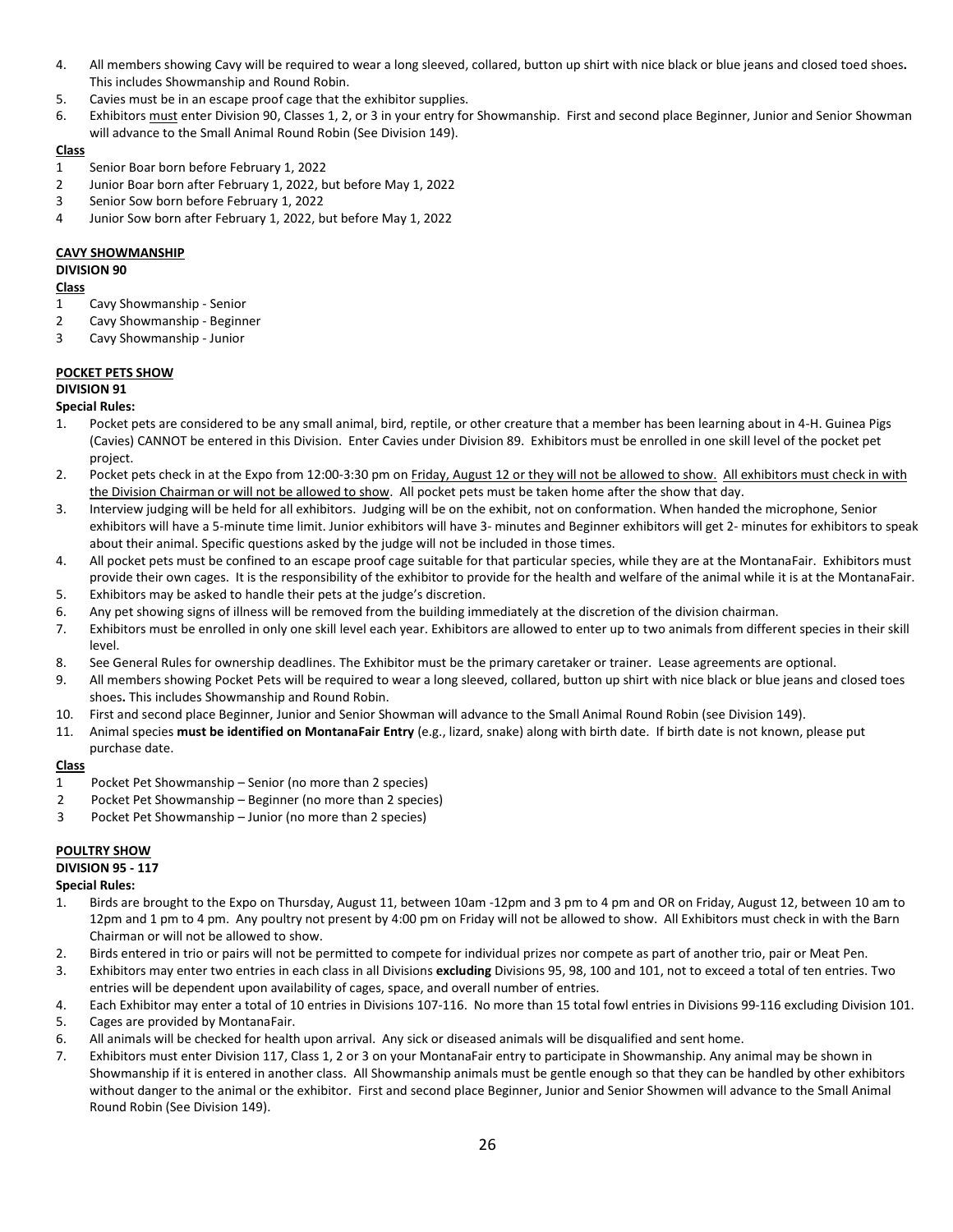4. All members showing Cavy will be required to wear a long sleeved, collared, button up shirt with nice black or blue jeans and closed toed shoes**.** This includes Showmanship and Round Robin.
5. Cavies must be in an escape proof cage that the exhibitor supplies.
6. Exhibitors must enter Division 90, Classes 1, 2, or 3 in your entry for Showmanship. First and second place Beginner, Junior and Senior Showman will advance to the Small Animal Round Robin (See Division 149).

**Class**

1 Senior Boar born before February 1, 2022
2 Junior Boar born after February 1, 2022, but before May 1, 2022
3 Senior Sow born before February 1, 2022
4 Junior Sow born after February 1, 2022, but before May 1, 2022

## CAVY SHOWMANSHIP

**DIVISION 90**

**Class**

1 Cavy Showmanship - Senior
2 Cavy Showmanship - Beginner
3 Cavy Showmanship - Junior

## POCKET PETS SHOW

**DIVISION 91**

**Special Rules:**

1. Pocket pets are considered to be any small animal, bird, reptile, or other creature that a member has been learning about in 4-H. Guinea Pigs (Cavies) CANNOT be entered in this Division. Enter Cavies under Division 89. Exhibitors must be enrolled in one skill level of the pocket pet project.
2. Pocket pets check in at the Expo from 12:00-3:30 pm on Friday, August 12 or they will not be allowed to show. All exhibitors must check in with the Division Chairman or will not be allowed to show. All pocket pets must be taken home after the show that day.
3. Interview judging will be held for all exhibitors. Judging will be on the exhibit, not on conformation. When handed the microphone, Senior exhibitors will have a 5-minute time limit. Junior exhibitors will have 3- minutes and Beginner exhibitors will get 2- minutes for exhibitors to speak about their animal. Specific questions asked by the judge will not be included in those times.
4. All pocket pets must be confined to an escape proof cage suitable for that particular species, while they are at the MontanaFair. Exhibitors must provide their own cages. It is the responsibility of the exhibitor to provide for the health and welfare of the animal while it is at the MontanaFair.
5. Exhibitors may be asked to handle their pets at the judge's discretion.
6. Any pet showing signs of illness will be removed from the building immediately at the discretion of the division chairman.
7. Exhibitors must be enrolled in only one skill level each year. Exhibitors are allowed to enter up to two animals from different species in their skill level.
8. See General Rules for ownership deadlines. The Exhibitor must be the primary caretaker or trainer. Lease agreements are optional.
9. All members showing Pocket Pets will be required to wear a long sleeved, collared, button up shirt with nice black or blue jeans and closed toes shoes**.** This includes Showmanship and Round Robin.
10. First and second place Beginner, Junior and Senior Showman will advance to the Small Animal Round Robin (see Division 149).
11. Animal species **must be identified on MontanaFair Entry** (e.g., lizard, snake) along with birth date. If birth date is not known, please put purchase date.

**Class**

1 Pocket Pet Showmanship – Senior (no more than 2 species)
2 Pocket Pet Showmanship – Beginner (no more than 2 species)
3 Pocket Pet Showmanship – Junior (no more than 2 species)

## POULTRY SHOW

**DIVISION 95 - 117**

**Special Rules:**

1. Birds are brought to the Expo on Thursday, August 11, between 10am -12pm and 3 pm to 4 pm and OR on Friday, August 12, between 10 am to 12pm and 1 pm to 4 pm. Any poultry not present by 4:00 pm on Friday will not be allowed to show. All Exhibitors must check in with the Barn Chairman or will not be allowed to show.
2. Birds entered in trio or pairs will not be permitted to compete for individual prizes nor compete as part of another trio, pair or Meat Pen.
3. Exhibitors may enter two entries in each class in all Divisions **excluding** Divisions 95, 98, 100 and 101, not to exceed a total of ten entries. Two entries will be dependent upon availability of cages, space, and overall number of entries.
4. Each Exhibitor may enter a total of 10 entries in Divisions 107-116. No more than 15 total fowl entries in Divisions 99-116 excluding Division 101.
5. Cages are provided by MontanaFair.
6. All animals will be checked for health upon arrival. Any sick or diseased animals will be disqualified and sent home.
7. Exhibitors must enter Division 117, Class 1, 2 or 3 on your MontanaFair entry to participate in Showmanship. Any animal may be shown in Showmanship if it is entered in another class. All Showmanship animals must be gentle enough so that they can be handled by other exhibitors without danger to the animal or the exhibitor. First and second place Beginner, Junior and Senior Showmen will advance to the Small Animal Round Robin (See Division 149).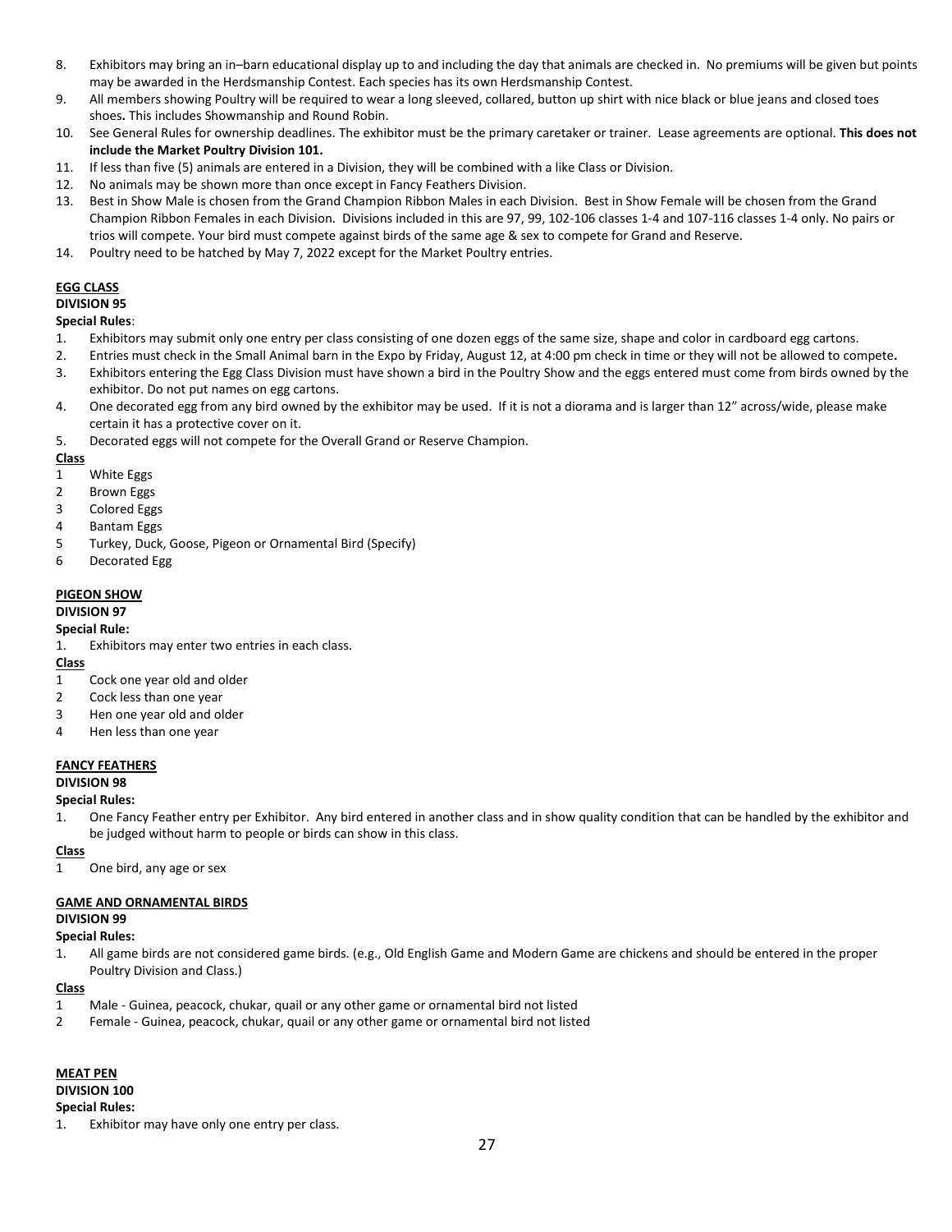8. Exhibitors may bring an in–barn educational display up to and including the day that animals are checked in. No premiums will be given but points may be awarded in the Herdsmanship Contest. Each species has its own Herdsmanship Contest.
9. All members showing Poultry will be required to wear a long sleeved, collared, button up shirt with nice black or blue jeans and closed toes shoes**.** This includes Showmanship and Round Robin.
10. See General Rules for ownership deadlines. The exhibitor must be the primary caretaker or trainer. Lease agreements are optional. **This does not include the Market Poultry Division 101.**
11. If less than five (5) animals are entered in a Division, they will be combined with a like Class or Division.
12. No animals may be shown more than once except in Fancy Feathers Division.
13. Best in Show Male is chosen from the Grand Champion Ribbon Males in each Division. Best in Show Female will be chosen from the Grand Champion Ribbon Females in each Division. Divisions included in this are 97, 99, 102-106 classes 1-4 and 107-116 classes 1-4 only. No pairs or trios will compete. Your bird must compete against birds of the same age & sex to compete for Grand and Reserve.
14. Poultry need to be hatched by May 7, 2022 except for the Market Poultry entries.

## EGG CLASS

### DIVISION 95

**Special Rules**:

1. Exhibitors may submit only one entry per class consisting of one dozen eggs of the same size, shape and color in cardboard egg cartons.
2. Entries must check in the Small Animal barn in the Expo by Friday, August 12, at 4:00 pm check in time or they will not be allowed to compete**.**
3. Exhibitors entering the Egg Class Division must have shown a bird in the Poultry Show and the eggs entered must come from birds owned by the exhibitor. Do not put names on egg cartons.
4. One decorated egg from any bird owned by the exhibitor may be used. If it is not a diorama and is larger than 12" across/wide, please make certain it has a protective cover on it.
5. Decorated eggs will not compete for the Overall Grand or Reserve Champion.

**Class**

1 White Eggs
2 Brown Eggs
3 Colored Eggs
4 Bantam Eggs
5 Turkey, Duck, Goose, Pigeon or Ornamental Bird (Specify)
6 Decorated Egg

## PIGEON SHOW

### DIVISION 97

**Special Rule:**

1. Exhibitors may enter two entries in each class.

**Class**

1 Cock one year old and older
2 Cock less than one year
3 Hen one year old and older
4 Hen less than one year

## FANCY FEATHERS

### DIVISION 98

**Special Rules:**

1. One Fancy Feather entry per Exhibitor. Any bird entered in another class and in show quality condition that can be handled by the exhibitor and be judged without harm to people or birds can show in this class.

**Class**

1 One bird, any age or sex

## GAME AND ORNAMENTAL BIRDS

### DIVISION 99

**Special Rules:**

1. All game birds are not considered game birds. (e.g., Old English Game and Modern Game are chickens and should be entered in the proper Poultry Division and Class.)

**Class**

1 Male - Guinea, peacock, chukar, quail or any other game or ornamental bird not listed
2 Female - Guinea, peacock, chukar, quail or any other game or ornamental bird not listed

## MEAT PEN

### DIVISION 100

**Special Rules:**

1. Exhibitor may have only one entry per class.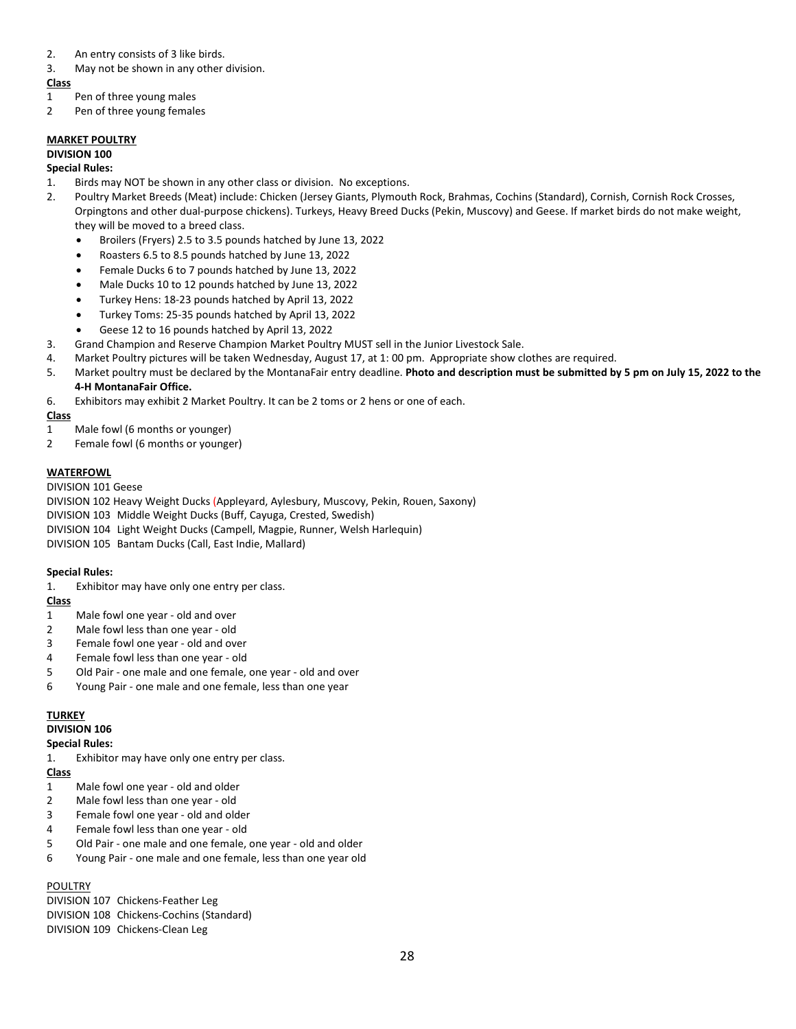2. An entry consists of 3 like birds.
3. May not be shown in any other division.

**Class**

1 Pen of three young males
2 Pen of three young females

**MARKET POULTRY**

**DIVISION 100**

**Special Rules:**

1. Birds may NOT be shown in any other class or division. No exceptions.
2. Poultry Market Breeds (Meat) include: Chicken (Jersey Giants, Plymouth Rock, Brahmas, Cochins (Standard), Cornish, Cornish Rock Crosses, Orpingtons and other dual-purpose chickens). Turkeys, Heavy Breed Ducks (Pekin, Muscovy) and Geese. If market birds do not make weight, they will be moved to a breed class.
   - Broilers (Fryers) 2.5 to 3.5 pounds hatched by June 13, 2022
   - Roasters 6.5 to 8.5 pounds hatched by June 13, 2022
   - Female Ducks 6 to 7 pounds hatched by June 13, 2022
   - Male Ducks 10 to 12 pounds hatched by June 13, 2022
   - Turkey Hens: 18-23 pounds hatched by April 13, 2022
   - Turkey Toms: 25-35 pounds hatched by April 13, 2022
   - Geese 12 to 16 pounds hatched by April 13, 2022
3. Grand Champion and Reserve Champion Market Poultry MUST sell in the Junior Livestock Sale.
4. Market Poultry pictures will be taken Wednesday, August 17, at 1: 00 pm. Appropriate show clothes are required.
5. Market poultry must be declared by the MontanaFair entry deadline. **Photo and description must be submitted by 5 pm on July 15, 2022 to the 4-H MontanaFair Office.**
6. Exhibitors may exhibit 2 Market Poultry. It can be 2 toms or 2 hens or one of each.

**Class**

1 Male fowl (6 months or younger)
2 Female fowl (6 months or younger)

**WATERFOWL**

DIVISION 101 Geese
DIVISION 102 Heavy Weight Ducks (Appleyard, Aylesbury, Muscovy, Pekin, Rouen, Saxony)
DIVISION 103 Middle Weight Ducks (Buff, Cayuga, Crested, Swedish)
DIVISION 104 Light Weight Ducks (Campell, Magpie, Runner, Welsh Harlequin)
DIVISION 105 Bantam Ducks (Call, East Indie, Mallard)

**Special Rules:**

1. Exhibitor may have only one entry per class.

**Class**

1 Male fowl one year - old and over
2 Male fowl less than one year - old
3 Female fowl one year - old and over
4 Female fowl less than one year - old
5 Old Pair - one male and one female, one year - old and over
6 Young Pair - one male and one female, less than one year

**TURKEY**

**DIVISION 106**

**Special Rules:**

1. Exhibitor may have only one entry per class.

**Class**

1 Male fowl one year - old and older
2 Male fowl less than one year - old
3 Female fowl one year - old and older
4 Female fowl less than one year - old
5 Old Pair - one male and one female, one year - old and older
6 Young Pair - one male and one female, less than one year old

POULTRY

DIVISION 107 Chickens-Feather Leg
DIVISION 108 Chickens-Cochins (Standard)
DIVISION 109 Chickens-Clean Leg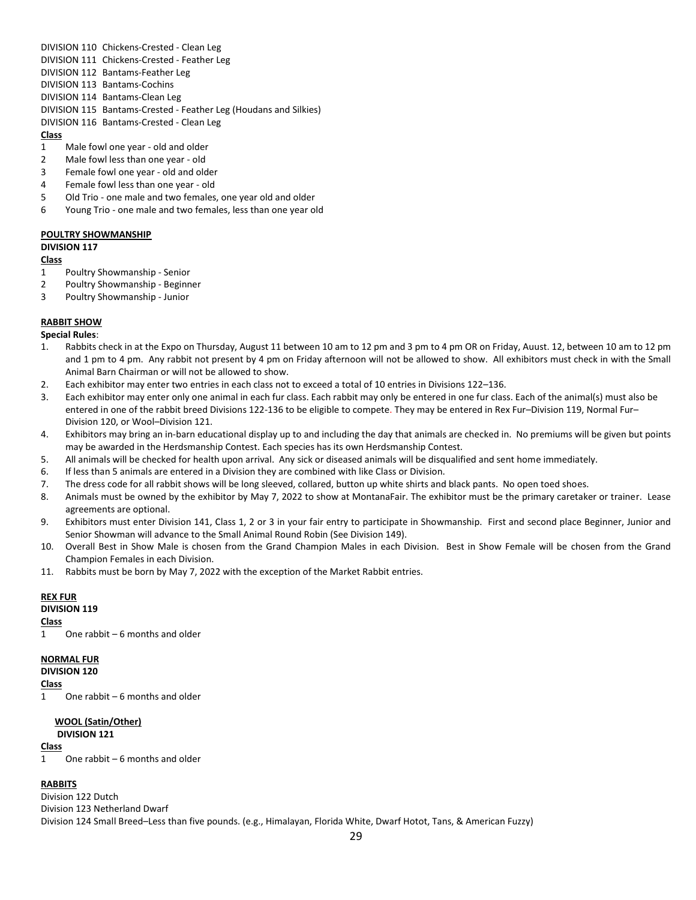DIVISION 110 Chickens-Crested - Clean Leg
DIVISION 111 Chickens-Crested - Feather Leg
DIVISION 112 Bantams-Feather Leg
DIVISION 113 Bantams-Cochins
DIVISION 114 Bantams-Clean Leg
DIVISION 115 Bantams-Crested - Feather Leg (Houdans and Silkies)
DIVISION 116 Bantams-Crested - Clean Leg

**Class**

1 Male fowl one year - old and older
2 Male fowl less than one year - old
3 Female fowl one year - old and older
4 Female fowl less than one year - old
5 Old Trio - one male and two females, one year old and older
6 Young Trio - one male and two females, less than one year old

**POULTRY SHOWMANSHIP**

**DIVISION 117**

**Class**

1 Poultry Showmanship - Senior
2 Poultry Showmanship - Beginner
3 Poultry Showmanship - Junior

**RABBIT SHOW**

**Special Rules**:

1. Rabbits check in at the Expo on Thursday, August 11 between 10 am to 12 pm and 3 pm to 4 pm OR on Friday, Auust. 12, between 10 am to 12 pm and 1 pm to 4 pm. Any rabbit not present by 4 pm on Friday afternoon will not be allowed to show. All exhibitors must check in with the Small Animal Barn Chairman or will not be allowed to show.
2. Each exhibitor may enter two entries in each class not to exceed a total of 10 entries in Divisions 122–136.
3. Each exhibitor may enter only one animal in each fur class. Each rabbit may only be entered in one fur class. Each of the animal(s) must also be entered in one of the rabbit breed Divisions 122-136 to be eligible to compete. They may be entered in Rex Fur–Division 119, Normal Fur–Division 120, or Wool–Division 121.
4. Exhibitors may bring an in-barn educational display up to and including the day that animals are checked in. No premiums will be given but points may be awarded in the Herdsmanship Contest. Each species has its own Herdsmanship Contest.
5. All animals will be checked for health upon arrival. Any sick or diseased animals will be disqualified and sent home immediately.
6. If less than 5 animals are entered in a Division they are combined with like Class or Division.
7. The dress code for all rabbit shows will be long sleeved, collared, button up white shirts and black pants. No open toed shoes.
8. Animals must be owned by the exhibitor by May 7, 2022 to show at MontanaFair. The exhibitor must be the primary caretaker or trainer. Lease agreements are optional.
9. Exhibitors must enter Division 141, Class 1, 2 or 3 in your fair entry to participate in Showmanship. First and second place Beginner, Junior and Senior Showman will advance to the Small Animal Round Robin (See Division 149).
10. Overall Best in Show Male is chosen from the Grand Champion Males in each Division. Best in Show Female will be chosen from the Grand Champion Females in each Division.
11. Rabbits must be born by May 7, 2022 with the exception of the Market Rabbit entries.

**REX FUR**

**DIVISION 119**

**Class**

1 One rabbit – 6 months and older

**NORMAL FUR**

**DIVISION 120**

**Class**

1 One rabbit – 6 months and older

**WOOL (Satin/Other)**

**DIVISION 121**

**Class**

1 One rabbit – 6 months and older

**RABBITS**

Division 122 Dutch
Division 123 Netherland Dwarf
Division 124 Small Breed–Less than five pounds. (e.g., Himalayan, Florida White, Dwarf Hotot, Tans, & American Fuzzy)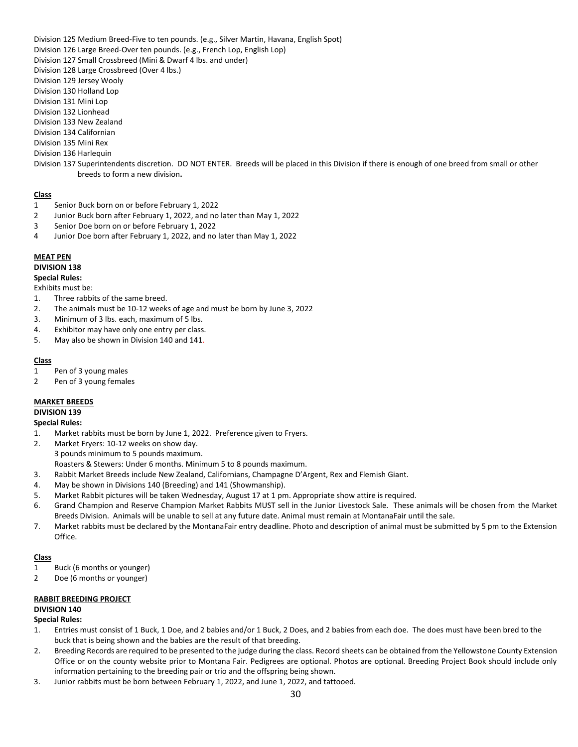Division 125 Medium Breed-Five to ten pounds. (e.g., Silver Martin, Havana, English Spot)
Division 126 Large Breed-Over ten pounds. (e.g., French Lop, English Lop)
Division 127 Small Crossbreed (Mini & Dwarf 4 lbs. and under)
Division 128 Large Crossbreed (Over 4 lbs.)
Division 129 Jersey Wooly
Division 130 Holland Lop
Division 131 Mini Lop
Division 132 Lionhead
Division 133 New Zealand
Division 134 Californian
Division 135 Mini Rex
Division 136 Harlequin
Division 137 Superintendents discretion. DO NOT ENTER. Breeds will be placed in this Division if there is enough of one breed from small or other breeds to form a new division**.**

**Class**

1 Senior Buck born on or before February 1, 2022
2 Junior Buck born after February 1, 2022, and no later than May 1, 2022
3 Senior Doe born on or before February 1, 2022
4 Junior Doe born after February 1, 2022, and no later than May 1, 2022

## MEAT PEN

**DIVISION 138**

**Special Rules:**

Exhibits must be:

1. Three rabbits of the same breed.
2. The animals must be 10-12 weeks of age and must be born by June 3, 2022
3. Minimum of 3 lbs. each, maximum of 5 lbs.
4. Exhibitor may have only one entry per class.
5. May also be shown in Division 140 and 141.

**Class**

1 Pen of 3 young males
2 Pen of 3 young females

## MARKET BREEDS

**DIVISION 139**

**Special Rules:**

1. Market rabbits must be born by June 1, 2022. Preference given to Fryers.
2. Market Fryers: 10-12 weeks on show day.
   3 pounds minimum to 5 pounds maximum.
   Roasters & Stewers: Under 6 months. Minimum 5 to 8 pounds maximum.
3. Rabbit Market Breeds include New Zealand, Californians, Champagne D'Argent, Rex and Flemish Giant.
4. May be shown in Divisions 140 (Breeding) and 141 (Showmanship).
5. Market Rabbit pictures will be taken Wednesday, August 17 at 1 pm. Appropriate show attire is required.
6. Grand Champion and Reserve Champion Market Rabbits MUST sell in the Junior Livestock Sale. These animals will be chosen from the Market Breeds Division. Animals will be unable to sell at any future date. Animal must remain at MontanaFair until the sale.
7. Market rabbits must be declared by the MontanaFair entry deadline. Photo and description of animal must be submitted by 5 pm to the Extension Office.

**Class**

1 Buck (6 months or younger)
2 Doe (6 months or younger)

## RABBIT BREEDING PROJECT

**DIVISION 140**

**Special Rules:**

1. Entries must consist of 1 Buck, 1 Doe, and 2 babies and/or 1 Buck, 2 Does, and 2 babies from each doe. The does must have been bred to the buck that is being shown and the babies are the result of that breeding.
2. Breeding Records are required to be presented to the judge during the class. Record sheets can be obtained from the Yellowstone County Extension Office or on the county website prior to Montana Fair. Pedigrees are optional. Photos are optional. Breeding Project Book should include only information pertaining to the breeding pair or trio and the offspring being shown.
3. Junior rabbits must be born between February 1, 2022, and June 1, 2022, and tattooed.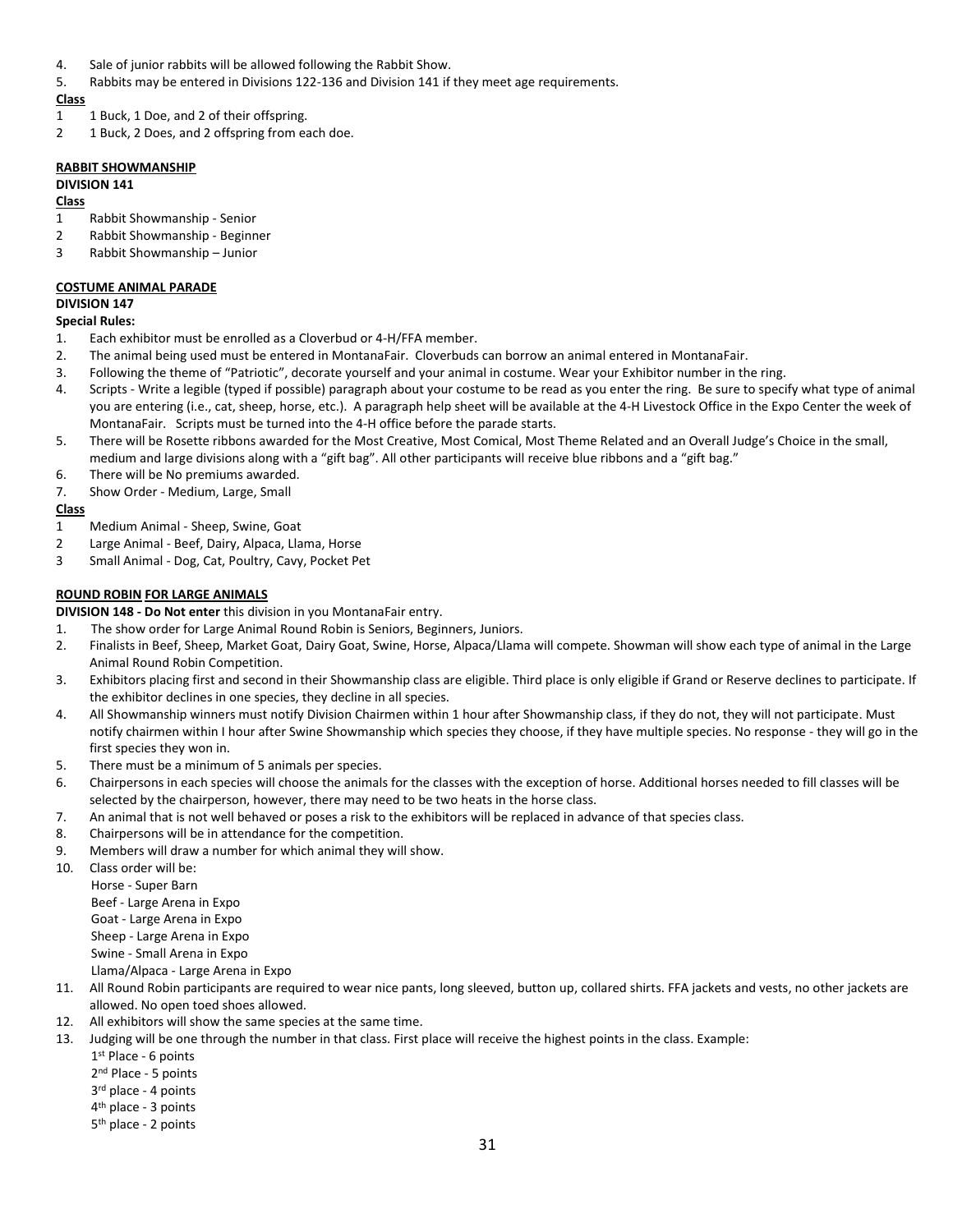4. Sale of junior rabbits will be allowed following the Rabbit Show.
5. Rabbits may be entered in Divisions 122-136 and Division 141 if they meet age requirements.

**Class**

1 1 Buck, 1 Doe, and 2 of their offspring.
2 1 Buck, 2 Does, and 2 offspring from each doe.

**RABBIT SHOWMANSHIP**

**DIVISION 141**

**Class**

1 Rabbit Showmanship - Senior
2 Rabbit Showmanship - Beginner
3 Rabbit Showmanship – Junior

**COSTUME ANIMAL PARADE**

**DIVISION 147**

**Special Rules:**

1. Each exhibitor must be enrolled as a Cloverbud or 4-H/FFA member.
2. The animal being used must be entered in MontanaFair. Cloverbuds can borrow an animal entered in MontanaFair.
3. Following the theme of "Patriotic", decorate yourself and your animal in costume. Wear your Exhibitor number in the ring.
4. Scripts - Write a legible (typed if possible) paragraph about your costume to be read as you enter the ring. Be sure to specify what type of animal you are entering (i.e., cat, sheep, horse, etc.). A paragraph help sheet will be available at the 4-H Livestock Office in the Expo Center the week of MontanaFair. Scripts must be turned into the 4-H office before the parade starts.
5. There will be Rosette ribbons awarded for the Most Creative, Most Comical, Most Theme Related and an Overall Judge's Choice in the small, medium and large divisions along with a "gift bag". All other participants will receive blue ribbons and a "gift bag."
6. There will be No premiums awarded.
7. Show Order - Medium, Large, Small

**Class**

1 Medium Animal - Sheep, Swine, Goat
2 Large Animal - Beef, Dairy, Alpaca, Llama, Horse
3 Small Animal - Dog, Cat, Poultry, Cavy, Pocket Pet

**ROUND ROBIN FOR LARGE ANIMALS**

**DIVISION 148 - Do Not enter** this division in you MontanaFair entry.

1. The show order for Large Animal Round Robin is Seniors, Beginners, Juniors.
2. Finalists in Beef, Sheep, Market Goat, Dairy Goat, Swine, Horse, Alpaca/Llama will compete. Showman will show each type of animal in the Large Animal Round Robin Competition.
3. Exhibitors placing first and second in their Showmanship class are eligible. Third place is only eligible if Grand or Reserve declines to participate. If the exhibitor declines in one species, they decline in all species.
4. All Showmanship winners must notify Division Chairmen within 1 hour after Showmanship class, if they do not, they will not participate. Must notify chairmen within I hour after Swine Showmanship which species they choose, if they have multiple species. No response - they will go in the first species they won in.
5. There must be a minimum of 5 animals per species.
6. Chairpersons in each species will choose the animals for the classes with the exception of horse. Additional horses needed to fill classes will be selected by the chairperson, however, there may need to be two heats in the horse class.
7. An animal that is not well behaved or poses a risk to the exhibitors will be replaced in advance of that species class.
8. Chairpersons will be in attendance for the competition.
9. Members will draw a number for which animal they will show.
10. Class order will be:
    Horse - Super Barn
    Beef - Large Arena in Expo
    Goat - Large Arena in Expo
    Sheep - Large Arena in Expo
    Swine - Small Arena in Expo
    Llama/Alpaca - Large Arena in Expo
11. All Round Robin participants are required to wear nice pants, long sleeved, button up, collared shirts. FFA jackets and vests, no other jackets are allowed. No open toed shoes allowed.
12. All exhibitors will show the same species at the same time.
13. Judging will be one through the number in that class. First place will receive the highest points in the class. Example:
    1st Place - 6 points
    2nd Place - 5 points
    3rd place - 4 points
    4th place - 3 points
    5th place - 2 points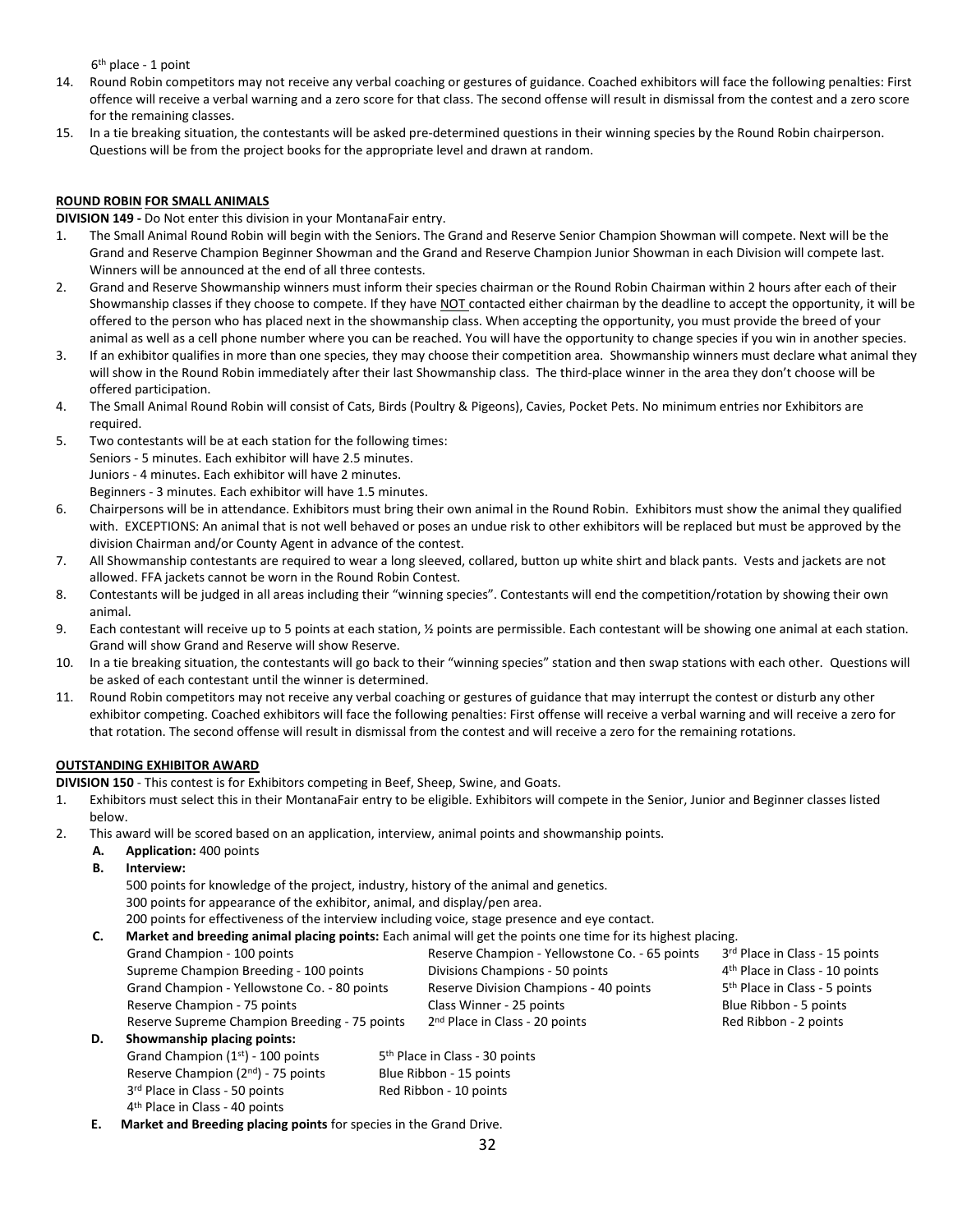6th place - 1 point

14. Round Robin competitors may not receive any verbal coaching or gestures of guidance. Coached exhibitors will face the following penalties: First offence will receive a verbal warning and a zero score for that class. The second offense will result in dismissal from the contest and a zero score for the remaining classes.
15. In a tie breaking situation, the contestants will be asked pre-determined questions in their winning species by the Round Robin chairperson. Questions will be from the project books for the appropriate level and drawn at random.

**ROUND ROBIN FOR SMALL ANIMALS**

**DIVISION 149 -** Do Not enter this division in your MontanaFair entry.

1. The Small Animal Round Robin will begin with the Seniors. The Grand and Reserve Senior Champion Showman will compete. Next will be the Grand and Reserve Champion Beginner Showman and the Grand and Reserve Champion Junior Showman in each Division will compete last. Winners will be announced at the end of all three contests.
2. Grand and Reserve Showmanship winners must inform their species chairman or the Round Robin Chairman within 2 hours after each of their Showmanship classes if they choose to compete. If they have NOT contacted either chairman by the deadline to accept the opportunity, it will be offered to the person who has placed next in the showmanship class. When accepting the opportunity, you must provide the breed of your animal as well as a cell phone number where you can be reached. You will have the opportunity to change species if you win in another species.
3. If an exhibitor qualifies in more than one species, they may choose their competition area. Showmanship winners must declare what animal they will show in the Round Robin immediately after their last Showmanship class. The third-place winner in the area they don't choose will be offered participation.
4. The Small Animal Round Robin will consist of Cats, Birds (Poultry & Pigeons), Cavies, Pocket Pets. No minimum entries nor Exhibitors are required.
5. Two contestants will be at each station for the following times:
   Seniors - 5 minutes. Each exhibitor will have 2.5 minutes.
   Juniors - 4 minutes. Each exhibitor will have 2 minutes.
   Beginners - 3 minutes. Each exhibitor will have 1.5 minutes.
6. Chairpersons will be in attendance. Exhibitors must bring their own animal in the Round Robin. Exhibitors must show the animal they qualified with. EXCEPTIONS: An animal that is not well behaved or poses an undue risk to other exhibitors will be replaced but must be approved by the division Chairman and/or County Agent in advance of the contest.
7. All Showmanship contestants are required to wear a long sleeved, collared, button up white shirt and black pants. Vests and jackets are not allowed. FFA jackets cannot be worn in the Round Robin Contest.
8. Contestants will be judged in all areas including their "winning species". Contestants will end the competition/rotation by showing their own animal.
9. Each contestant will receive up to 5 points at each station, ½ points are permissible. Each contestant will be showing one animal at each station. Grand will show Grand and Reserve will show Reserve.
10. In a tie breaking situation, the contestants will go back to their "winning species" station and then swap stations with each other. Questions will be asked of each contestant until the winner is determined.
11. Round Robin competitors may not receive any verbal coaching or gestures of guidance that may interrupt the contest or disturb any other exhibitor competing. Coached exhibitors will face the following penalties: First offense will receive a verbal warning and will receive a zero for that rotation. The second offense will result in dismissal from the contest and will receive a zero for the remaining rotations.

**OUTSTANDING EXHIBITOR AWARD**

**DIVISION 150** - This contest is for Exhibitors competing in Beef, Sheep, Swine, and Goats.

1. Exhibitors must select this in their MontanaFair entry to be eligible. Exhibitors will compete in the Senior, Junior and Beginner classes listed below.
2. This award will be scored based on an application, interview, animal points and showmanship points.
   - **A. Application:** 400 points
   - **B. Interview:**
     500 points for knowledge of the project, industry, history of the animal and genetics.
     300 points for appearance of the exhibitor, animal, and display/pen area.
     200 points for effectiveness of the interview including voice, stage presence and eye contact.
   - **C. Market and breeding animal placing points:** Each animal will get the points one time for its highest placing.
     Grand Champion - 100 points
     Supreme Champion Breeding - 100 points
     Grand Champion - Yellowstone Co. - 80 points
     Reserve Champion - 75 points
     Reserve Supreme Champion Breeding - 75 points
     Reserve Champion - Yellowstone Co. - 65 points
     Divisions Champions - 50 points
     Reserve Division Champions - 40 points
     Class Winner - 25 points
     2nd Place in Class - 20 points
     3rd Place in Class - 15 points
     4th Place in Class - 10 points
     5th Place in Class - 5 points
     Blue Ribbon - 5 points
     Red Ribbon - 2 points
   - **D. Showmanship placing points:**
     Grand Champion (1st) - 100 points
     Reserve Champion (2nd) - 75 points
     3rd Place in Class - 50 points
     4th Place in Class - 40 points
     5th Place in Class - 30 points
     Blue Ribbon - 15 points
     Red Ribbon - 10 points
   - **E. Market and Breeding placing points** for species in the Grand Drive.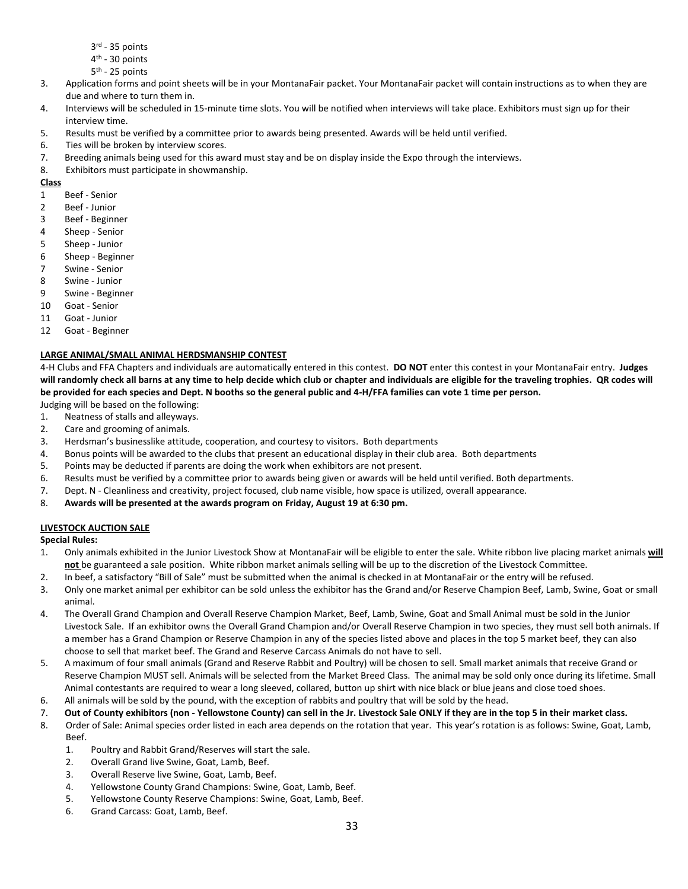3rd - 35 points
4th - 30 points
5th - 25 points

3. Application forms and point sheets will be in your MontanaFair packet. Your MontanaFair packet will contain instructions as to when they are due and where to turn them in.
4. Interviews will be scheduled in 15-minute time slots. You will be notified when interviews will take place. Exhibitors must sign up for their interview time.
5. Results must be verified by a committee prior to awards being presented. Awards will be held until verified.
6. Ties will be broken by interview scores.
7. Breeding animals being used for this award must stay and be on display inside the Expo through the interviews.
8. Exhibitors must participate in showmanship.

**Class**

1 Beef - Senior
2 Beef - Junior
3 Beef - Beginner
4 Sheep - Senior
5 Sheep - Junior
6 Sheep - Beginner
7 Swine - Senior
8 Swine - Junior
9 Swine - Beginner
10 Goat - Senior
11 Goat - Junior
12 Goat - Beginner

**LARGE ANIMAL/SMALL ANIMAL HERDSMANSHIP CONTEST**

4-H Clubs and FFA Chapters and individuals are automatically entered in this contest. **DO NOT** enter this contest in your MontanaFair entry. **Judges will randomly check all barns at any time to help decide which club or chapter and individuals are eligible for the traveling trophies. QR codes will be provided for each species and Dept. N booths so the general public and 4-H/FFA families can vote 1 time per person.**

Judging will be based on the following:

1. Neatness of stalls and alleyways.
2. Care and grooming of animals.
3. Herdsman's businesslike attitude, cooperation, and courtesy to visitors. Both departments
4. Bonus points will be awarded to the clubs that present an educational display in their club area. Both departments
5. Points may be deducted if parents are doing the work when exhibitors are not present.
6. Results must be verified by a committee prior to awards being given or awards will be held until verified. Both departments.
7. Dept. N - Cleanliness and creativity, project focused, club name visible, how space is utilized, overall appearance.
8. **Awards will be presented at the awards program on Friday, August 19 at 6:30 pm.**

**LIVESTOCK AUCTION SALE**

**Special Rules:**

1. Only animals exhibited in the Junior Livestock Show at MontanaFair will be eligible to enter the sale. White ribbon live placing market animals **will not** be guaranteed a sale position. White ribbon market animals selling will be up to the discretion of the Livestock Committee.
2. In beef, a satisfactory "Bill of Sale" must be submitted when the animal is checked in at MontanaFair or the entry will be refused.
3. Only one market animal per exhibitor can be sold unless the exhibitor has the Grand and/or Reserve Champion Beef, Lamb, Swine, Goat or small animal.
4. The Overall Grand Champion and Overall Reserve Champion Market, Beef, Lamb, Swine, Goat and Small Animal must be sold in the Junior Livestock Sale. If an exhibitor owns the Overall Grand Champion and/or Overall Reserve Champion in two species, they must sell both animals. If a member has a Grand Champion or Reserve Champion in any of the species listed above and places in the top 5 market beef, they can also choose to sell that market beef. The Grand and Reserve Carcass Animals do not have to sell.
5. A maximum of four small animals (Grand and Reserve Rabbit and Poultry) will be chosen to sell. Small market animals that receive Grand or Reserve Champion MUST sell. Animals will be selected from the Market Breed Class. The animal may be sold only once during its lifetime. Small Animal contestants are required to wear a long sleeved, collared, button up shirt with nice black or blue jeans and close toed shoes.
6. All animals will be sold by the pound, with the exception of rabbits and poultry that will be sold by the head.
7. **Out of County exhibitors (non - Yellowstone County) can sell in the Jr. Livestock Sale ONLY if they are in the top 5 in their market class.**
8. Order of Sale: Animal species order listed in each area depends on the rotation that year. This year's rotation is as follows: Swine, Goat, Lamb, Beef.
    1. Poultry and Rabbit Grand/Reserves will start the sale.
    2. Overall Grand live Swine, Goat, Lamb, Beef.
    3. Overall Reserve live Swine, Goat, Lamb, Beef.
    4. Yellowstone County Grand Champions: Swine, Goat, Lamb, Beef.
    5. Yellowstone County Reserve Champions: Swine, Goat, Lamb, Beef.
    6. Grand Carcass: Goat, Lamb, Beef.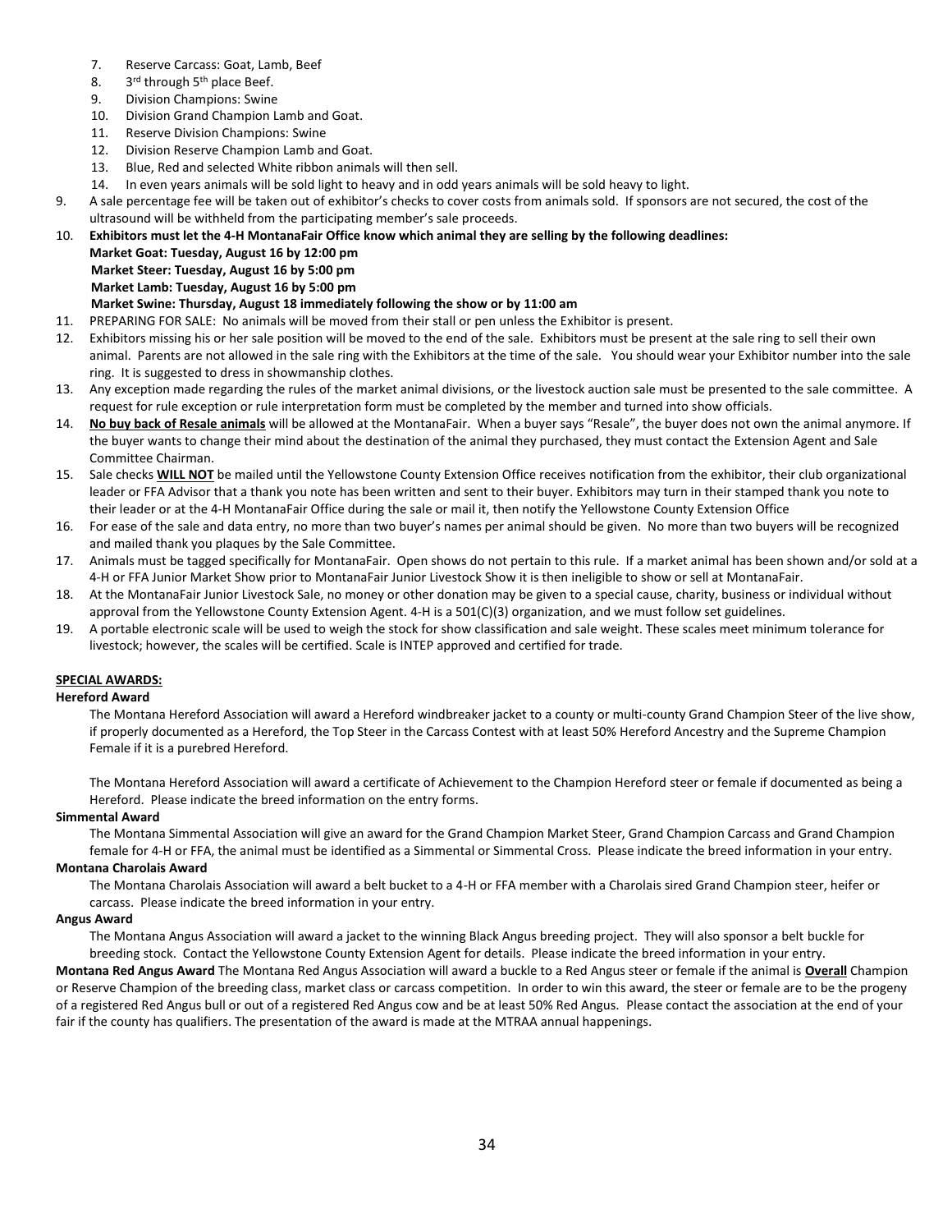7. Reserve Carcass: Goat, Lamb, Beef
8. 3rd through 5th place Beef.
9. Division Champions: Swine
10. Division Grand Champion Lamb and Goat.
11. Reserve Division Champions: Swine
12. Division Reserve Champion Lamb and Goat.
13. Blue, Red and selected White ribbon animals will then sell.
14. In even years animals will be sold light to heavy and in odd years animals will be sold heavy to light.

9. A sale percentage fee will be taken out of exhibitor's checks to cover costs from animals sold. If sponsors are not secured, the cost of the ultrasound will be withheld from the participating member's sale proceeds.
10. **Exhibitors must let the 4-H MontanaFair Office know which animal they are selling by the following deadlines:**
    **Market Goat: Tuesday, August 16 by 12:00 pm**
    **Market Steer: Tuesday, August 16 by 5:00 pm**
    **Market Lamb: Tuesday, August 16 by 5:00 pm**
    **Market Swine: Thursday, August 18 immediately following the show or by 11:00 am**
11. PREPARING FOR SALE: No animals will be moved from their stall or pen unless the Exhibitor is present.
12. Exhibitors missing his or her sale position will be moved to the end of the sale. Exhibitors must be present at the sale ring to sell their own animal. Parents are not allowed in the sale ring with the Exhibitors at the time of the sale. You should wear your Exhibitor number into the sale ring. It is suggested to dress in showmanship clothes.
13. Any exception made regarding the rules of the market animal divisions, or the livestock auction sale must be presented to the sale committee. A request for rule exception or rule interpretation form must be completed by the member and turned into show officials.
14. **No buy back of Resale animals** will be allowed at the MontanaFair. When a buyer says "Resale", the buyer does not own the animal anymore. If the buyer wants to change their mind about the destination of the animal they purchased, they must contact the Extension Agent and Sale Committee Chairman.
15. Sale checks **WILL NOT** be mailed until the Yellowstone County Extension Office receives notification from the exhibitor, their club organizational leader or FFA Advisor that a thank you note has been written and sent to their buyer. Exhibitors may turn in their stamped thank you note to their leader or at the 4-H MontanaFair Office during the sale or mail it, then notify the Yellowstone County Extension Office
16. For ease of the sale and data entry, no more than two buyer's names per animal should be given. No more than two buyers will be recognized and mailed thank you plaques by the Sale Committee.
17. Animals must be tagged specifically for MontanaFair. Open shows do not pertain to this rule. If a market animal has been shown and/or sold at a 4-H or FFA Junior Market Show prior to MontanaFair Junior Livestock Show it is then ineligible to show or sell at MontanaFair.
18. At the MontanaFair Junior Livestock Sale, no money or other donation may be given to a special cause, charity, business or individual without approval from the Yellowstone County Extension Agent. 4-H is a 501(C)(3) organization, and we must follow set guidelines.
19. A portable electronic scale will be used to weigh the stock for show classification and sale weight. These scales meet minimum tolerance for livestock; however, the scales will be certified. Scale is INTEP approved and certified for trade.

## SPECIAL AWARDS:

### Hereford Award

The Montana Hereford Association will award a Hereford windbreaker jacket to a county or multi-county Grand Champion Steer of the live show, if properly documented as a Hereford, the Top Steer in the Carcass Contest with at least 50% Hereford Ancestry and the Supreme Champion Female if it is a purebred Hereford.

The Montana Hereford Association will award a certificate of Achievement to the Champion Hereford steer or female if documented as being a Hereford. Please indicate the breed information on the entry forms.

### Simmental Award

The Montana Simmental Association will give an award for the Grand Champion Market Steer, Grand Champion Carcass and Grand Champion female for 4-H or FFA, the animal must be identified as a Simmental or Simmental Cross. Please indicate the breed information in your entry.

### Montana Charolais Award

The Montana Charolais Association will award a belt bucket to a 4-H or FFA member with a Charolais sired Grand Champion steer, heifer or carcass. Please indicate the breed information in your entry.

### Angus Award

The Montana Angus Association will award a jacket to the winning Black Angus breeding project. They will also sponsor a belt buckle for breeding stock. Contact the Yellowstone County Extension Agent for details. Please indicate the breed information in your entry.

**Montana Red Angus Award** The Montana Red Angus Association will award a buckle to a Red Angus steer or female if the animal is **Overall** Champion or Reserve Champion of the breeding class, market class or carcass competition. In order to win this award, the steer or female are to be the progeny of a registered Red Angus bull or out of a registered Red Angus cow and be at least 50% Red Angus. Please contact the association at the end of your fair if the county has qualifiers. The presentation of the award is made at the MTRAA annual happenings.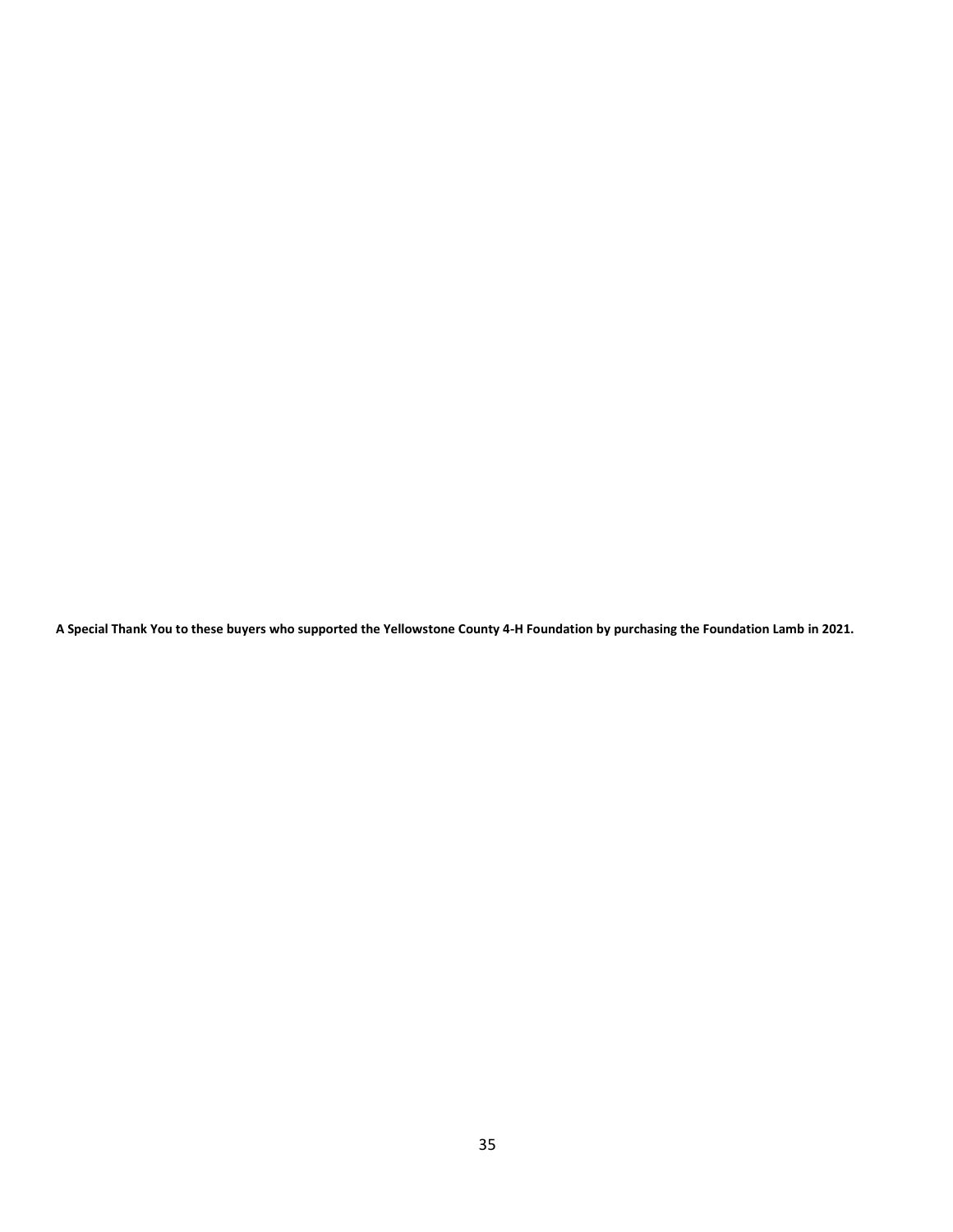**A Special Thank You to these buyers who supported the Yellowstone County 4-H Foundation by purchasing the Foundation Lamb in 2021.**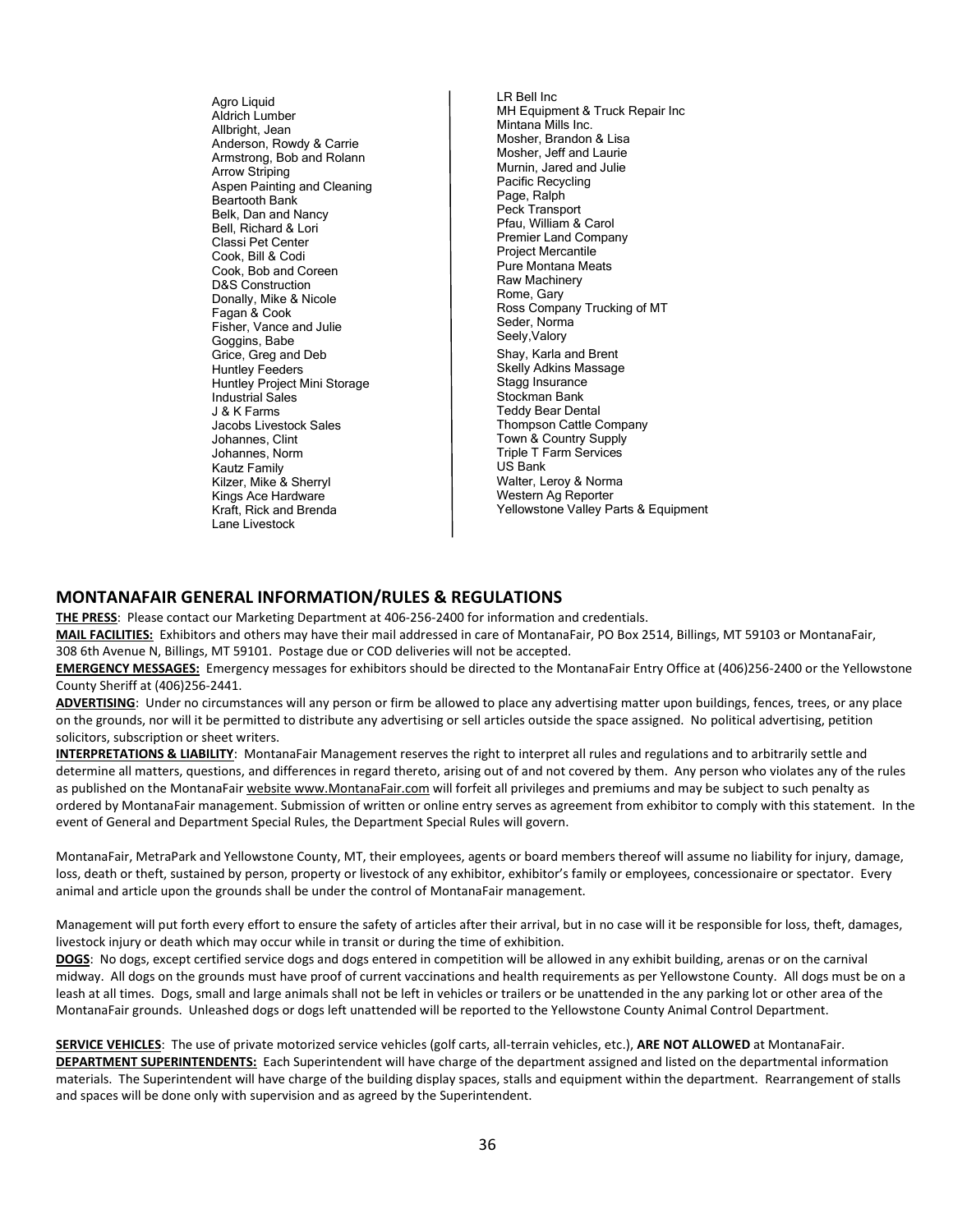Agro Liquid
Aldrich Lumber
Allbright, Jean
Anderson, Rowdy & Carrie
Armstrong, Bob and Rolann
Arrow Striping
Aspen Painting and Cleaning
Beartooth Bank
Belk, Dan and Nancy
Bell, Richard & Lori
Classi Pet Center
Cook, Bill & Codi
Cook, Bob and Coreen
D&S Construction
Donally, Mike & Nicole
Fagan & Cook
Fisher, Vance and Julie
Goggins, Babe
Grice, Greg and Deb
Huntley Feeders
Huntley Project Mini Storage
Industrial Sales
J & K Farms
Jacobs Livestock Sales
Johannes, Clint
Johannes, Norm
Kautz Family
Kilzer, Mike & Sherryl
Kings Ace Hardware
Kraft, Rick and Brenda
Lane Livestock
LR Bell Inc
MH Equipment & Truck Repair Inc
Mintana Mills Inc.
Mosher, Brandon & Lisa
Mosher, Jeff and Laurie
Murnin, Jared and Julie
Pacific Recycling
Page, Ralph
Peck Transport
Pfau, William & Carol
Premier Land Company
Project Mercantile
Pure Montana Meats
Raw Machinery
Rome, Gary
Ross Company Trucking of MT
Seder, Norma
Seely,Valory
Shay, Karla and Brent
Skelly Adkins Massage
Stagg Insurance
Stockman Bank
Teddy Bear Dental
Thompson Cattle Company
Town & Country Supply
Triple T Farm Services
US Bank
Walter, Leroy & Norma
Western Ag Reporter
Yellowstone Valley Parts & Equipment

## MONTANAFAIR GENERAL INFORMATION/RULES & REGULATIONS

**THE PRESS**: Please contact our Marketing Department at 406-256-2400 for information and credentials.

**MAIL FACILITIES:** Exhibitors and others may have their mail addressed in care of MontanaFair, PO Box 2514, Billings, MT 59103 or MontanaFair, 308 6th Avenue N, Billings, MT 59101. Postage due or COD deliveries will not be accepted.

**EMERGENCY MESSAGES:** Emergency messages for exhibitors should be directed to the MontanaFair Entry Office at (406)256-2400 or the Yellowstone County Sheriff at (406)256-2441.

**ADVERTISING**: Under no circumstances will any person or firm be allowed to place any advertising matter upon buildings, fences, trees, or any place on the grounds, nor will it be permitted to distribute any advertising or sell articles outside the space assigned. No political advertising, petition solicitors, subscription or sheet writers.

**INTERPRETATIONS & LIABILITY**: MontanaFair Management reserves the right to interpret all rules and regulations and to arbitrarily settle and determine all matters, questions, and differences in regard thereto, arising out of and not covered by them. Any person who violates any of the rules as published on the MontanaFair website www.MontanaFair.com will forfeit all privileges and premiums and may be subject to such penalty as ordered by MontanaFair management. Submission of written or online entry serves as agreement from exhibitor to comply with this statement. In the event of General and Department Special Rules, the Department Special Rules will govern.

MontanaFair, MetraPark and Yellowstone County, MT, their employees, agents or board members thereof will assume no liability for injury, damage, loss, death or theft, sustained by person, property or livestock of any exhibitor, exhibitor's family or employees, concessionaire or spectator. Every animal and article upon the grounds shall be under the control of MontanaFair management.

Management will put forth every effort to ensure the safety of articles after their arrival, but in no case will it be responsible for loss, theft, damages, livestock injury or death which may occur while in transit or during the time of exhibition.

**DOGS**: No dogs, except certified service dogs and dogs entered in competition will be allowed in any exhibit building, arenas or on the carnival midway. All dogs on the grounds must have proof of current vaccinations and health requirements as per Yellowstone County. All dogs must be on a leash at all times. Dogs, small and large animals shall not be left in vehicles or trailers or be unattended in the any parking lot or other area of the MontanaFair grounds. Unleashed dogs or dogs left unattended will be reported to the Yellowstone County Animal Control Department.

**SERVICE VEHICLES**: The use of private motorized service vehicles (golf carts, all-terrain vehicles, etc.), **ARE NOT ALLOWED** at MontanaFair.

**DEPARTMENT SUPERINTENDENTS:** Each Superintendent will have charge of the department assigned and listed on the departmental information materials. The Superintendent will have charge of the building display spaces, stalls and equipment within the department. Rearrangement of stalls and spaces will be done only with supervision and as agreed by the Superintendent.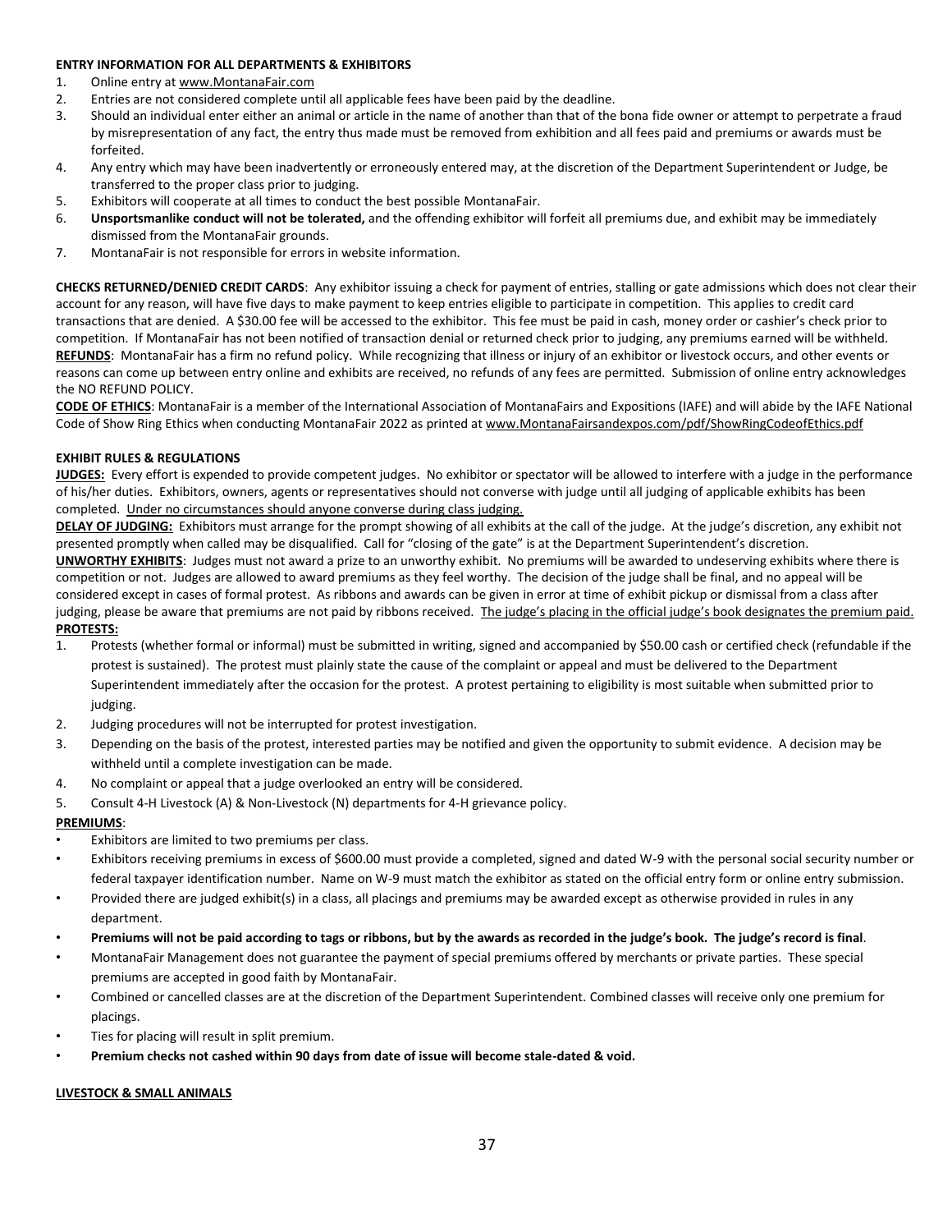**ENTRY INFORMATION FOR ALL DEPARTMENTS & EXHIBITORS**

1. Online entry at www.MontanaFair.com
2. Entries are not considered complete until all applicable fees have been paid by the deadline.
3. Should an individual enter either an animal or article in the name of another than that of the bona fide owner or attempt to perpetrate a fraud by misrepresentation of any fact, the entry thus made must be removed from exhibition and all fees paid and premiums or awards must be forfeited.
4. Any entry which may have been inadvertently or erroneously entered may, at the discretion of the Department Superintendent or Judge, be transferred to the proper class prior to judging.
5. Exhibitors will cooperate at all times to conduct the best possible MontanaFair.
6. **Unsportsmanlike conduct will not be tolerated,** and the offending exhibitor will forfeit all premiums due, and exhibit may be immediately dismissed from the MontanaFair grounds.
7. MontanaFair is not responsible for errors in website information.

**CHECKS RETURNED/DENIED CREDIT CARDS**: Any exhibitor issuing a check for payment of entries, stalling or gate admissions which does not clear their account for any reason, will have five days to make payment to keep entries eligible to participate in competition. This applies to credit card transactions that are denied. A $30.00 fee will be accessed to the exhibitor. This fee must be paid in cash, money order or cashier's check prior to competition. If MontanaFair has not been notified of transaction denial or returned check prior to judging, any premiums earned will be withheld.

**REFUNDS**: MontanaFair has a firm no refund policy. While recognizing that illness or injury of an exhibitor or livestock occurs, and other events or reasons can come up between entry online and exhibits are received, no refunds of any fees are permitted. Submission of online entry acknowledges the NO REFUND POLICY.

**CODE OF ETHICS**: MontanaFair is a member of the International Association of MontanaFairs and Expositions (IAFE) and will abide by the IAFE National Code of Show Ring Ethics when conducting MontanaFair 2022 as printed at www.MontanaFairsandexpos.com/pdf/ShowRingCodeofEthics.pdf

**EXHIBIT RULES & REGULATIONS**

**JUDGES:** Every effort is expended to provide competent judges. No exhibitor or spectator will be allowed to interfere with a judge in the performance of his/her duties. Exhibitors, owners, agents or representatives should not converse with judge until all judging of applicable exhibits has been completed. Under no circumstances should anyone converse during class judging.

**DELAY OF JUDGING:** Exhibitors must arrange for the prompt showing of all exhibits at the call of the judge. At the judge's discretion, any exhibit not presented promptly when called may be disqualified. Call for "closing of the gate" is at the Department Superintendent's discretion.

**UNWORTHY EXHIBITS**: Judges must not award a prize to an unworthy exhibit. No premiums will be awarded to undeserving exhibits where there is competition or not. Judges are allowed to award premiums as they feel worthy. The decision of the judge shall be final, and no appeal will be considered except in cases of formal protest. As ribbons and awards can be given in error at time of exhibit pickup or dismissal from a class after judging, please be aware that premiums are not paid by ribbons received. The judge's placing in the official judge's book designates the premium paid.

**PROTESTS:**

1. Protests (whether formal or informal) must be submitted in writing, signed and accompanied by $50.00 cash or certified check (refundable if the protest is sustained). The protest must plainly state the cause of the complaint or appeal and must be delivered to the Department Superintendent immediately after the occasion for the protest. A protest pertaining to eligibility is most suitable when submitted prior to judging.
2. Judging procedures will not be interrupted for protest investigation.
3. Depending on the basis of the protest, interested parties may be notified and given the opportunity to submit evidence. A decision may be withheld until a complete investigation can be made.
4. No complaint or appeal that a judge overlooked an entry will be considered.
5. Consult 4-H Livestock (A) & Non-Livestock (N) departments for 4-H grievance policy.

**PREMIUMS**:

- Exhibitors are limited to two premiums per class.
- Exhibitors receiving premiums in excess of $600.00 must provide a completed, signed and dated W-9 with the personal social security number or federal taxpayer identification number. Name on W-9 must match the exhibitor as stated on the official entry form or online entry submission.
- Provided there are judged exhibit(s) in a class, all placings and premiums may be awarded except as otherwise provided in rules in any department.
- **Premiums will not be paid according to tags or ribbons, but by the awards as recorded in the judge's book. The judge's record is final**.
- MontanaFair Management does not guarantee the payment of special premiums offered by merchants or private parties. These special premiums are accepted in good faith by MontanaFair.
- Combined or cancelled classes are at the discretion of the Department Superintendent. Combined classes will receive only one premium for placings.
- Ties for placing will result in split premium.
- **Premium checks not cashed within 90 days from date of issue will become stale-dated & void.**

**LIVESTOCK & SMALL ANIMALS**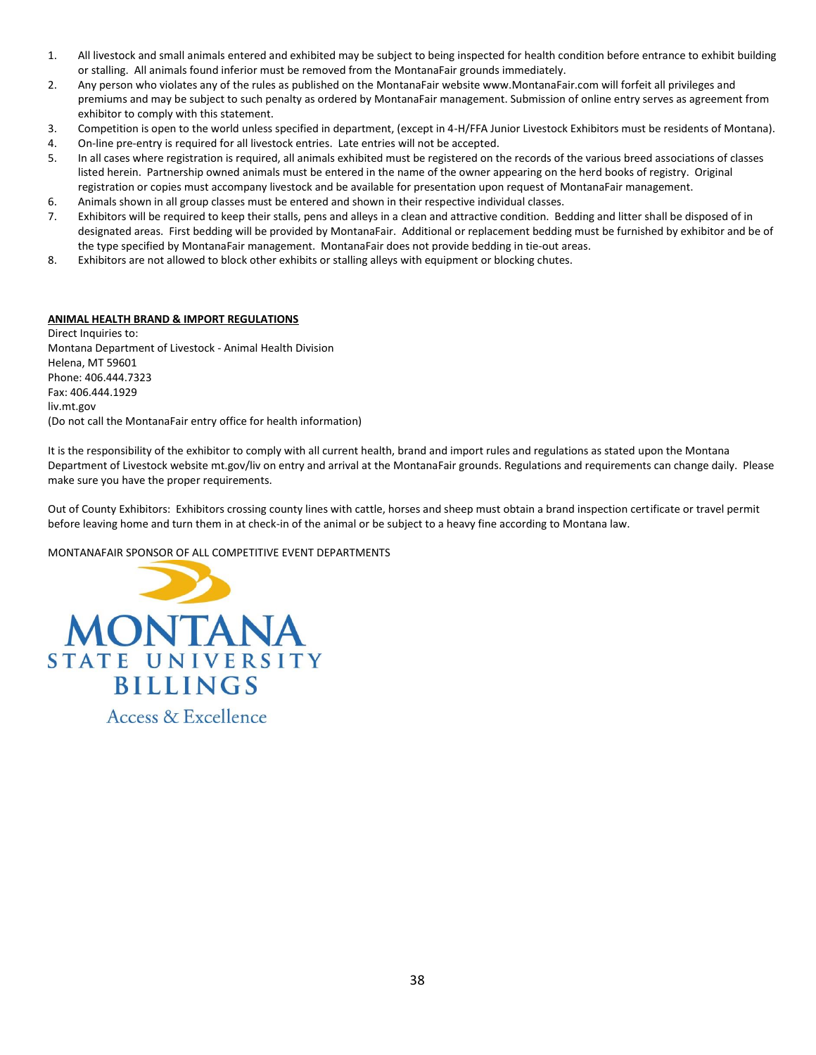1. All livestock and small animals entered and exhibited may be subject to being inspected for health condition before entrance to exhibit building or stalling. All animals found inferior must be removed from the MontanaFair grounds immediately.
2. Any person who violates any of the rules as published on the MontanaFair website www.MontanaFair.com will forfeit all privileges and premiums and may be subject to such penalty as ordered by MontanaFair management. Submission of online entry serves as agreement from exhibitor to comply with this statement.
3. Competition is open to the world unless specified in department, (except in 4-H/FFA Junior Livestock Exhibitors must be residents of Montana).
4. On-line pre-entry is required for all livestock entries. Late entries will not be accepted.
5. In all cases where registration is required, all animals exhibited must be registered on the records of the various breed associations of classes listed herein. Partnership owned animals must be entered in the name of the owner appearing on the herd books of registry. Original registration or copies must accompany livestock and be available for presentation upon request of MontanaFair management.
6. Animals shown in all group classes must be entered and shown in their respective individual classes.
7. Exhibitors will be required to keep their stalls, pens and alleys in a clean and attractive condition. Bedding and litter shall be disposed of in designated areas. First bedding will be provided by MontanaFair. Additional or replacement bedding must be furnished by exhibitor and be of the type specified by MontanaFair management. MontanaFair does not provide bedding in tie-out areas.
8. Exhibitors are not allowed to block other exhibits or stalling alleys with equipment or blocking chutes.

**ANIMAL HEALTH BRAND & IMPORT REGULATIONS**

Direct Inquiries to:
Montana Department of Livestock - Animal Health Division
Helena, MT 59601
Phone: 406.444.7323
Fax: 406.444.1929
liv.mt.gov
(Do not call the MontanaFair entry office for health information)

It is the responsibility of the exhibitor to comply with all current health, brand and import rules and regulations as stated upon the Montana Department of Livestock website mt.gov/liv on entry and arrival at the MontanaFair grounds. Regulations and requirements can change daily. Please make sure you have the proper requirements.

Out of County Exhibitors: Exhibitors crossing county lines with cattle, horses and sheep must obtain a brand inspection certificate or travel permit before leaving home and turn them in at check-in of the animal or be subject to a heavy fine according to Montana law.

MONTANAFAIR SPONSOR OF ALL COMPETITIVE EVENT DEPARTMENTS

MONTANA STATE UNIVERSITY BILLINGS
Access & Excellence